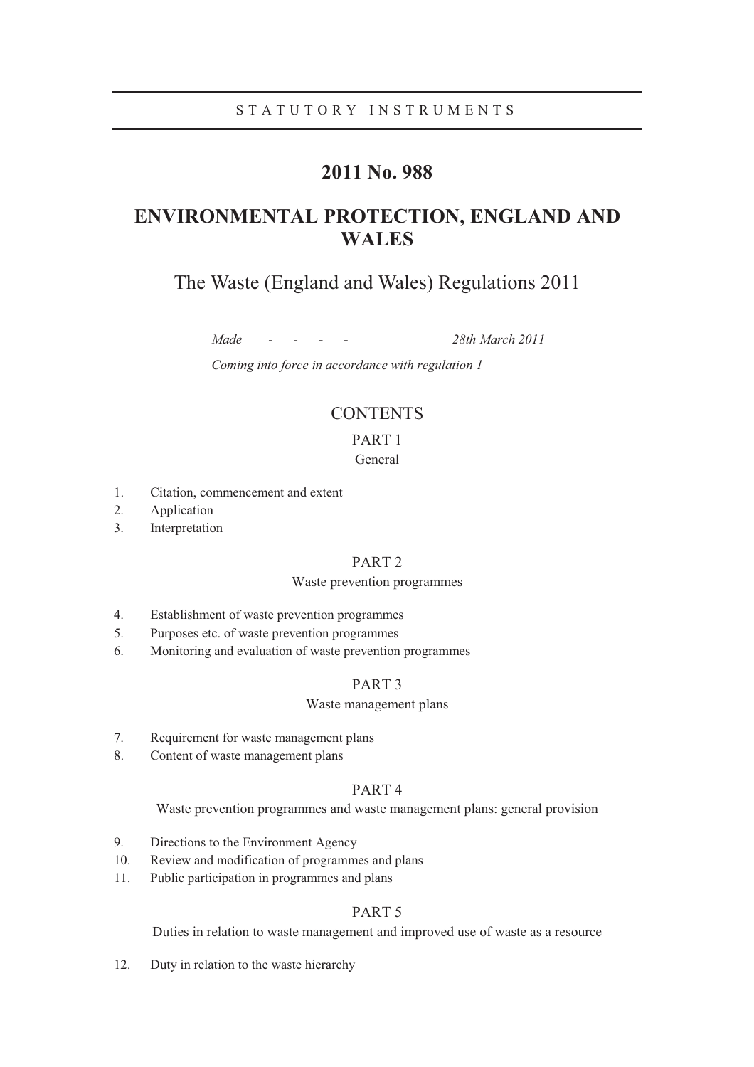STATUTORY INSTRUMENTS

# 2011 No. 988

# ENVIRONMENTAL PROTECTION, ENGLAND AND WALES

## The Waste (England and Wales) Regulations 2011

*Made - - - - 28th March 2011*

*Coming into force in accordance with regulation 1*

## CONTENTS

### PART 1
General

1. Citation, commencement and extent
2. Application
3. Interpretation

### PART 2
Waste prevention programmes

4. Establishment of waste prevention programmes
5. Purposes etc. of waste prevention programmes
6. Monitoring and evaluation of waste prevention programmes

### PART 3
Waste management plans

7. Requirement for waste management plans
8. Content of waste management plans

### PART 4
Waste prevention programmes and waste management plans: general provision

9. Directions to the Environment Agency
10. Review and modification of programmes and plans
11. Public participation in programmes and plans

### PART 5
Duties in relation to waste management and improved use of waste as a resource

12. Duty in relation to the waste hierarchy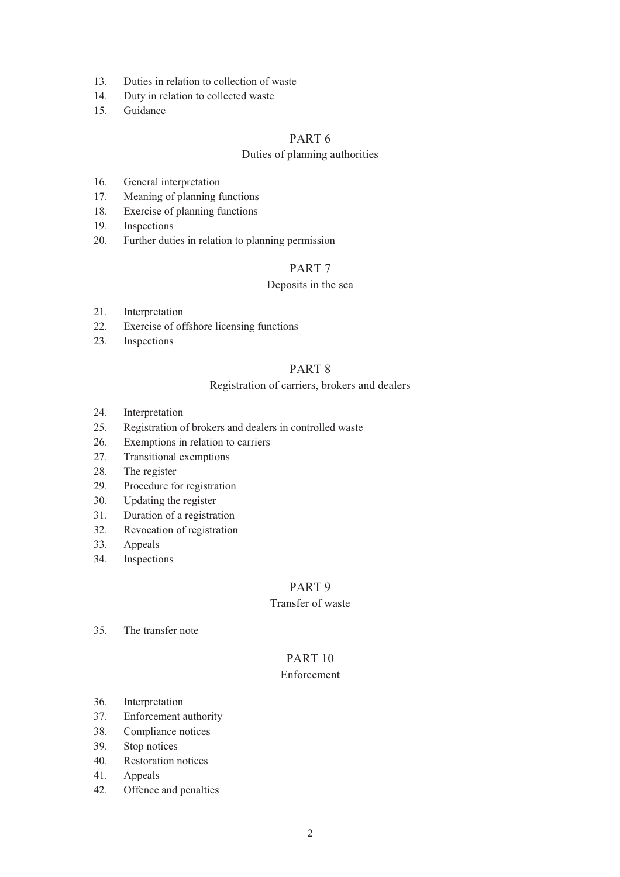13. Duties in relation to collection of waste
14. Duty in relation to collected waste
15. Guidance

## PART 6

### Duties of planning authorities

16. General interpretation
17. Meaning of planning functions
18. Exercise of planning functions
19. Inspections
20. Further duties in relation to planning permission

## PART 7

### Deposits in the sea

21. Interpretation
22. Exercise of offshore licensing functions
23. Inspections

## PART 8

### Registration of carriers, brokers and dealers

24. Interpretation
25. Registration of brokers and dealers in controlled waste
26. Exemptions in relation to carriers
27. Transitional exemptions
28. The register
29. Procedure for registration
30. Updating the register
31. Duration of a registration
32. Revocation of registration
33. Appeals
34. Inspections

## PART 9

### Transfer of waste

35. The transfer note

## PART 10

### Enforcement

36. Interpretation
37. Enforcement authority
38. Compliance notices
39. Stop notices
40. Restoration notices
41. Appeals
42. Offence and penalties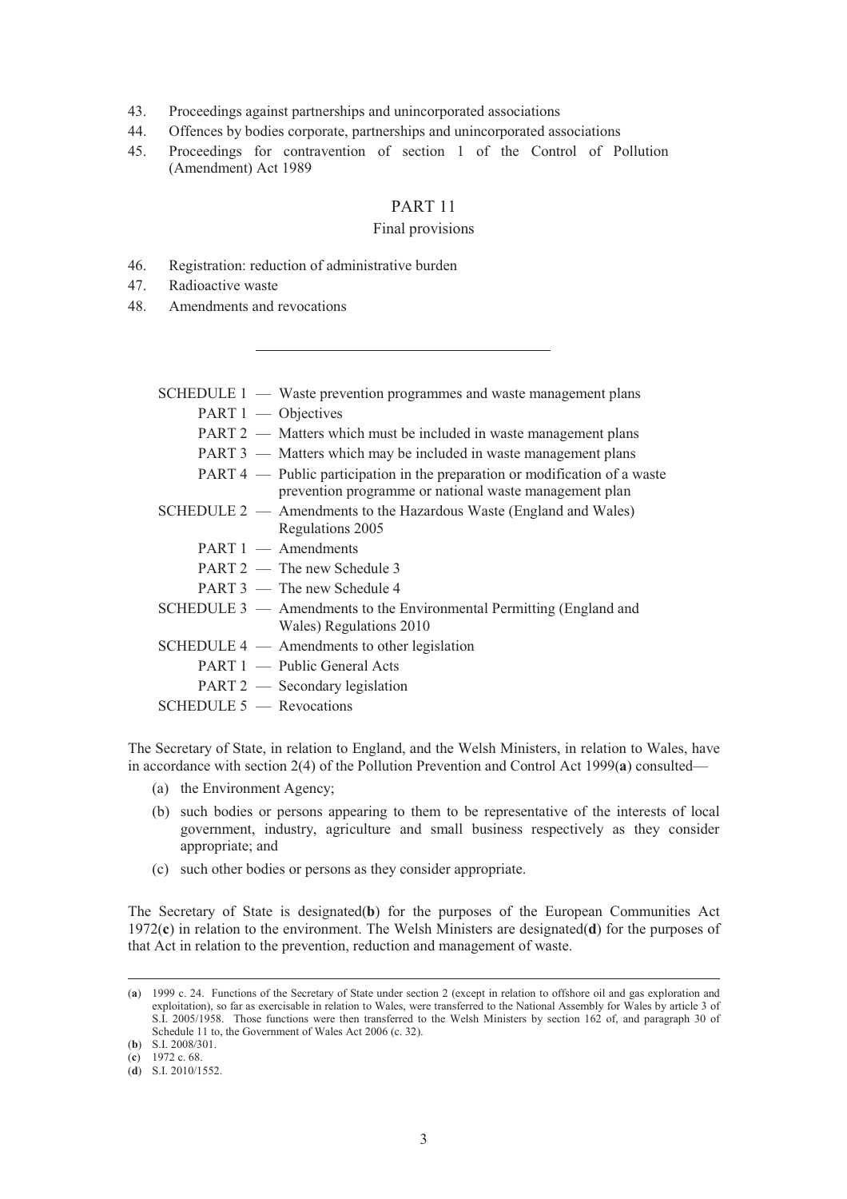43. Proceedings against partnerships and unincorporated associations
44. Offences by bodies corporate, partnerships and unincorporated associations
45. Proceedings for contravention of section 1 of the Control of Pollution (Amendment) Act 1989

## PART 11

### Final provisions

46. Registration: reduction of administrative burden
47. Radioactive waste
48. Amendments and revocations

---

SCHEDULE 1 — Waste prevention programmes and waste management plans

- PART 1 — Objectives
- PART 2 — Matters which must be included in waste management plans
- PART 3 — Matters which may be included in waste management plans
- PART 4 — Public participation in the preparation or modification of a waste prevention programme or national waste management plan

SCHEDULE 2 — Amendments to the Hazardous Waste (England and Wales) Regulations 2005

- PART 1 — Amendments
- PART 2 — The new Schedule 3
- PART 3 — The new Schedule 4

SCHEDULE 3 — Amendments to the Environmental Permitting (England and Wales) Regulations 2010

SCHEDULE 4 — Amendments to other legislation

- PART 1 — Public General Acts
- PART 2 — Secondary legislation

SCHEDULE 5 — Revocations

The Secretary of State, in relation to England, and the Welsh Ministers, in relation to Wales, have in accordance with section 2(4) of the Pollution Prevention and Control Act 1999(**a**) consulted—

(a) the Environment Agency;

(b) such bodies or persons appearing to them to be representative of the interests of local government, industry, agriculture and small business respectively as they consider appropriate; and

(c) such other bodies or persons as they consider appropriate.

The Secretary of State is designated(**b**) for the purposes of the European Communities Act 1972(**c**) in relation to the environment. The Welsh Ministers are designated(**d**) for the purposes of that Act in relation to the prevention, reduction and management of waste.

---

(**a**) 1999 c. 24. Functions of the Secretary of State under section 2 (except in relation to offshore oil and gas exploration and exploitation), so far as exercisable in relation to Wales, were transferred to the National Assembly for Wales by article 3 of S.I. 2005/1958. Those functions were then transferred to the Welsh Ministers by section 162 of, and paragraph 30 of Schedule 11 to, the Government of Wales Act 2006 (c. 32).

(**b**) S.I. 2008/301.

(**c**) 1972 c. 68.

(**d**) S.I. 2010/1552.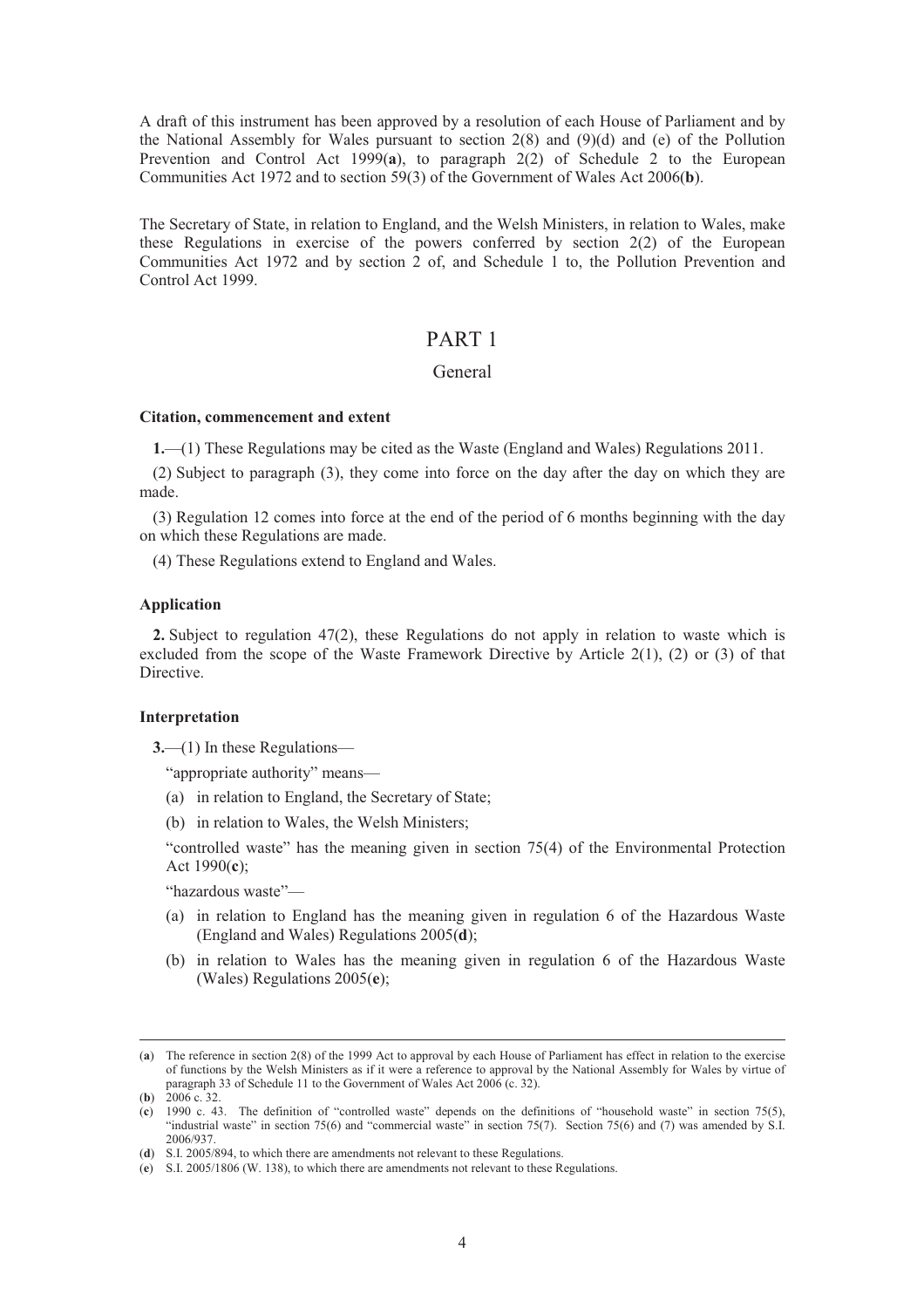A draft of this instrument has been approved by a resolution of each House of Parliament and by the National Assembly for Wales pursuant to section 2(8) and (9)(d) and (e) of the Pollution Prevention and Control Act 1999(**a**), to paragraph 2(2) of Schedule 2 to the European Communities Act 1972 and to section 59(3) of the Government of Wales Act 2006(**b**).

The Secretary of State, in relation to England, and the Welsh Ministers, in relation to Wales, make these Regulations in exercise of the powers conferred by section 2(2) of the European Communities Act 1972 and by section 2 of, and Schedule 1 to, the Pollution Prevention and Control Act 1999.

# PART 1

## General

### Citation, commencement and extent

**1.**—(1) These Regulations may be cited as the Waste (England and Wales) Regulations 2011.

(2) Subject to paragraph (3), they come into force on the day after the day on which they are made.

(3) Regulation 12 comes into force at the end of the period of 6 months beginning with the day on which these Regulations are made.

(4) These Regulations extend to England and Wales.

### Application

**2.** Subject to regulation 47(2), these Regulations do not apply in relation to waste which is excluded from the scope of the Waste Framework Directive by Article 2(1), (2) or (3) of that Directive.

### Interpretation

**3.**—(1) In these Regulations—

"appropriate authority" means—

(a) in relation to England, the Secretary of State;

(b) in relation to Wales, the Welsh Ministers;

"controlled waste" has the meaning given in section 75(4) of the Environmental Protection Act 1990(**c**);

"hazardous waste"—

(a) in relation to England has the meaning given in regulation 6 of the Hazardous Waste (England and Wales) Regulations 2005(**d**);

(b) in relation to Wales has the meaning given in regulation 6 of the Hazardous Waste (Wales) Regulations 2005(**e**);

---

(**a**) The reference in section 2(8) of the 1999 Act to approval by each House of Parliament has effect in relation to the exercise of functions by the Welsh Ministers as if it were a reference to approval by the National Assembly for Wales by virtue of paragraph 33 of Schedule 11 to the Government of Wales Act 2006 (c. 32).

(**b**) 2006 c. 32.

(**c**) 1990 c. 43. The definition of "controlled waste" depends on the definitions of "household waste" in section 75(5), "industrial waste" in section 75(6) and "commercial waste" in section 75(7). Section 75(6) and (7) was amended by S.I. 2006/937.

(**d**) S.I. 2005/894, to which there are amendments not relevant to these Regulations.

(**e**) S.I. 2005/1806 (W. 138), to which there are amendments not relevant to these Regulations.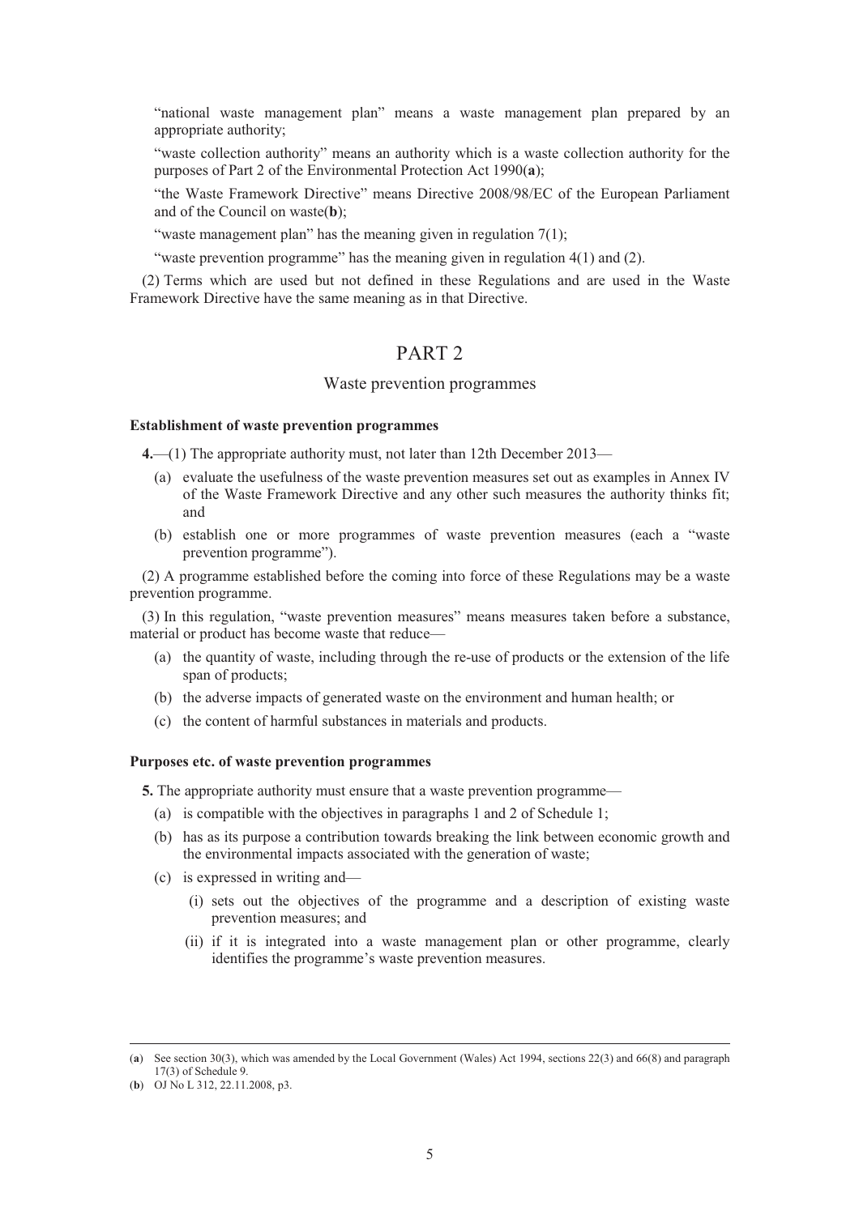"national waste management plan" means a waste management plan prepared by an appropriate authority;

"waste collection authority" means an authority which is a waste collection authority for the purposes of Part 2 of the Environmental Protection Act 1990(**a**);

"the Waste Framework Directive" means Directive 2008/98/EC of the European Parliament and of the Council on waste(**b**);

"waste management plan" has the meaning given in regulation 7(1);

"waste prevention programme" has the meaning given in regulation 4(1) and (2).

(2) Terms which are used but not defined in these Regulations and are used in the Waste Framework Directive have the same meaning as in that Directive.

# PART 2

## Waste prevention programmes

### Establishment of waste prevention programmes

**4.**—(1) The appropriate authority must, not later than 12th December 2013—

- (a) evaluate the usefulness of the waste prevention measures set out as examples in Annex IV of the Waste Framework Directive and any other such measures the authority thinks fit; and
- (b) establish one or more programmes of waste prevention measures (each a "waste prevention programme").

(2) A programme established before the coming into force of these Regulations may be a waste prevention programme.

(3) In this regulation, "waste prevention measures" means measures taken before a substance, material or product has become waste that reduce—

- (a) the quantity of waste, including through the re-use of products or the extension of the life span of products;
- (b) the adverse impacts of generated waste on the environment and human health; or
- (c) the content of harmful substances in materials and products.

### Purposes etc. of waste prevention programmes

**5.** The appropriate authority must ensure that a waste prevention programme—

- (a) is compatible with the objectives in paragraphs 1 and 2 of Schedule 1;
- (b) has as its purpose a contribution towards breaking the link between economic growth and the environmental impacts associated with the generation of waste;
- (c) is expressed in writing and—
  - (i) sets out the objectives of the programme and a description of existing waste prevention measures; and
  - (ii) if it is integrated into a waste management plan or other programme, clearly identifies the programme's waste prevention measures.

---

(**a**) See section 30(3), which was amended by the Local Government (Wales) Act 1994, sections 22(3) and 66(8) and paragraph 17(3) of Schedule 9.

(**b**) OJ No L 312, 22.11.2008, p3.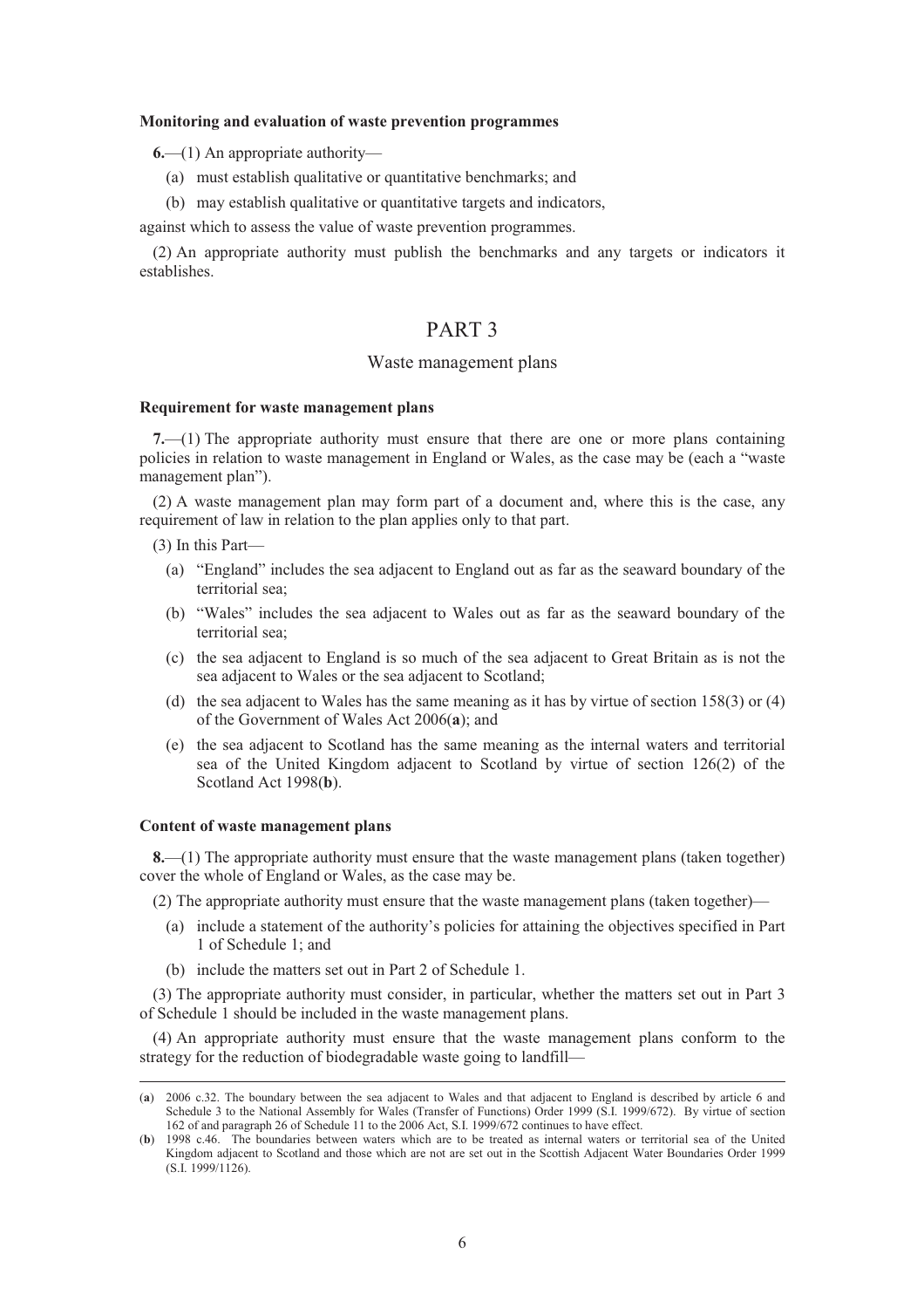**Monitoring and evaluation of waste prevention programmes**

**6.**—(1) An appropriate authority—

(a) must establish qualitative or quantitative benchmarks; and

(b) may establish qualitative or quantitative targets and indicators,

against which to assess the value of waste prevention programmes.

(2) An appropriate authority must publish the benchmarks and any targets or indicators it establishes.

# PART 3

## Waste management plans

**Requirement for waste management plans**

**7.**—(1) The appropriate authority must ensure that there are one or more plans containing policies in relation to waste management in England or Wales, as the case may be (each a "waste management plan").

(2) A waste management plan may form part of a document and, where this is the case, any requirement of law in relation to the plan applies only to that part.

(3) In this Part—

(a) "England" includes the sea adjacent to England out as far as the seaward boundary of the territorial sea;

(b) "Wales" includes the sea adjacent to Wales out as far as the seaward boundary of the territorial sea;

(c) the sea adjacent to England is so much of the sea adjacent to Great Britain as is not the sea adjacent to Wales or the sea adjacent to Scotland;

(d) the sea adjacent to Wales has the same meaning as it has by virtue of section 158(3) or (4) of the Government of Wales Act 2006([a]); and

(e) the sea adjacent to Scotland has the same meaning as the internal waters and territorial sea of the United Kingdom adjacent to Scotland by virtue of section 126(2) of the Scotland Act 1998([b]).

**Content of waste management plans**

**8.**—(1) The appropriate authority must ensure that the waste management plans (taken together) cover the whole of England or Wales, as the case may be.

(2) The appropriate authority must ensure that the waste management plans (taken together)—

(a) include a statement of the authority's policies for attaining the objectives specified in Part 1 of Schedule 1; and

(b) include the matters set out in Part 2 of Schedule 1.

(3) The appropriate authority must consider, in particular, whether the matters set out in Part 3 of Schedule 1 should be included in the waste management plans.

(4) An appropriate authority must ensure that the waste management plans conform to the strategy for the reduction of biodegradable waste going to landfill—

---

([a]) 2006 c.32. The boundary between the sea adjacent to Wales and that adjacent to England is described by article 6 and Schedule 3 to the National Assembly for Wales (Transfer of Functions) Order 1999 (S.I. 1999/672). By virtue of section 162 of and paragraph 26 of Schedule 11 to the 2006 Act, S.I. 1999/672 continues to have effect.

([b]) 1998 c.46. The boundaries between waters which are to be treated as internal waters or territorial sea of the United Kingdom adjacent to Scotland and those which are not are set out in the Scottish Adjacent Water Boundaries Order 1999 (S.I. 1999/1126).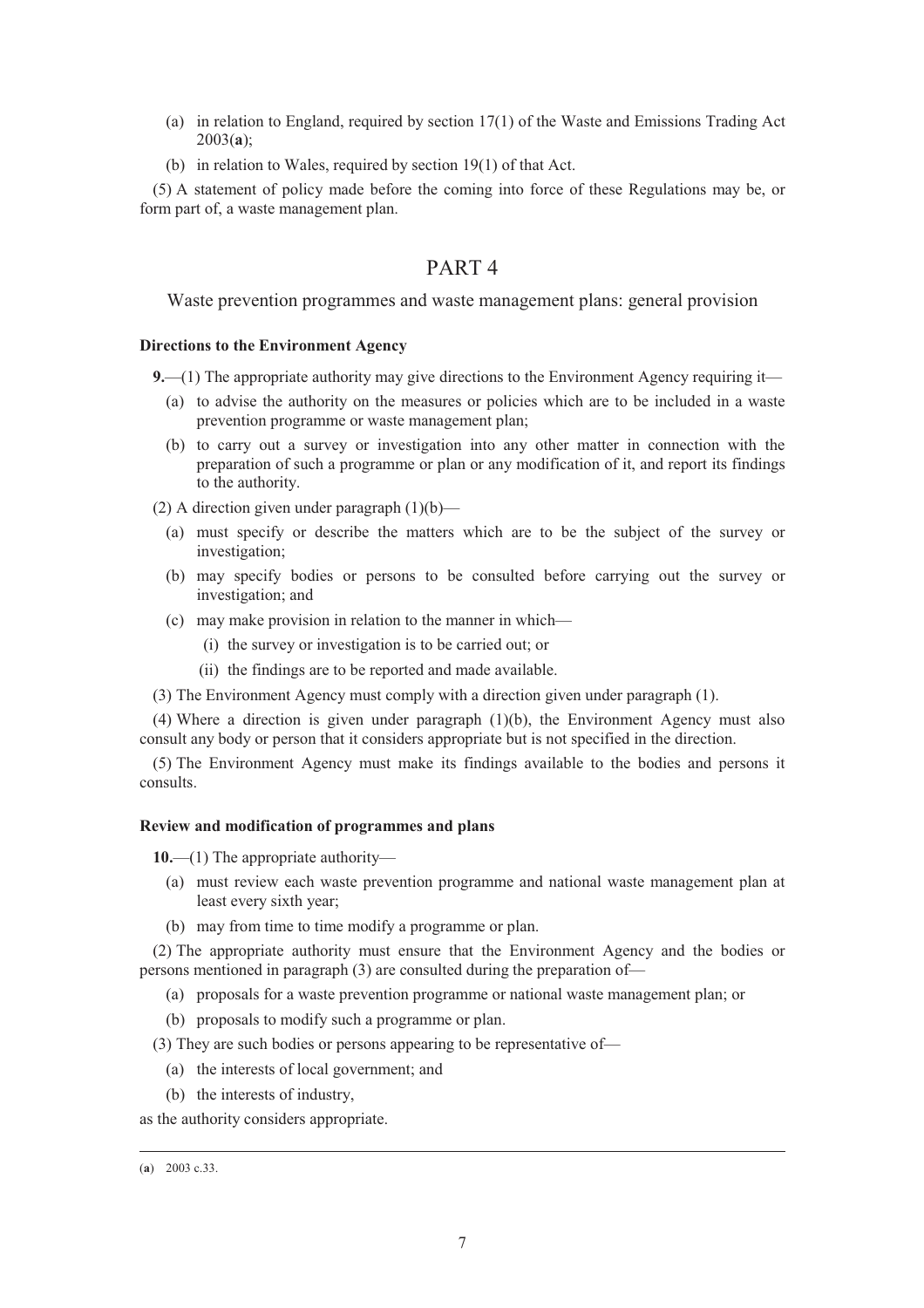(a) in relation to England, required by section 17(1) of the Waste and Emissions Trading Act 2003(**a**);

(b) in relation to Wales, required by section 19(1) of that Act.

(5) A statement of policy made before the coming into force of these Regulations may be, or form part of, a waste management plan.

# PART 4

## Waste prevention programmes and waste management plans: general provision

**Directions to the Environment Agency**

**9.**—(1) The appropriate authority may give directions to the Environment Agency requiring it—

(a) to advise the authority on the measures or policies which are to be included in a waste prevention programme or waste management plan;

(b) to carry out a survey or investigation into any other matter in connection with the preparation of such a programme or plan or any modification of it, and report its findings to the authority.

(2) A direction given under paragraph (1)(b)—

(a) must specify or describe the matters which are to be the subject of the survey or investigation;

(b) may specify bodies or persons to be consulted before carrying out the survey or investigation; and

(c) may make provision in relation to the manner in which—

(i) the survey or investigation is to be carried out; or

(ii) the findings are to be reported and made available.

(3) The Environment Agency must comply with a direction given under paragraph (1).

(4) Where a direction is given under paragraph (1)(b), the Environment Agency must also consult any body or person that it considers appropriate but is not specified in the direction.

(5) The Environment Agency must make its findings available to the bodies and persons it consults.

**Review and modification of programmes and plans**

**10.**—(1) The appropriate authority—

(a) must review each waste prevention programme and national waste management plan at least every sixth year;

(b) may from time to time modify a programme or plan.

(2) The appropriate authority must ensure that the Environment Agency and the bodies or persons mentioned in paragraph (3) are consulted during the preparation of—

(a) proposals for a waste prevention programme or national waste management plan; or

(b) proposals to modify such a programme or plan.

(3) They are such bodies or persons appearing to be representative of—

(a) the interests of local government; and

(b) the interests of industry,

as the authority considers appropriate.

---

(**a**) 2003 c.33.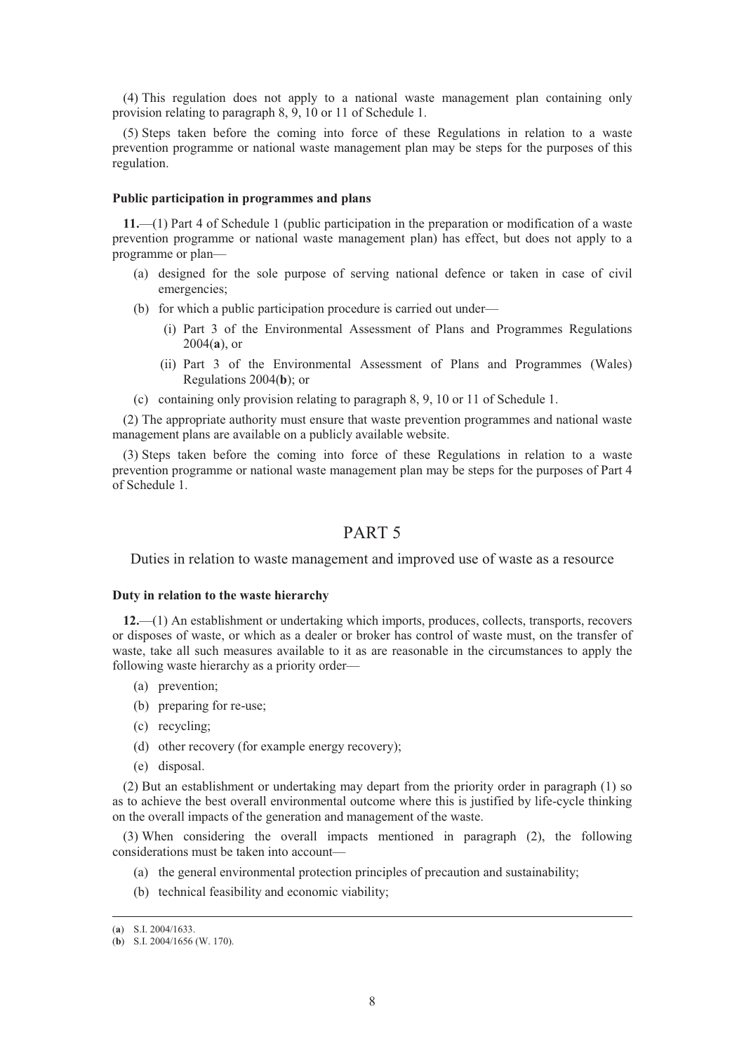(4) This regulation does not apply to a national waste management plan containing only provision relating to paragraph 8, 9, 10 or 11 of Schedule 1.

(5) Steps taken before the coming into force of these Regulations in relation to a waste prevention programme or national waste management plan may be steps for the purposes of this regulation.

#### Public participation in programmes and plans

**11.**—(1) Part 4 of Schedule 1 (public participation in the preparation or modification of a waste prevention programme or national waste management plan) has effect, but does not apply to a programme or plan—

- (a) designed for the sole purpose of serving national defence or taken in case of civil emergencies;
- (b) for which a public participation procedure is carried out under—
  - (i) Part 3 of the Environmental Assessment of Plans and Programmes Regulations 2004(**a**), or
  - (ii) Part 3 of the Environmental Assessment of Plans and Programmes (Wales) Regulations 2004(**b**); or
- (c) containing only provision relating to paragraph 8, 9, 10 or 11 of Schedule 1.

(2) The appropriate authority must ensure that waste prevention programmes and national waste management plans are available on a publicly available website.

(3) Steps taken before the coming into force of these Regulations in relation to a waste prevention programme or national waste management plan may be steps for the purposes of Part 4 of Schedule 1.

## PART 5

### Duties in relation to waste management and improved use of waste as a resource

#### Duty in relation to the waste hierarchy

**12.**—(1) An establishment or undertaking which imports, produces, collects, transports, recovers or disposes of waste, or which as a dealer or broker has control of waste must, on the transfer of waste, take all such measures available to it as are reasonable in the circumstances to apply the following waste hierarchy as a priority order—

- (a) prevention;
- (b) preparing for re-use;
- (c) recycling;
- (d) other recovery (for example energy recovery);
- (e) disposal.

(2) But an establishment or undertaking may depart from the priority order in paragraph (1) so as to achieve the best overall environmental outcome where this is justified by life-cycle thinking on the overall impacts of the generation and management of the waste.

(3) When considering the overall impacts mentioned in paragraph (2), the following considerations must be taken into account—

- (a) the general environmental protection principles of precaution and sustainability;
- (b) technical feasibility and economic viability;

---

(**a**) S.I. 2004/1633.

(**b**) S.I. 2004/1656 (W. 170).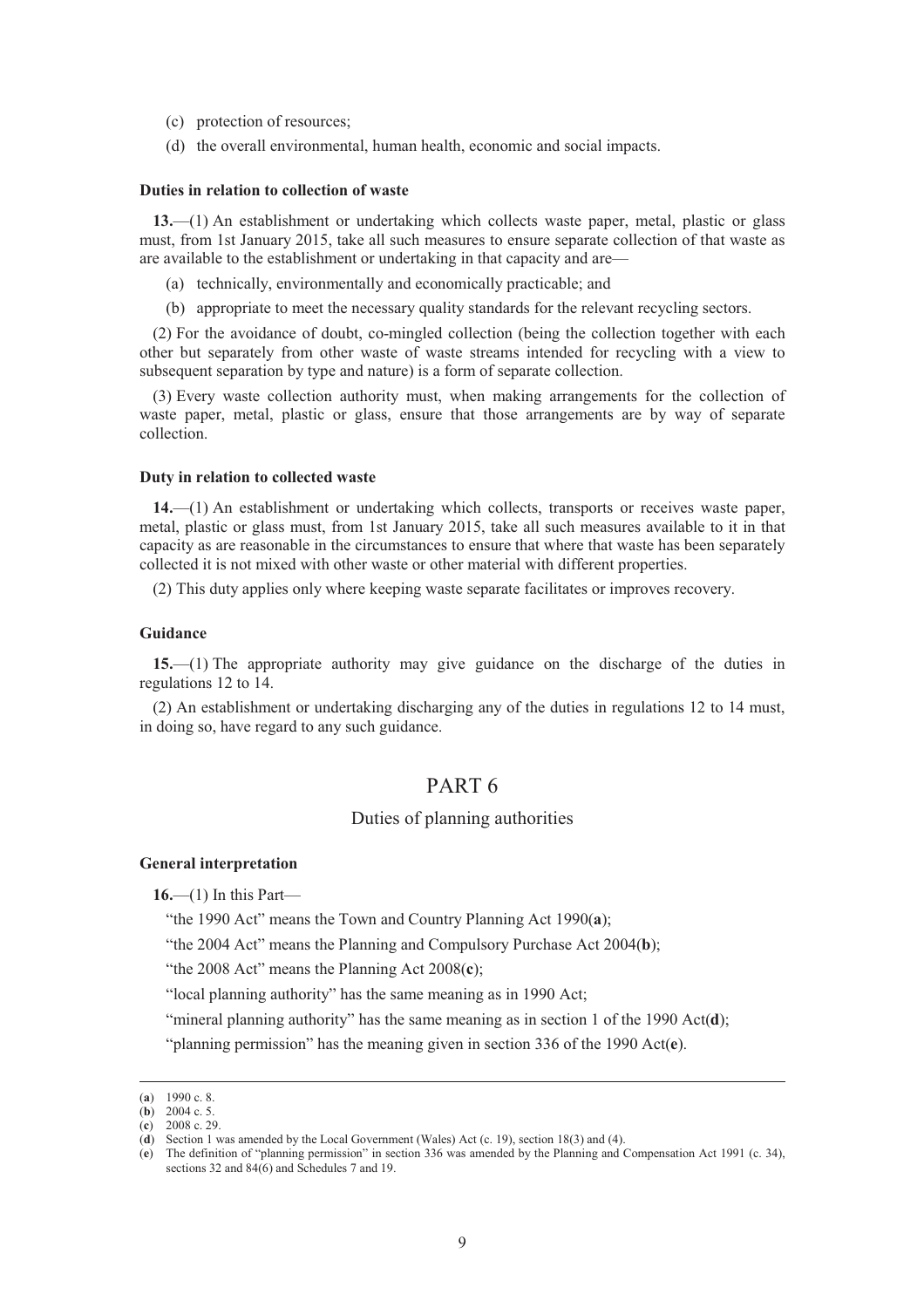(c) protection of resources;

(d) the overall environmental, human health, economic and social impacts.

**Duties in relation to collection of waste**

**13.**—(1) An establishment or undertaking which collects waste paper, metal, plastic or glass must, from 1st January 2015, take all such measures to ensure separate collection of that waste as are available to the establishment or undertaking in that capacity and are—

(a) technically, environmentally and economically practicable; and

(b) appropriate to meet the necessary quality standards for the relevant recycling sectors.

(2) For the avoidance of doubt, co-mingled collection (being the collection together with each other but separately from other waste of waste streams intended for recycling with a view to subsequent separation by type and nature) is a form of separate collection.

(3) Every waste collection authority must, when making arrangements for the collection of waste paper, metal, plastic or glass, ensure that those arrangements are by way of separate collection.

**Duty in relation to collected waste**

**14.**—(1) An establishment or undertaking which collects, transports or receives waste paper, metal, plastic or glass must, from 1st January 2015, take all such measures available to it in that capacity as are reasonable in the circumstances to ensure that where that waste has been separately collected it is not mixed with other waste or other material with different properties.

(2) This duty applies only where keeping waste separate facilitates or improves recovery.

**Guidance**

**15.**—(1) The appropriate authority may give guidance on the discharge of the duties in regulations 12 to 14.

(2) An establishment or undertaking discharging any of the duties in regulations 12 to 14 must, in doing so, have regard to any such guidance.

## PART 6

### Duties of planning authorities

**General interpretation**

**16.**—(1) In this Part—

"the 1990 Act" means the Town and Country Planning Act 1990(**a**);

"the 2004 Act" means the Planning and Compulsory Purchase Act 2004(**b**);

"the 2008 Act" means the Planning Act 2008(**c**);

"local planning authority" has the same meaning as in 1990 Act;

"mineral planning authority" has the same meaning as in section 1 of the 1990 Act(**d**);

"planning permission" has the meaning given in section 336 of the 1990 Act(**e**).

---

(**a**) 1990 c. 8.
(**b**) 2004 c. 5.
(**c**) 2008 c. 29.
(**d**) Section 1 was amended by the Local Government (Wales) Act (c. 19), section 18(3) and (4).
(**e**) The definition of "planning permission" in section 336 was amended by the Planning and Compensation Act 1991 (c. 34), sections 32 and 84(6) and Schedules 7 and 19.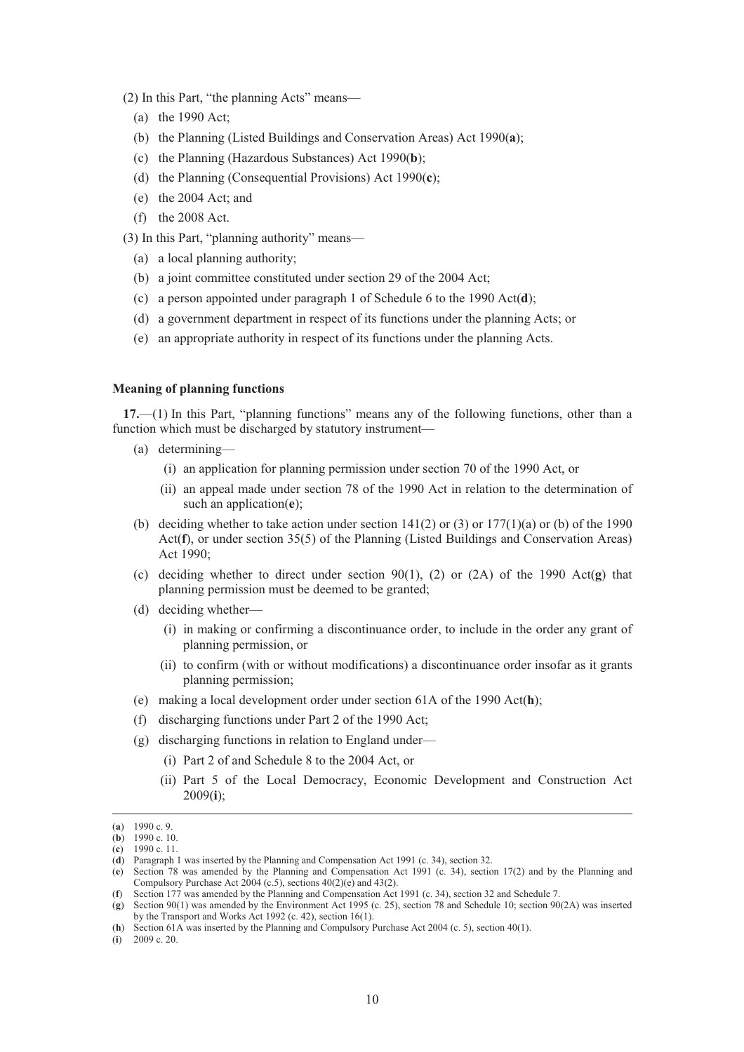(2) In this Part, "the planning Acts" means—

(a) the 1990 Act;

(b) the Planning (Listed Buildings and Conservation Areas) Act 1990(**a**);

(c) the Planning (Hazardous Substances) Act 1990(**b**);

(d) the Planning (Consequential Provisions) Act 1990(**c**);

(e) the 2004 Act; and

(f) the 2008 Act.

(3) In this Part, "planning authority" means—

(a) a local planning authority;

(b) a joint committee constituted under section 29 of the 2004 Act;

(c) a person appointed under paragraph 1 of Schedule 6 to the 1990 Act(**d**);

(d) a government department in respect of its functions under the planning Acts; or

(e) an appropriate authority in respect of its functions under the planning Acts.

**Meaning of planning functions**

**17.**—(1) In this Part, "planning functions" means any of the following functions, other than a function which must be discharged by statutory instrument—

(a) determining—

(i) an application for planning permission under section 70 of the 1990 Act, or

(ii) an appeal made under section 78 of the 1990 Act in relation to the determination of such an application(**e**);

(b) deciding whether to take action under section 141(2) or (3) or 177(1)(a) or (b) of the 1990 Act(**f**), or under section 35(5) of the Planning (Listed Buildings and Conservation Areas) Act 1990;

(c) deciding whether to direct under section 90(1), (2) or (2A) of the 1990 Act(**g**) that planning permission must be deemed to be granted;

(d) deciding whether—

(i) in making or confirming a discontinuance order, to include in the order any grant of planning permission, or

(ii) to confirm (with or without modifications) a discontinuance order insofar as it grants planning permission;

(e) making a local development order under section 61A of the 1990 Act(**h**);

(f) discharging functions under Part 2 of the 1990 Act;

(g) discharging functions in relation to England under—

(i) Part 2 of and Schedule 8 to the 2004 Act, or

(ii) Part 5 of the Local Democracy, Economic Development and Construction Act 2009(**i**);

---

(**a**) 1990 c. 9.

(**b**) 1990 c. 10.

(**c**) 1990 c. 11.

(**d**) Paragraph 1 was inserted by the Planning and Compensation Act 1991 (c. 34), section 32.

(**e**) Section 78 was amended by the Planning and Compensation Act 1991 (c. 34), section 17(2) and by the Planning and Compulsory Purchase Act 2004 (c.5), sections 40(2)(e) and 43(2).

(**f**) Section 177 was amended by the Planning and Compensation Act 1991 (c. 34), section 32 and Schedule 7.

(**g**) Section 90(1) was amended by the Environment Act 1995 (c. 25), section 78 and Schedule 10; section 90(2A) was inserted by the Transport and Works Act 1992 (c. 42), section 16(1).

(**h**) Section 61A was inserted by the Planning and Compulsory Purchase Act 2004 (c. 5), section 40(1).

(**i**) 2009 c. 20.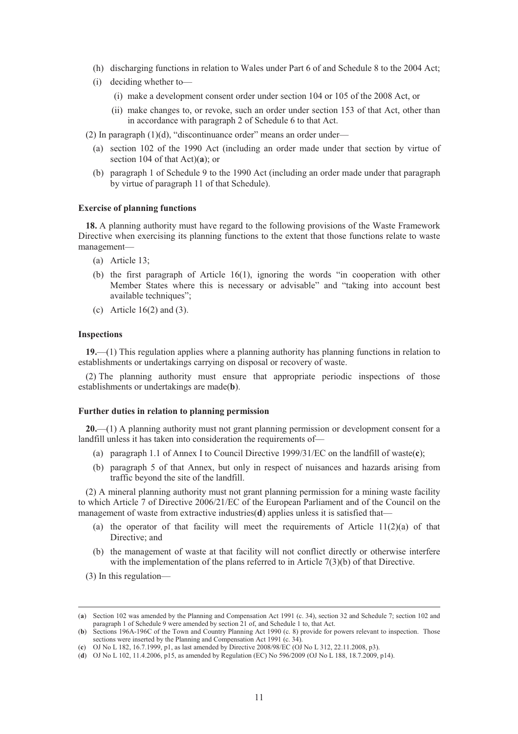(h) discharging functions in relation to Wales under Part 6 of and Schedule 8 to the 2004 Act;

(i) deciding whether to—

  (i) make a development consent order under section 104 or 105 of the 2008 Act, or

  (ii) make changes to, or revoke, such an order under section 153 of that Act, other than in accordance with paragraph 2 of Schedule 6 to that Act.

(2) In paragraph (1)(d), "discontinuance order" means an order under—

  (a) section 102 of the 1990 Act (including an order made under that section by virtue of section 104 of that Act)(**a**); or

  (b) paragraph 1 of Schedule 9 to the 1990 Act (including an order made under that paragraph by virtue of paragraph 11 of that Schedule).

**Exercise of planning functions**

**18.** A planning authority must have regard to the following provisions of the Waste Framework Directive when exercising its planning functions to the extent that those functions relate to waste management—

  (a) Article 13;

  (b) the first paragraph of Article 16(1), ignoring the words "in cooperation with other Member States where this is necessary or advisable" and "taking into account best available techniques";

  (c) Article 16(2) and (3).

**Inspections**

**19.**—(1) This regulation applies where a planning authority has planning functions in relation to establishments or undertakings carrying on disposal or recovery of waste.

(2) The planning authority must ensure that appropriate periodic inspections of those establishments or undertakings are made(**b**).

**Further duties in relation to planning permission**

**20.**—(1) A planning authority must not grant planning permission or development consent for a landfill unless it has taken into consideration the requirements of—

  (a) paragraph 1.1 of Annex I to Council Directive 1999/31/EC on the landfill of waste(**c**);

  (b) paragraph 5 of that Annex, but only in respect of nuisances and hazards arising from traffic beyond the site of the landfill.

(2) A mineral planning authority must not grant planning permission for a mining waste facility to which Article 7 of Directive 2006/21/EC of the European Parliament and of the Council on the management of waste from extractive industries(**d**) applies unless it is satisfied that—

  (a) the operator of that facility will meet the requirements of Article 11(2)(a) of that Directive; and

  (b) the management of waste at that facility will not conflict directly or otherwise interfere with the implementation of the plans referred to in Article 7(3)(b) of that Directive.

(3) In this regulation—

---

(**a**) Section 102 was amended by the Planning and Compensation Act 1991 (c. 34), section 32 and Schedule 7; section 102 and paragraph 1 of Schedule 9 were amended by section 21 of, and Schedule 1 to, that Act.

(**b**) Sections 196A-196C of the Town and Country Planning Act 1990 (c. 8) provide for powers relevant to inspection. Those sections were inserted by the Planning and Compensation Act 1991 (c. 34).

(**c**) OJ No L 182, 16.7.1999, p1, as last amended by Directive 2008/98/EC (OJ No L 312, 22.11.2008, p3).

(**d**) OJ No L 102, 11.4.2006, p15, as amended by Regulation (EC) No 596/2009 (OJ No L 188, 18.7.2009, p14).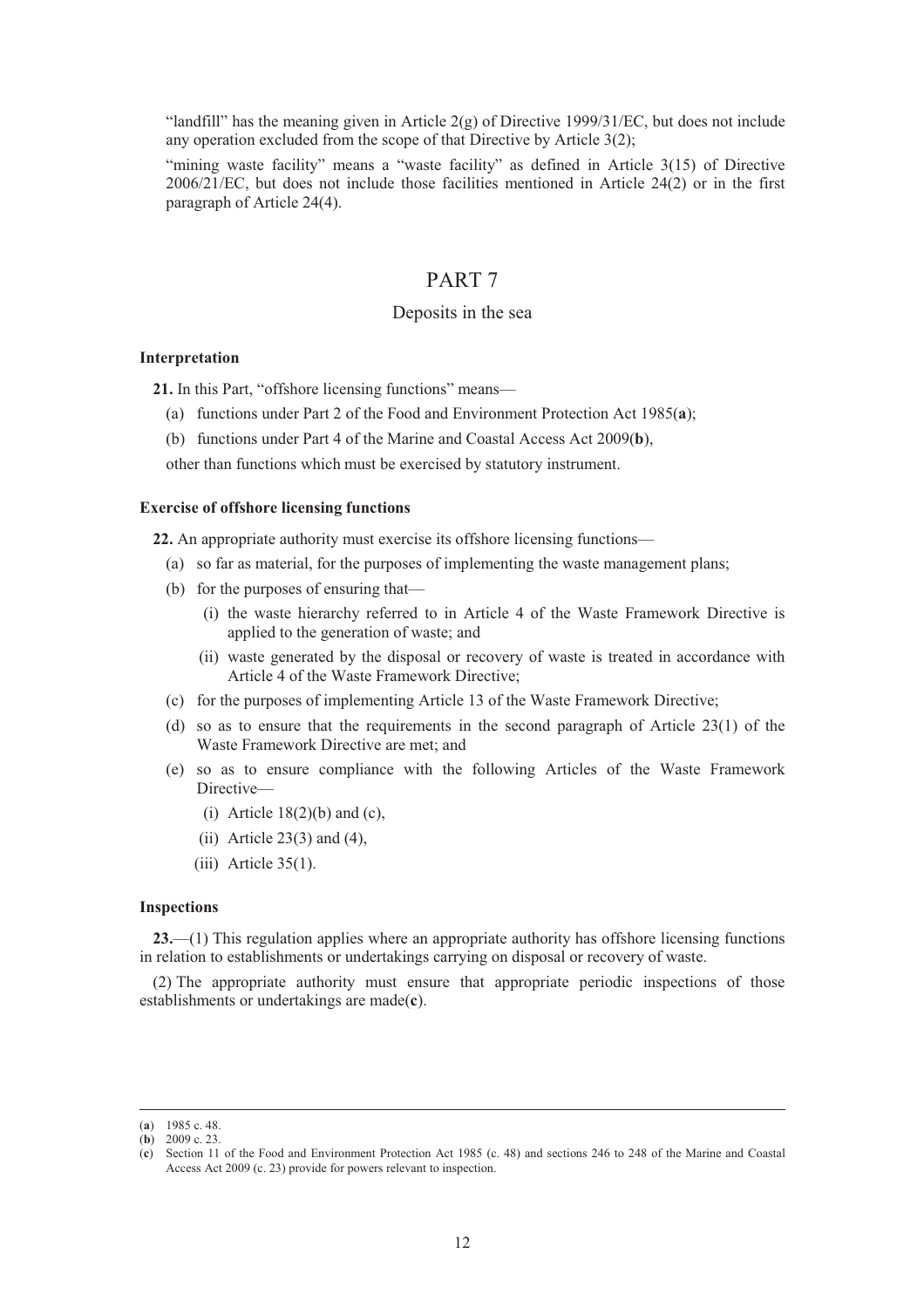"landfill" has the meaning given in Article 2(g) of Directive 1999/31/EC, but does not include any operation excluded from the scope of that Directive by Article 3(2);

"mining waste facility" means a "waste facility" as defined in Article 3(15) of Directive 2006/21/EC, but does not include those facilities mentioned in Article 24(2) or in the first paragraph of Article 24(4).

# PART 7

## Deposits in the sea

### Interpretation

**21.** In this Part, "offshore licensing functions" means—

(a) functions under Part 2 of the Food and Environment Protection Act 1985(**a**);

(b) functions under Part 4 of the Marine and Coastal Access Act 2009(**b**),

other than functions which must be exercised by statutory instrument.

### Exercise of offshore licensing functions

**22.** An appropriate authority must exercise its offshore licensing functions—

(a) so far as material, for the purposes of implementing the waste management plans;

(b) for the purposes of ensuring that—

(i) the waste hierarchy referred to in Article 4 of the Waste Framework Directive is applied to the generation of waste; and

(ii) waste generated by the disposal or recovery of waste is treated in accordance with Article 4 of the Waste Framework Directive;

(c) for the purposes of implementing Article 13 of the Waste Framework Directive;

(d) so as to ensure that the requirements in the second paragraph of Article 23(1) of the Waste Framework Directive are met; and

(e) so as to ensure compliance with the following Articles of the Waste Framework Directive—

(i) Article 18(2)(b) and (c),

(ii) Article 23(3) and (4),

(iii) Article 35(1).

### Inspections

**23.**—(1) This regulation applies where an appropriate authority has offshore licensing functions in relation to establishments or undertakings carrying on disposal or recovery of waste.

(2) The appropriate authority must ensure that appropriate periodic inspections of those establishments or undertakings are made(**c**).

---

(**a**) 1985 c. 48.

(**b**) 2009 c. 23.

(**c**) Section 11 of the Food and Environment Protection Act 1985 (c. 48) and sections 246 to 248 of the Marine and Coastal Access Act 2009 (c. 23) provide for powers relevant to inspection.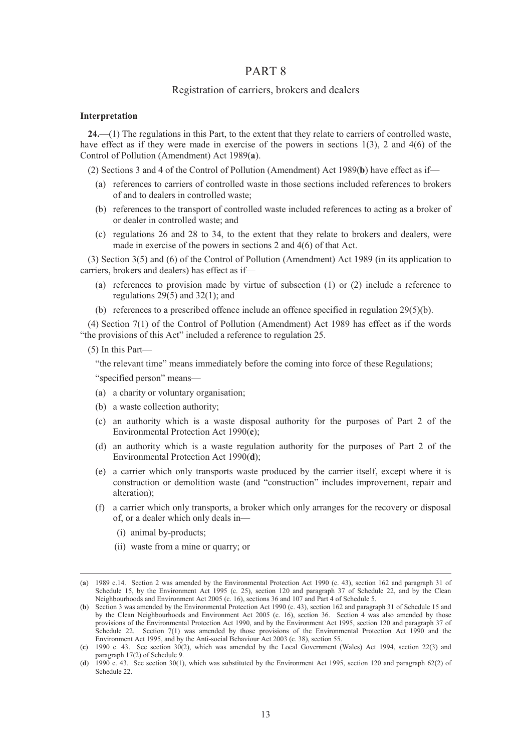# PART 8

## Registration of carriers, brokers and dealers

**Interpretation**

**24.**—(1) The regulations in this Part, to the extent that they relate to carriers of controlled waste, have effect as if they were made in exercise of the powers in sections 1(3), 2 and 4(6) of the Control of Pollution (Amendment) Act 1989(**a**).

(2) Sections 3 and 4 of the Control of Pollution (Amendment) Act 1989(**b**) have effect as if—

- (a) references to carriers of controlled waste in those sections included references to brokers of and to dealers in controlled waste;
- (b) references to the transport of controlled waste included references to acting as a broker of or dealer in controlled waste; and
- (c) regulations 26 and 28 to 34, to the extent that they relate to brokers and dealers, were made in exercise of the powers in sections 2 and 4(6) of that Act.

(3) Section 3(5) and (6) of the Control of Pollution (Amendment) Act 1989 (in its application to carriers, brokers and dealers) has effect as if—

- (a) references to provision made by virtue of subsection (1) or (2) include a reference to regulations 29(5) and 32(1); and
- (b) references to a prescribed offence include an offence specified in regulation 29(5)(b).

(4) Section 7(1) of the Control of Pollution (Amendment) Act 1989 has effect as if the words "the provisions of this Act" included a reference to regulation 25.

(5) In this Part—

"the relevant time" means immediately before the coming into force of these Regulations;

"specified person" means—

- (a) a charity or voluntary organisation;
- (b) a waste collection authority;
- (c) an authority which is a waste disposal authority for the purposes of Part 2 of the Environmental Protection Act 1990(**c**);
- (d) an authority which is a waste regulation authority for the purposes of Part 2 of the Environmental Protection Act 1990(**d**);
- (e) a carrier which only transports waste produced by the carrier itself, except where it is construction or demolition waste (and "construction" includes improvement, repair and alteration);
- (f) a carrier which only transports, a broker which only arranges for the recovery or disposal of, or a dealer which only deals in—
  - (i) animal by-products;
  - (ii) waste from a mine or quarry; or

---

(**a**) 1989 c.14. Section 2 was amended by the Environmental Protection Act 1990 (c. 43), section 162 and paragraph 31 of Schedule 15, by the Environment Act 1995 (c. 25), section 120 and paragraph 37 of Schedule 22, and by the Clean Neighbourhoods and Environment Act 2005 (c. 16), sections 36 and 107 and Part 4 of Schedule 5.

(**b**) Section 3 was amended by the Environmental Protection Act 1990 (c. 43), section 162 and paragraph 31 of Schedule 15 and by the Clean Neighbourhoods and Environment Act 2005 (c. 16), section 36. Section 4 was also amended by those provisions of the Environmental Protection Act 1990, and by the Environment Act 1995, section 120 and paragraph 37 of Schedule 22. Section 7(1) was amended by those provisions of the Environmental Protection Act 1990 and the Environment Act 1995, and by the Anti-social Behaviour Act 2003 (c. 38), section 55.

(**c**) 1990 c. 43. See section 30(2), which was amended by the Local Government (Wales) Act 1994, section 22(3) and paragraph 17(2) of Schedule 9.

(**d**) 1990 c. 43. See section 30(1), which was substituted by the Environment Act 1995, section 120 and paragraph 62(2) of Schedule 22.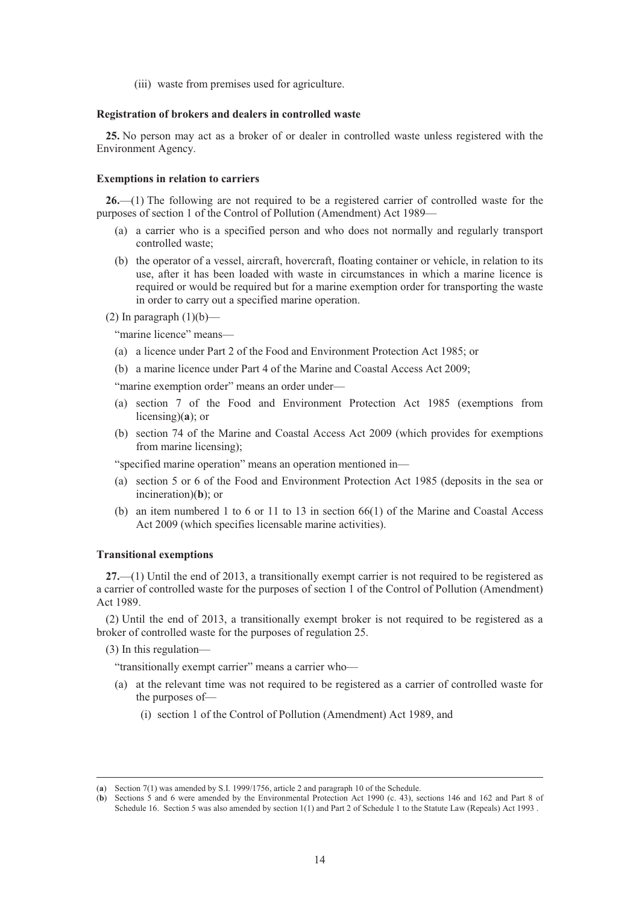(iii) waste from premises used for agriculture.

**Registration of brokers and dealers in controlled waste**

**25.** No person may act as a broker of or dealer in controlled waste unless registered with the Environment Agency.

**Exemptions in relation to carriers**

**26.**—(1) The following are not required to be a registered carrier of controlled waste for the purposes of section 1 of the Control of Pollution (Amendment) Act 1989—

(a) a carrier who is a specified person and who does not normally and regularly transport controlled waste;

(b) the operator of a vessel, aircraft, hovercraft, floating container or vehicle, in relation to its use, after it has been loaded with waste in circumstances in which a marine licence is required or would be required but for a marine exemption order for transporting the waste in order to carry out a specified marine operation.

(2) In paragraph (1)(b)—

"marine licence" means—

(a) a licence under Part 2 of the Food and Environment Protection Act 1985; or

(b) a marine licence under Part 4 of the Marine and Coastal Access Act 2009;

"marine exemption order" means an order under—

(a) section 7 of the Food and Environment Protection Act 1985 (exemptions from licensing)(**a**); or

(b) section 74 of the Marine and Coastal Access Act 2009 (which provides for exemptions from marine licensing);

"specified marine operation" means an operation mentioned in—

(a) section 5 or 6 of the Food and Environment Protection Act 1985 (deposits in the sea or incineration)(**b**); or

(b) an item numbered 1 to 6 or 11 to 13 in section 66(1) of the Marine and Coastal Access Act 2009 (which specifies licensable marine activities).

**Transitional exemptions**

**27.**—(1) Until the end of 2013, a transitionally exempt carrier is not required to be registered as a carrier of controlled waste for the purposes of section 1 of the Control of Pollution (Amendment) Act 1989.

(2) Until the end of 2013, a transitionally exempt broker is not required to be registered as a broker of controlled waste for the purposes of regulation 25.

(3) In this regulation—

"transitionally exempt carrier" means a carrier who—

(a) at the relevant time was not required to be registered as a carrier of controlled waste for the purposes of—

(i) section 1 of the Control of Pollution (Amendment) Act 1989, and

---

(**a**) Section 7(1) was amended by S.I. 1999/1756, article 2 and paragraph 10 of the Schedule.

(**b**) Sections 5 and 6 were amended by the Environmental Protection Act 1990 (c. 43), sections 146 and 162 and Part 8 of Schedule 16. Section 5 was also amended by section 1(1) and Part 2 of Schedule 1 to the Statute Law (Repeals) Act 1993 .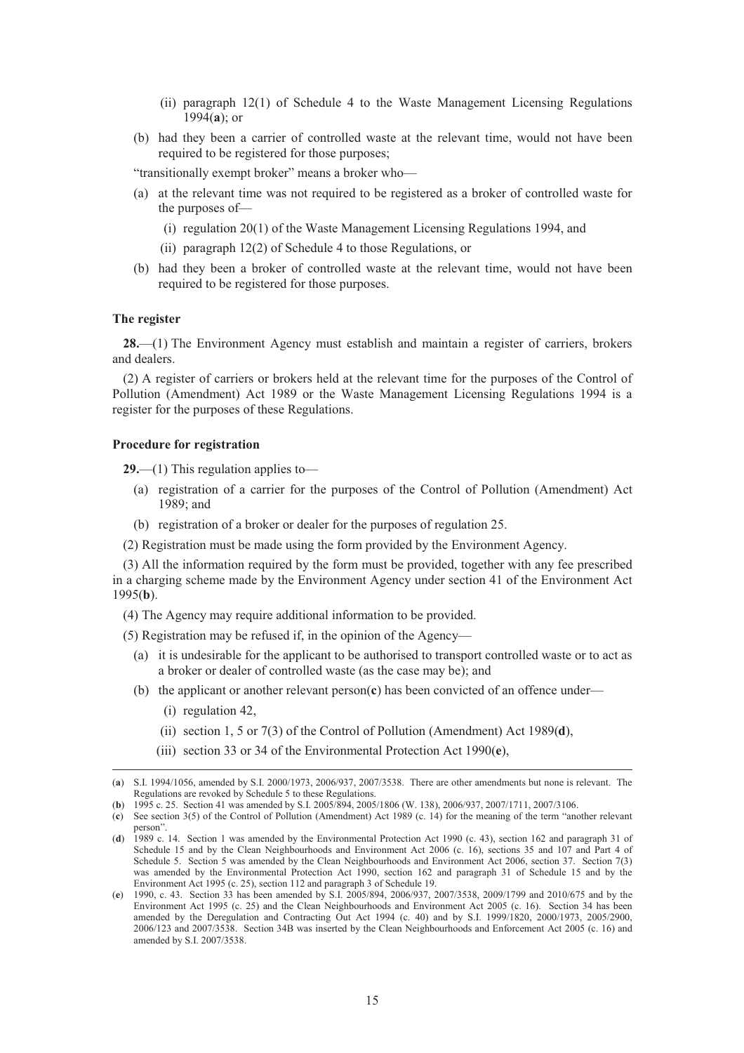(ii) paragraph 12(1) of Schedule 4 to the Waste Management Licensing Regulations 1994(**a**); or

(b) had they been a carrier of controlled waste at the relevant time, would not have been required to be registered for those purposes;

"transitionally exempt broker" means a broker who—

(a) at the relevant time was not required to be registered as a broker of controlled waste for the purposes of—

(i) regulation 20(1) of the Waste Management Licensing Regulations 1994, and

(ii) paragraph 12(2) of Schedule 4 to those Regulations, or

(b) had they been a broker of controlled waste at the relevant time, would not have been required to be registered for those purposes.

**The register**

**28.**—(1) The Environment Agency must establish and maintain a register of carriers, brokers and dealers.

(2) A register of carriers or brokers held at the relevant time for the purposes of the Control of Pollution (Amendment) Act 1989 or the Waste Management Licensing Regulations 1994 is a register for the purposes of these Regulations.

**Procedure for registration**

**29.**—(1) This regulation applies to—

(a) registration of a carrier for the purposes of the Control of Pollution (Amendment) Act 1989; and

(b) registration of a broker or dealer for the purposes of regulation 25.

(2) Registration must be made using the form provided by the Environment Agency.

(3) All the information required by the form must be provided, together with any fee prescribed in a charging scheme made by the Environment Agency under section 41 of the Environment Act 1995(**b**).

(4) The Agency may require additional information to be provided.

(5) Registration may be refused if, in the opinion of the Agency—

(a) it is undesirable for the applicant to be authorised to transport controlled waste or to act as a broker or dealer of controlled waste (as the case may be); and

(b) the applicant or another relevant person(**c**) has been convicted of an offence under—

(i) regulation 42,

(ii) section 1, 5 or 7(3) of the Control of Pollution (Amendment) Act 1989(**d**),

(iii) section 33 or 34 of the Environmental Protection Act 1990(**e**),

---

(**a**) S.I. 1994/1056, amended by S.I. 2000/1973, 2006/937, 2007/3538. There are other amendments but none is relevant. The Regulations are revoked by Schedule 5 to these Regulations.

(**b**) 1995 c. 25. Section 41 was amended by S.I. 2005/894, 2005/1806 (W. 138), 2006/937, 2007/1711, 2007/3106.

(**c**) See section 3(5) of the Control of Pollution (Amendment) Act 1989 (c. 14) for the meaning of the term "another relevant person".

(**d**) 1989 c. 14. Section 1 was amended by the Environmental Protection Act 1990 (c. 43), section 162 and paragraph 31 of Schedule 15 and by the Clean Neighbourhoods and Environment Act 2006 (c. 16), sections 35 and 107 and Part 4 of Schedule 5. Section 5 was amended by the Clean Neighbourhoods and Environment Act 2006, section 37. Section 7(3) was amended by the Environmental Protection Act 1990, section 162 and paragraph 31 of Schedule 15 and by the Environment Act 1995 (c. 25), section 112 and paragraph 3 of Schedule 19.

(**e**) 1990, c. 43. Section 33 has been amended by S.I. 2005/894, 2006/937, 2007/3538, 2009/1799 and 2010/675 and by the Environment Act 1995 (c. 25) and the Clean Neighbourhoods and Environment Act 2005 (c. 16). Section 34 has been amended by the Deregulation and Contracting Out Act 1994 (c. 40) and by S.I. 1999/1820, 2000/1973, 2005/2900, 2006/123 and 2007/3538. Section 34B was inserted by the Clean Neighbourhoods and Enforcement Act 2005 (c. 16) and amended by S.I. 2007/3538.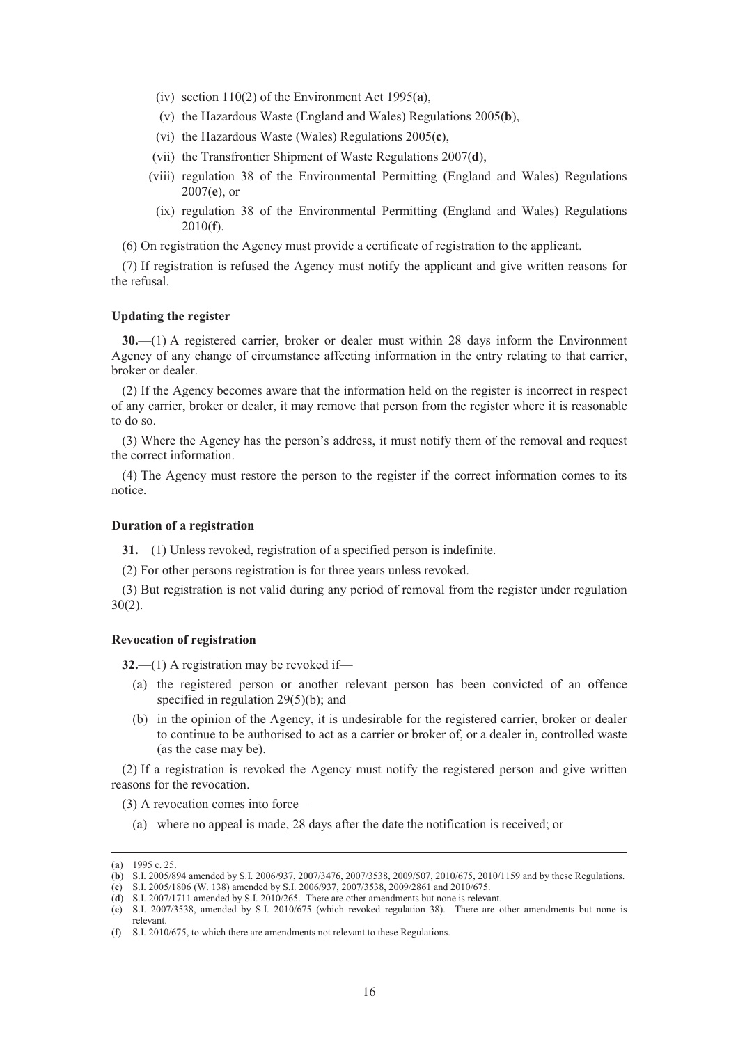(iv) section 110(2) of the Environment Act 1995(**a**),

(v) the Hazardous Waste (England and Wales) Regulations 2005(**b**),

(vi) the Hazardous Waste (Wales) Regulations 2005(**c**),

(vii) the Transfrontier Shipment of Waste Regulations 2007(**d**),

(viii) regulation 38 of the Environmental Permitting (England and Wales) Regulations 2007(**e**), or

(ix) regulation 38 of the Environmental Permitting (England and Wales) Regulations 2010(**f**).

(6) On registration the Agency must provide a certificate of registration to the applicant.

(7) If registration is refused the Agency must notify the applicant and give written reasons for the refusal.

**Updating the register**

**30.**—(1) A registered carrier, broker or dealer must within 28 days inform the Environment Agency of any change of circumstance affecting information in the entry relating to that carrier, broker or dealer.

(2) If the Agency becomes aware that the information held on the register is incorrect in respect of any carrier, broker or dealer, it may remove that person from the register where it is reasonable to do so.

(3) Where the Agency has the person's address, it must notify them of the removal and request the correct information.

(4) The Agency must restore the person to the register if the correct information comes to its notice.

**Duration of a registration**

**31.**—(1) Unless revoked, registration of a specified person is indefinite.

(2) For other persons registration is for three years unless revoked.

(3) But registration is not valid during any period of removal from the register under regulation 30(2).

**Revocation of registration**

**32.**—(1) A registration may be revoked if—

(a) the registered person or another relevant person has been convicted of an offence specified in regulation 29(5)(b); and

(b) in the opinion of the Agency, it is undesirable for the registered carrier, broker or dealer to continue to be authorised to act as a carrier or broker of, or a dealer in, controlled waste (as the case may be).

(2) If a registration is revoked the Agency must notify the registered person and give written reasons for the revocation.

(3) A revocation comes into force—

(a) where no appeal is made, 28 days after the date the notification is received; or

---

(**a**) 1995 c. 25.

(**b**) S.I. 2005/894 amended by S.I. 2006/937, 2007/3476, 2007/3538, 2009/507, 2010/675, 2010/1159 and by these Regulations.

(**c**) S.I. 2005/1806 (W. 138) amended by S.I. 2006/937, 2007/3538, 2009/2861 and 2010/675.

(**d**) S.I. 2007/1711 amended by S.I. 2010/265. There are other amendments but none is relevant.

(**e**) S.I. 2007/3538, amended by S.I. 2010/675 (which revoked regulation 38). There are other amendments but none is relevant.

(**f**) S.I. 2010/675, to which there are amendments not relevant to these Regulations.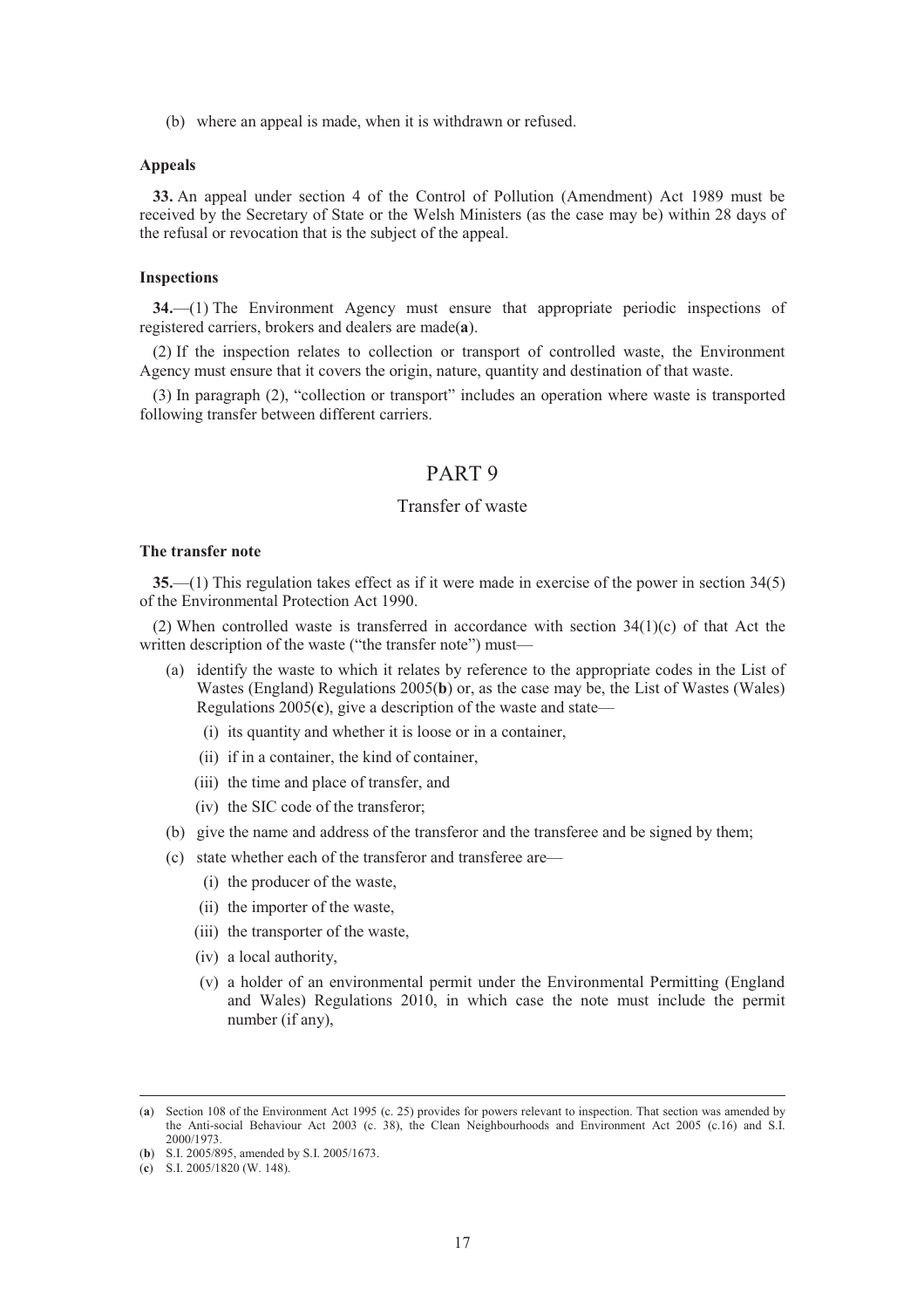(b) where an appeal is made, when it is withdrawn or refused.

**Appeals**

**33.** An appeal under section 4 of the Control of Pollution (Amendment) Act 1989 must be received by the Secretary of State or the Welsh Ministers (as the case may be) within 28 days of the refusal or revocation that is the subject of the appeal.

**Inspections**

**34.**—(1) The Environment Agency must ensure that appropriate periodic inspections of registered carriers, brokers and dealers are made(**a**).

(2) If the inspection relates to collection or transport of controlled waste, the Environment Agency must ensure that it covers the origin, nature, quantity and destination of that waste.

(3) In paragraph (2), "collection or transport" includes an operation where waste is transported following transfer between different carriers.

## PART 9

## Transfer of waste

**The transfer note**

**35.**—(1) This regulation takes effect as if it were made in exercise of the power in section 34(5) of the Environmental Protection Act 1990.

(2) When controlled waste is transferred in accordance with section 34(1)(c) of that Act the written description of the waste ("the transfer note") must—

- (a) identify the waste to which it relates by reference to the appropriate codes in the List of Wastes (England) Regulations 2005(**b**) or, as the case may be, the List of Wastes (Wales) Regulations 2005(**c**), give a description of the waste and state—
  - (i) its quantity and whether it is loose or in a container,
  - (ii) if in a container, the kind of container,
  - (iii) the time and place of transfer, and
  - (iv) the SIC code of the transferor;
- (b) give the name and address of the transferor and the transferee and be signed by them;
- (c) state whether each of the transferor and transferee are—
  - (i) the producer of the waste,
  - (ii) the importer of the waste,
  - (iii) the transporter of the waste,
  - (iv) a local authority,
  - (v) a holder of an environmental permit under the Environmental Permitting (England and Wales) Regulations 2010, in which case the note must include the permit number (if any),

---

(**a**) Section 108 of the Environment Act 1995 (c. 25) provides for powers relevant to inspection. That section was amended by the Anti-social Behaviour Act 2003 (c. 38), the Clean Neighbourhoods and Environment Act 2005 (c.16) and S.I. 2000/1973.

(**b**) S.I. 2005/895, amended by S.I. 2005/1673.

(**c**) S.I. 2005/1820 (W. 148).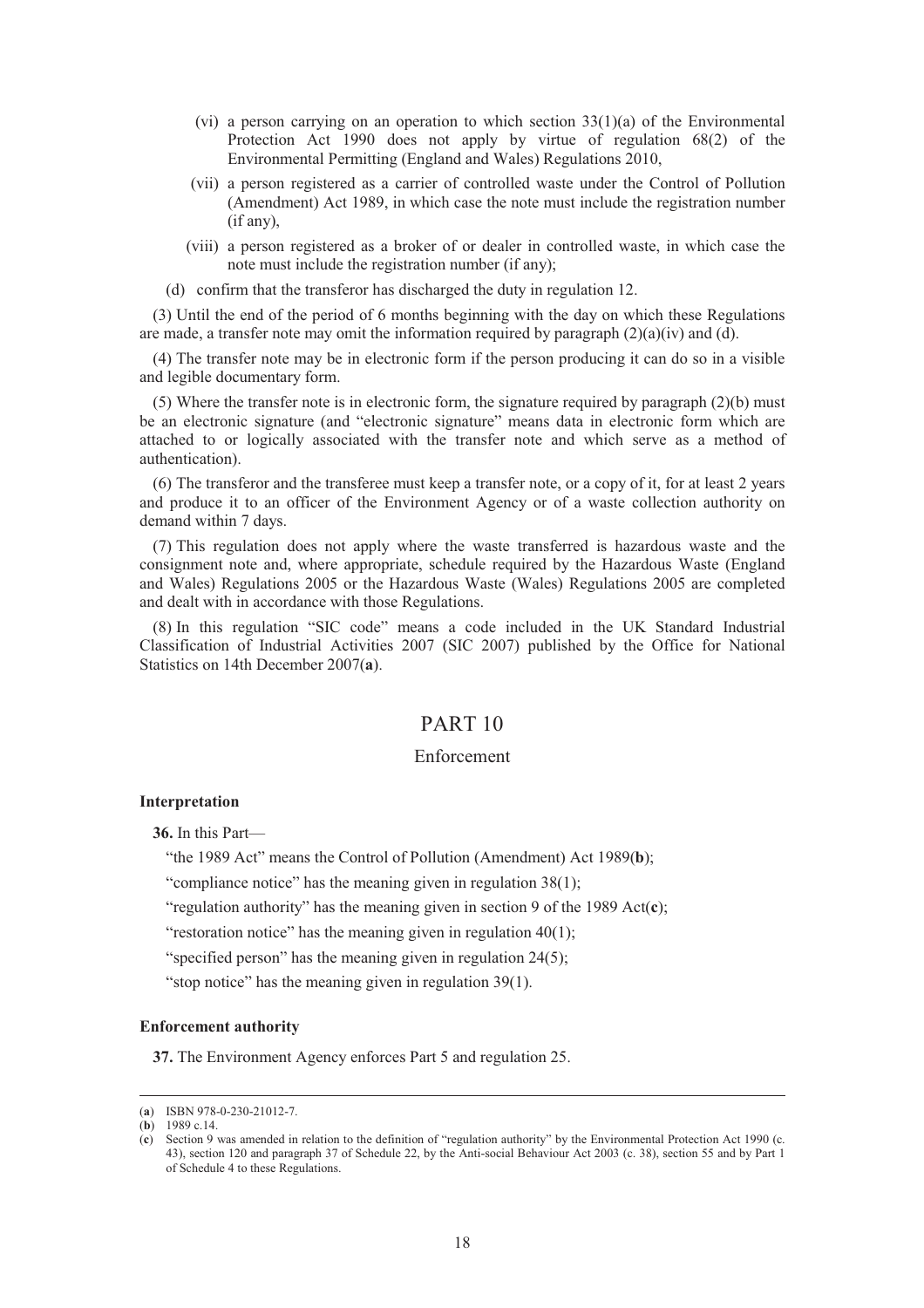(vi) a person carrying on an operation to which section 33(1)(a) of the Environmental Protection Act 1990 does not apply by virtue of regulation 68(2) of the Environmental Permitting (England and Wales) Regulations 2010,

(vii) a person registered as a carrier of controlled waste under the Control of Pollution (Amendment) Act 1989, in which case the note must include the registration number (if any),

(viii) a person registered as a broker of or dealer in controlled waste, in which case the note must include the registration number (if any);

(d) confirm that the transferor has discharged the duty in regulation 12.

(3) Until the end of the period of 6 months beginning with the day on which these Regulations are made, a transfer note may omit the information required by paragraph (2)(a)(iv) and (d).

(4) The transfer note may be in electronic form if the person producing it can do so in a visible and legible documentary form.

(5) Where the transfer note is in electronic form, the signature required by paragraph (2)(b) must be an electronic signature (and "electronic signature" means data in electronic form which are attached to or logically associated with the transfer note and which serve as a method of authentication).

(6) The transferor and the transferee must keep a transfer note, or a copy of it, for at least 2 years and produce it to an officer of the Environment Agency or of a waste collection authority on demand within 7 days.

(7) This regulation does not apply where the waste transferred is hazardous waste and the consignment note and, where appropriate, schedule required by the Hazardous Waste (England and Wales) Regulations 2005 or the Hazardous Waste (Wales) Regulations 2005 are completed and dealt with in accordance with those Regulations.

(8) In this regulation "SIC code" means a code included in the UK Standard Industrial Classification of Industrial Activities 2007 (SIC 2007) published by the Office for National Statistics on 14th December 2007(**a**).

# PART 10

## Enforcement

### Interpretation

**36.** In this Part—

"the 1989 Act" means the Control of Pollution (Amendment) Act 1989(**b**);

"compliance notice" has the meaning given in regulation 38(1);

"regulation authority" has the meaning given in section 9 of the 1989 Act(**c**);

"restoration notice" has the meaning given in regulation 40(1);

"specified person" has the meaning given in regulation 24(5);

"stop notice" has the meaning given in regulation 39(1).

### Enforcement authority

**37.** The Environment Agency enforces Part 5 and regulation 25.

---

(**a**) ISBN 978-0-230-21012-7.

(**b**) 1989 c.14.

(**c**) Section 9 was amended in relation to the definition of "regulation authority" by the Environmental Protection Act 1990 (c. 43), section 120 and paragraph 37 of Schedule 22, by the Anti-social Behaviour Act 2003 (c. 38), section 55 and by Part 1 of Schedule 4 to these Regulations.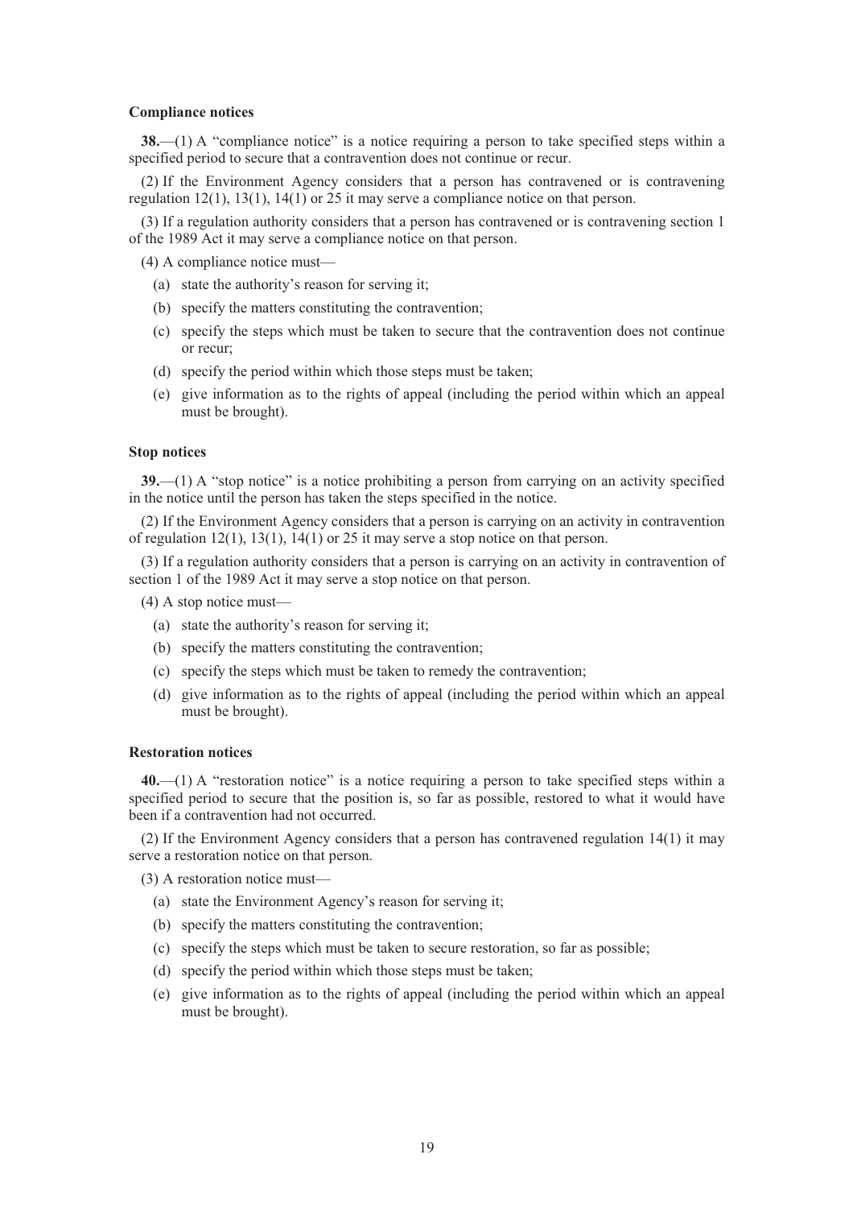### Compliance notices

**38.**—(1) A "compliance notice" is a notice requiring a person to take specified steps within a specified period to secure that a contravention does not continue or recur.

(2) If the Environment Agency considers that a person has contravened or is contravening regulation 12(1), 13(1), 14(1) or 25 it may serve a compliance notice on that person.

(3) If a regulation authority considers that a person has contravened or is contravening section 1 of the 1989 Act it may serve a compliance notice on that person.

(4) A compliance notice must—

- (a) state the authority's reason for serving it;
- (b) specify the matters constituting the contravention;
- (c) specify the steps which must be taken to secure that the contravention does not continue or recur;
- (d) specify the period within which those steps must be taken;
- (e) give information as to the rights of appeal (including the period within which an appeal must be brought).

### Stop notices

**39.**—(1) A "stop notice" is a notice prohibiting a person from carrying on an activity specified in the notice until the person has taken the steps specified in the notice.

(2) If the Environment Agency considers that a person is carrying on an activity in contravention of regulation 12(1), 13(1), 14(1) or 25 it may serve a stop notice on that person.

(3) If a regulation authority considers that a person is carrying on an activity in contravention of section 1 of the 1989 Act it may serve a stop notice on that person.

(4) A stop notice must—

- (a) state the authority's reason for serving it;
- (b) specify the matters constituting the contravention;
- (c) specify the steps which must be taken to remedy the contravention;
- (d) give information as to the rights of appeal (including the period within which an appeal must be brought).

### Restoration notices

**40.**—(1) A "restoration notice" is a notice requiring a person to take specified steps within a specified period to secure that the position is, so far as possible, restored to what it would have been if a contravention had not occurred.

(2) If the Environment Agency considers that a person has contravened regulation 14(1) it may serve a restoration notice on that person.

(3) A restoration notice must—

- (a) state the Environment Agency's reason for serving it;
- (b) specify the matters constituting the contravention;
- (c) specify the steps which must be taken to secure restoration, so far as possible;
- (d) specify the period within which those steps must be taken;
- (e) give information as to the rights of appeal (including the period within which an appeal must be brought).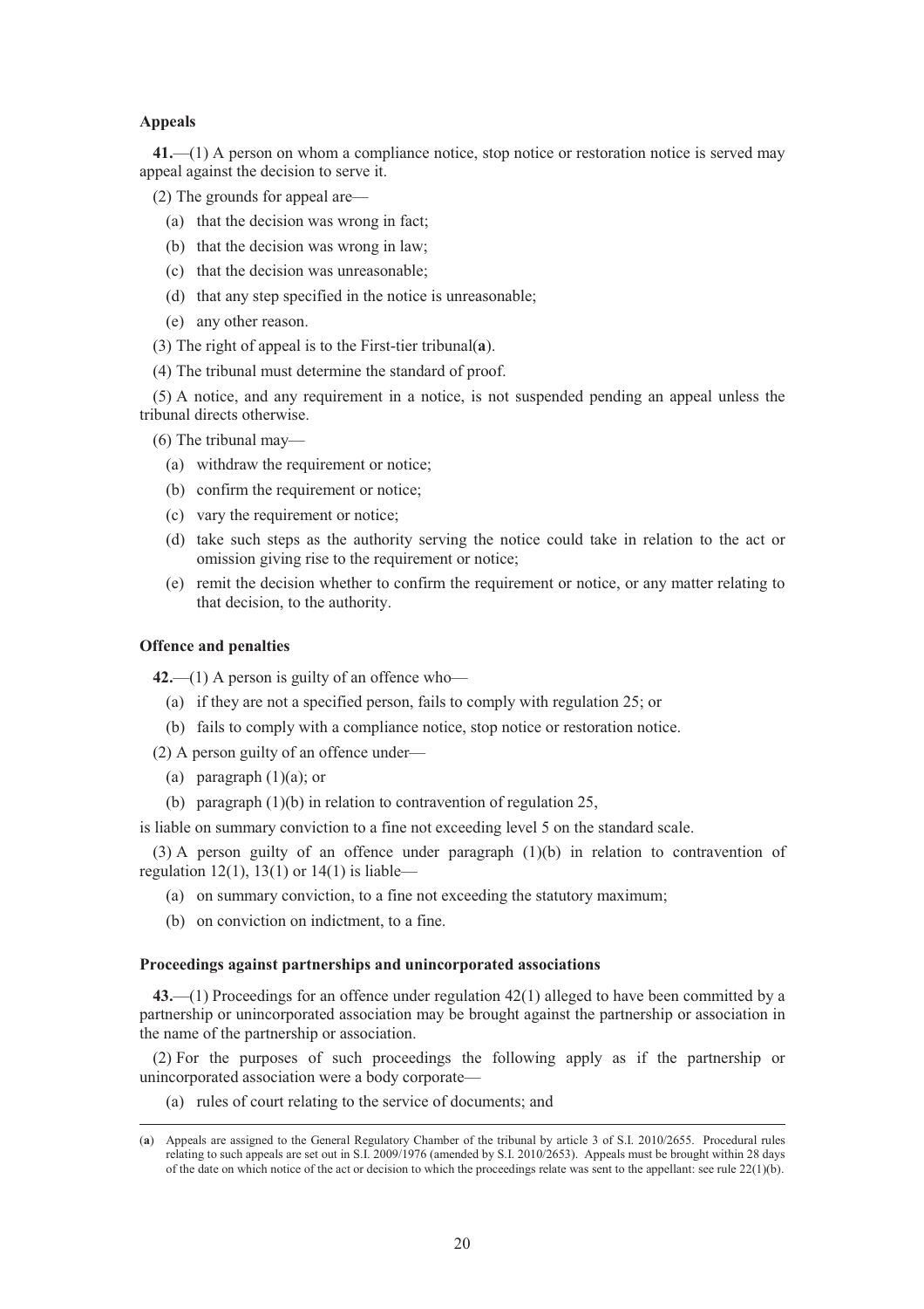**Appeals**

**41.**—(1) A person on whom a compliance notice, stop notice or restoration notice is served may appeal against the decision to serve it.

(2) The grounds for appeal are—

(a) that the decision was wrong in fact;

(b) that the decision was wrong in law;

(c) that the decision was unreasonable;

(d) that any step specified in the notice is unreasonable;

(e) any other reason.

(3) The right of appeal is to the First-tier tribunal(**a**).

(4) The tribunal must determine the standard of proof.

(5) A notice, and any requirement in a notice, is not suspended pending an appeal unless the tribunal directs otherwise.

(6) The tribunal may—

(a) withdraw the requirement or notice;

(b) confirm the requirement or notice;

(c) vary the requirement or notice;

(d) take such steps as the authority serving the notice could take in relation to the act or omission giving rise to the requirement or notice;

(e) remit the decision whether to confirm the requirement or notice, or any matter relating to that decision, to the authority.

**Offence and penalties**

**42.**—(1) A person is guilty of an offence who—

(a) if they are not a specified person, fails to comply with regulation 25; or

(b) fails to comply with a compliance notice, stop notice or restoration notice.

(2) A person guilty of an offence under—

(a) paragraph (1)(a); or

(b) paragraph (1)(b) in relation to contravention of regulation 25,

is liable on summary conviction to a fine not exceeding level 5 on the standard scale.

(3) A person guilty of an offence under paragraph (1)(b) in relation to contravention of regulation 12(1), 13(1) or 14(1) is liable—

(a) on summary conviction, to a fine not exceeding the statutory maximum;

(b) on conviction on indictment, to a fine.

**Proceedings against partnerships and unincorporated associations**

**43.**—(1) Proceedings for an offence under regulation 42(1) alleged to have been committed by a partnership or unincorporated association may be brought against the partnership or association in the name of the partnership or association.

(2) For the purposes of such proceedings the following apply as if the partnership or unincorporated association were a body corporate—

(a) rules of court relating to the service of documents; and

---

(**a**) Appeals are assigned to the General Regulatory Chamber of the tribunal by article 3 of S.I. 2010/2655. Procedural rules relating to such appeals are set out in S.I. 2009/1976 (amended by S.I. 2010/2653). Appeals must be brought within 28 days of the date on which notice of the act or decision to which the proceedings relate was sent to the appellant: see rule 22(1)(b).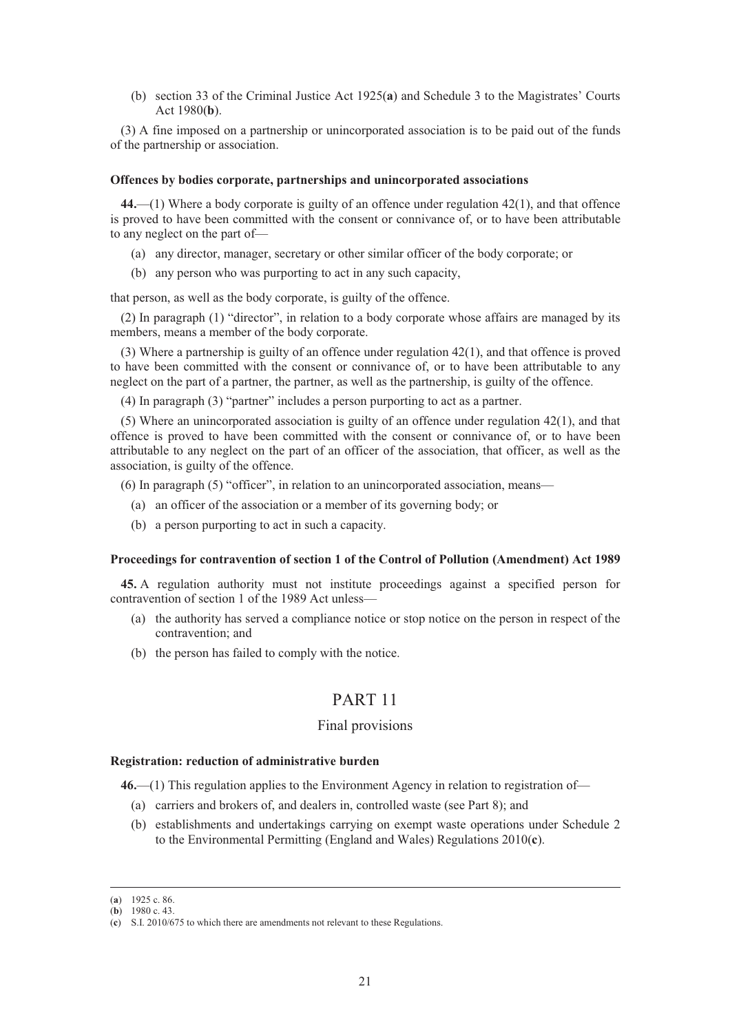(b) section 33 of the Criminal Justice Act 1925(**a**) and Schedule 3 to the Magistrates' Courts Act 1980(**b**).

(3) A fine imposed on a partnership or unincorporated association is to be paid out of the funds of the partnership or association.

### Offences by bodies corporate, partnerships and unincorporated associations

**44.**—(1) Where a body corporate is guilty of an offence under regulation 42(1), and that offence is proved to have been committed with the consent or connivance of, or to have been attributable to any neglect on the part of—

(a) any director, manager, secretary or other similar officer of the body corporate; or

(b) any person who was purporting to act in any such capacity,

that person, as well as the body corporate, is guilty of the offence.

(2) In paragraph (1) "director", in relation to a body corporate whose affairs are managed by its members, means a member of the body corporate.

(3) Where a partnership is guilty of an offence under regulation 42(1), and that offence is proved to have been committed with the consent or connivance of, or to have been attributable to any neglect on the part of a partner, the partner, as well as the partnership, is guilty of the offence.

(4) In paragraph (3) "partner" includes a person purporting to act as a partner.

(5) Where an unincorporated association is guilty of an offence under regulation 42(1), and that offence is proved to have been committed with the consent or connivance of, or to have been attributable to any neglect on the part of an officer of the association, that officer, as well as the association, is guilty of the offence.

(6) In paragraph (5) "officer", in relation to an unincorporated association, means—

(a) an officer of the association or a member of its governing body; or

(b) a person purporting to act in such a capacity.

### Proceedings for contravention of section 1 of the Control of Pollution (Amendment) Act 1989

**45.** A regulation authority must not institute proceedings against a specified person for contravention of section 1 of the 1989 Act unless—

(a) the authority has served a compliance notice or stop notice on the person in respect of the contravention; and

(b) the person has failed to comply with the notice.

## PART 11

## Final provisions

### Registration: reduction of administrative burden

**46.**—(1) This regulation applies to the Environment Agency in relation to registration of—

(a) carriers and brokers of, and dealers in, controlled waste (see Part 8); and

(b) establishments and undertakings carrying on exempt waste operations under Schedule 2 to the Environmental Permitting (England and Wales) Regulations 2010(**c**).

---

(**a**) 1925 c. 86.
(**b**) 1980 c. 43.
(**c**) S.I. 2010/675 to which there are amendments not relevant to these Regulations.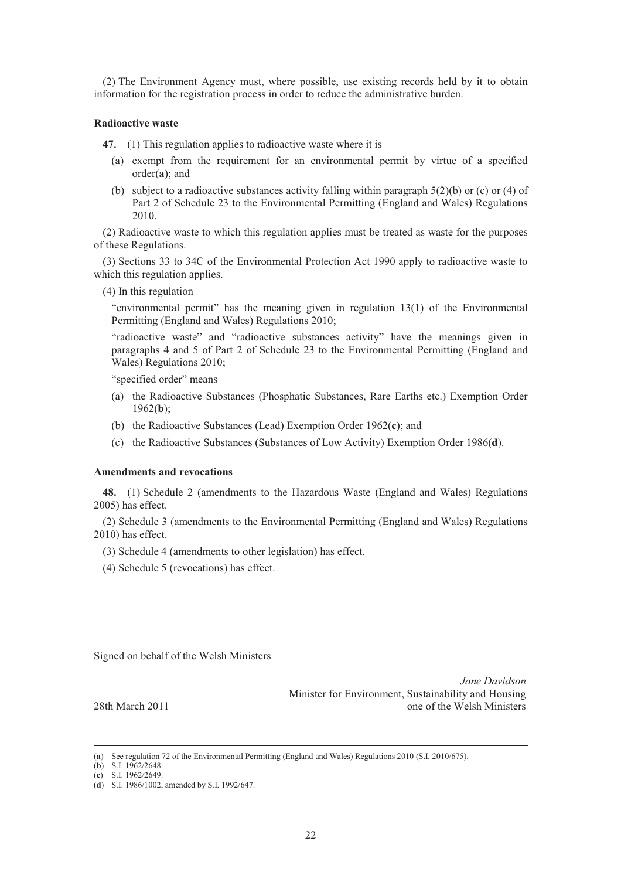(2) The Environment Agency must, where possible, use existing records held by it to obtain information for the registration process in order to reduce the administrative burden.

**Radioactive waste**

**47.**—(1) This regulation applies to radioactive waste where it is—

(a) exempt from the requirement for an environmental permit by virtue of a specified order(**a**); and

(b) subject to a radioactive substances activity falling within paragraph 5(2)(b) or (c) or (4) of Part 2 of Schedule 23 to the Environmental Permitting (England and Wales) Regulations 2010.

(2) Radioactive waste to which this regulation applies must be treated as waste for the purposes of these Regulations.

(3) Sections 33 to 34C of the Environmental Protection Act 1990 apply to radioactive waste to which this regulation applies.

(4) In this regulation—

"environmental permit" has the meaning given in regulation 13(1) of the Environmental Permitting (England and Wales) Regulations 2010;

"radioactive waste" and "radioactive substances activity" have the meanings given in paragraphs 4 and 5 of Part 2 of Schedule 23 to the Environmental Permitting (England and Wales) Regulations 2010;

"specified order" means—

(a) the Radioactive Substances (Phosphatic Substances, Rare Earths etc.) Exemption Order 1962(**b**);

(b) the Radioactive Substances (Lead) Exemption Order 1962(**c**); and

(c) the Radioactive Substances (Substances of Low Activity) Exemption Order 1986(**d**).

**Amendments and revocations**

**48.**—(1) Schedule 2 (amendments to the Hazardous Waste (England and Wales) Regulations 2005) has effect.

(2) Schedule 3 (amendments to the Environmental Permitting (England and Wales) Regulations 2010) has effect.

(3) Schedule 4 (amendments to other legislation) has effect.

(4) Schedule 5 (revocations) has effect.

Signed on behalf of the Welsh Ministers

*Jane Davidson*
Minister for Environment, Sustainability and Housing
one of the Welsh Ministers

28th March 2011

---

(**a**) See regulation 72 of the Environmental Permitting (England and Wales) Regulations 2010 (S.I. 2010/675).
(**b**) S.I. 1962/2648.
(**c**) S.I. 1962/2649.
(**d**) S.I. 1986/1002, amended by S.I. 1992/647.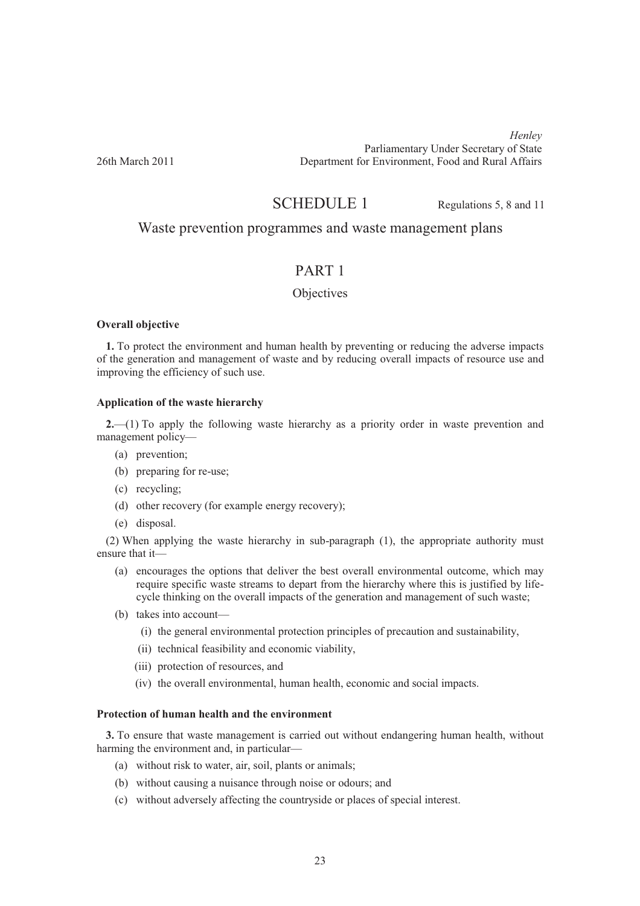*Henley*
Parliamentary Under Secretary of State
26th March 2011 Department for Environment, Food and Rural Affairs

# SCHEDULE 1

Regulations 5, 8 and 11

## Waste prevention programmes and waste management plans

## PART 1

### Objectives

**Overall objective**

**1.** To protect the environment and human health by preventing or reducing the adverse impacts of the generation and management of waste and by reducing overall impacts of resource use and improving the efficiency of such use.

**Application of the waste hierarchy**

**2.**—(1) To apply the following waste hierarchy as a priority order in waste prevention and management policy—

- (a) prevention;
- (b) preparing for re-use;
- (c) recycling;
- (d) other recovery (for example energy recovery);
- (e) disposal.

(2) When applying the waste hierarchy in sub-paragraph (1), the appropriate authority must ensure that it—

- (a) encourages the options that deliver the best overall environmental outcome, which may require specific waste streams to depart from the hierarchy where this is justified by life-cycle thinking on the overall impacts of the generation and management of such waste;
- (b) takes into account—
  - (i) the general environmental protection principles of precaution and sustainability,
  - (ii) technical feasibility and economic viability,
  - (iii) protection of resources, and
  - (iv) the overall environmental, human health, economic and social impacts.

**Protection of human health and the environment**

**3.** To ensure that waste management is carried out without endangering human health, without harming the environment and, in particular—

- (a) without risk to water, air, soil, plants or animals;
- (b) without causing a nuisance through noise or odours; and
- (c) without adversely affecting the countryside or places of special interest.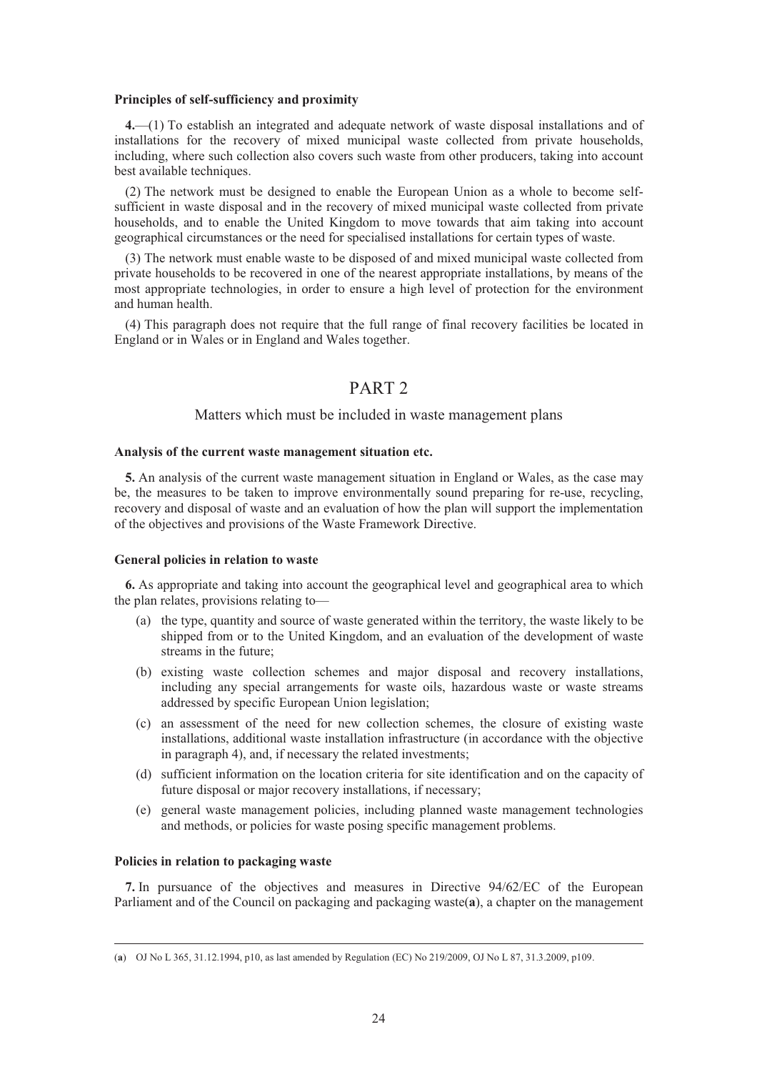**Principles of self-sufficiency and proximity**

**4.**—(1) To establish an integrated and adequate network of waste disposal installations and of installations for the recovery of mixed municipal waste collected from private households, including, where such collection also covers such waste from other producers, taking into account best available techniques.

(2) The network must be designed to enable the European Union as a whole to become self-sufficient in waste disposal and in the recovery of mixed municipal waste collected from private households, and to enable the United Kingdom to move towards that aim taking into account geographical circumstances or the need for specialised installations for certain types of waste.

(3) The network must enable waste to be disposed of and mixed municipal waste collected from private households to be recovered in one of the nearest appropriate installations, by means of the most appropriate technologies, in order to ensure a high level of protection for the environment and human health.

(4) This paragraph does not require that the full range of final recovery facilities be located in England or in Wales or in England and Wales together.

# PART 2

## Matters which must be included in waste management plans

**Analysis of the current waste management situation etc.**

**5.** An analysis of the current waste management situation in England or Wales, as the case may be, the measures to be taken to improve environmentally sound preparing for re-use, recycling, recovery and disposal of waste and an evaluation of how the plan will support the implementation of the objectives and provisions of the Waste Framework Directive.

**General policies in relation to waste**

**6.** As appropriate and taking into account the geographical level and geographical area to which the plan relates, provisions relating to—

(a) the type, quantity and source of waste generated within the territory, the waste likely to be shipped from or to the United Kingdom, and an evaluation of the development of waste streams in the future;

(b) existing waste collection schemes and major disposal and recovery installations, including any special arrangements for waste oils, hazardous waste or waste streams addressed by specific European Union legislation;

(c) an assessment of the need for new collection schemes, the closure of existing waste installations, additional waste installation infrastructure (in accordance with the objective in paragraph 4), and, if necessary the related investments;

(d) sufficient information on the location criteria for site identification and on the capacity of future disposal or major recovery installations, if necessary;

(e) general waste management policies, including planned waste management technologies and methods, or policies for waste posing specific management problems.

**Policies in relation to packaging waste**

**7.** In pursuance of the objectives and measures in Directive 94/62/EC of the European Parliament and of the Council on packaging and packaging waste([a]), a chapter on the management

---

([a]) OJ No L 365, 31.12.1994, p10, as last amended by Regulation (EC) No 219/2009, OJ No L 87, 31.3.2009, p109.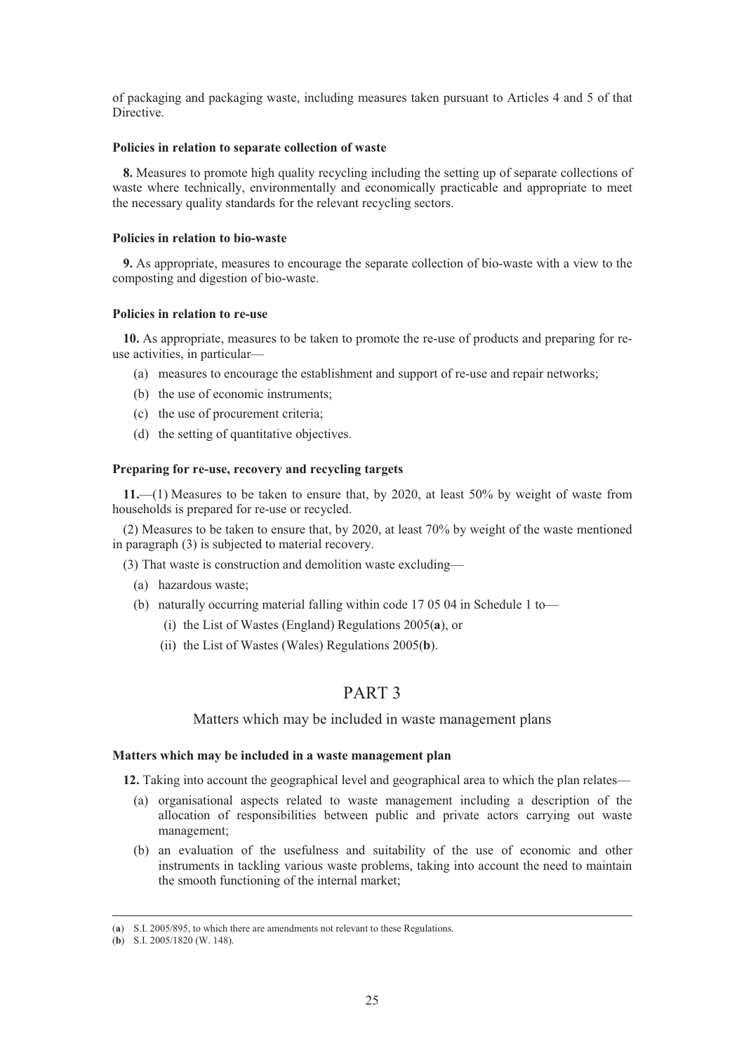of packaging and packaging waste, including measures taken pursuant to Articles 4 and 5 of that Directive.

**Policies in relation to separate collection of waste**

**8.** Measures to promote high quality recycling including the setting up of separate collections of waste where technically, environmentally and economically practicable and appropriate to meet the necessary quality standards for the relevant recycling sectors.

**Policies in relation to bio-waste**

**9.** As appropriate, measures to encourage the separate collection of bio-waste with a view to the composting and digestion of bio-waste.

**Policies in relation to re-use**

**10.** As appropriate, measures to be taken to promote the re-use of products and preparing for re-use activities, in particular—

- (a) measures to encourage the establishment and support of re-use and repair networks;
- (b) the use of economic instruments;
- (c) the use of procurement criteria;
- (d) the setting of quantitative objectives.

**Preparing for re-use, recovery and recycling targets**

**11.**—(1) Measures to be taken to ensure that, by 2020, at least 50% by weight of waste from households is prepared for re-use or recycled.

(2) Measures to be taken to ensure that, by 2020, at least 70% by weight of the waste mentioned in paragraph (3) is subjected to material recovery.

(3) That waste is construction and demolition waste excluding—

- (a) hazardous waste;
- (b) naturally occurring material falling within code 17 05 04 in Schedule 1 to—
  - (i) the List of Wastes (England) Regulations 2005(**a**), or
  - (ii) the List of Wastes (Wales) Regulations 2005(**b**).

# PART 3

## Matters which may be included in waste management plans

**Matters which may be included in a waste management plan**

**12.** Taking into account the geographical level and geographical area to which the plan relates—

- (a) organisational aspects related to waste management including a description of the allocation of responsibilities between public and private actors carrying out waste management;
- (b) an evaluation of the usefulness and suitability of the use of economic and other instruments in tackling various waste problems, taking into account the need to maintain the smooth functioning of the internal market;

---

(**a**) S.I. 2005/895, to which there are amendments not relevant to these Regulations.

(**b**) S.I. 2005/1820 (W. 148).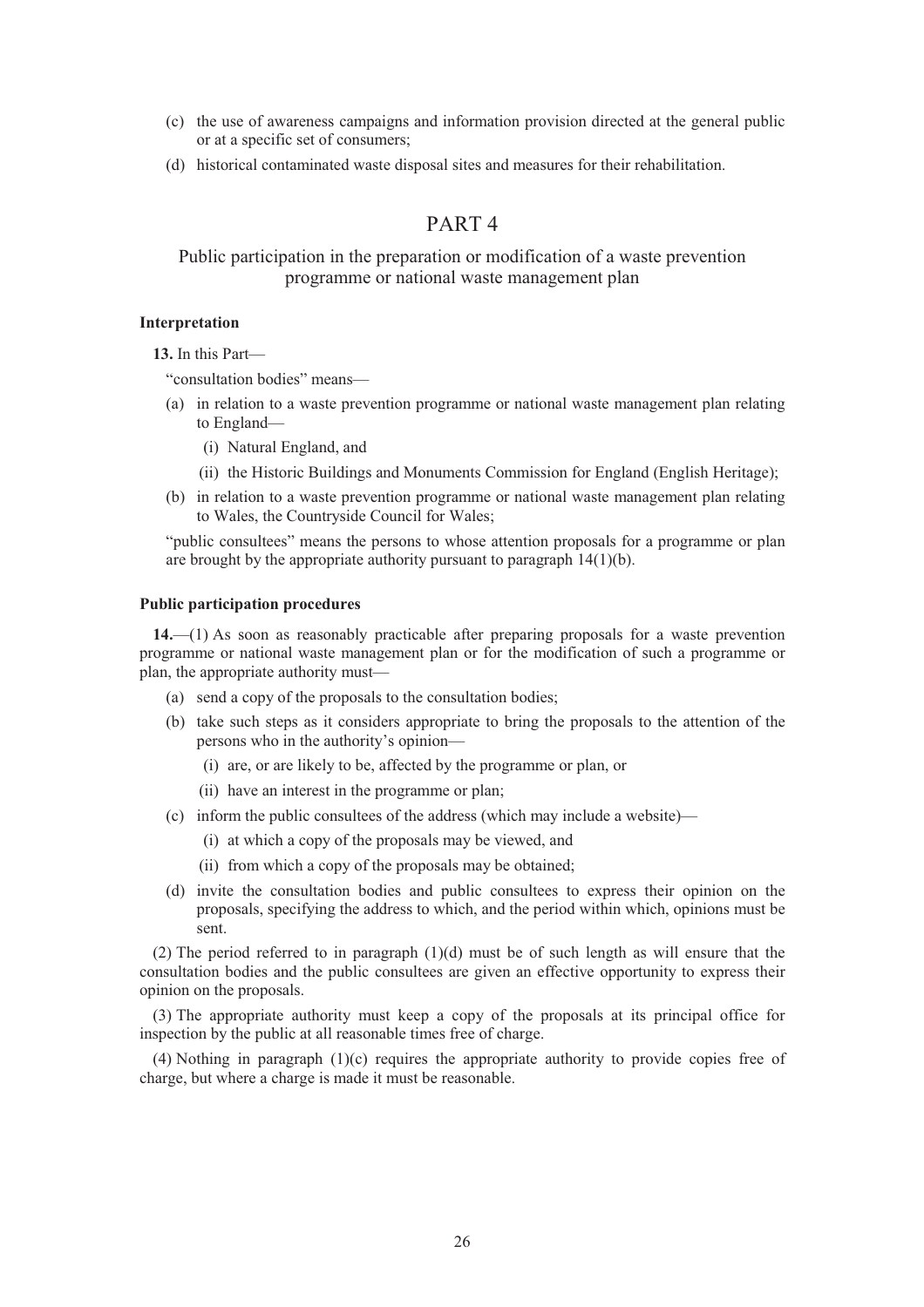(c) the use of awareness campaigns and information provision directed at the general public or at a specific set of consumers;

(d) historical contaminated waste disposal sites and measures for their rehabilitation.

# PART 4

## Public participation in the preparation or modification of a waste prevention programme or national waste management plan

**Interpretation**

**13.** In this Part—

"consultation bodies" means—

(a) in relation to a waste prevention programme or national waste management plan relating to England—

  (i) Natural England, and

  (ii) the Historic Buildings and Monuments Commission for England (English Heritage);

(b) in relation to a waste prevention programme or national waste management plan relating to Wales, the Countryside Council for Wales;

"public consultees" means the persons to whose attention proposals for a programme or plan are brought by the appropriate authority pursuant to paragraph 14(1)(b).

**Public participation procedures**

**14.**—(1) As soon as reasonably practicable after preparing proposals for a waste prevention programme or national waste management plan or for the modification of such a programme or plan, the appropriate authority must—

(a) send a copy of the proposals to the consultation bodies;

(b) take such steps as it considers appropriate to bring the proposals to the attention of the persons who in the authority's opinion—

  (i) are, or are likely to be, affected by the programme or plan, or

  (ii) have an interest in the programme or plan;

(c) inform the public consultees of the address (which may include a website)—

  (i) at which a copy of the proposals may be viewed, and

  (ii) from which a copy of the proposals may be obtained;

(d) invite the consultation bodies and public consultees to express their opinion on the proposals, specifying the address to which, and the period within which, opinions must be sent.

(2) The period referred to in paragraph (1)(d) must be of such length as will ensure that the consultation bodies and the public consultees are given an effective opportunity to express their opinion on the proposals.

(3) The appropriate authority must keep a copy of the proposals at its principal office for inspection by the public at all reasonable times free of charge.

(4) Nothing in paragraph (1)(c) requires the appropriate authority to provide copies free of charge, but where a charge is made it must be reasonable.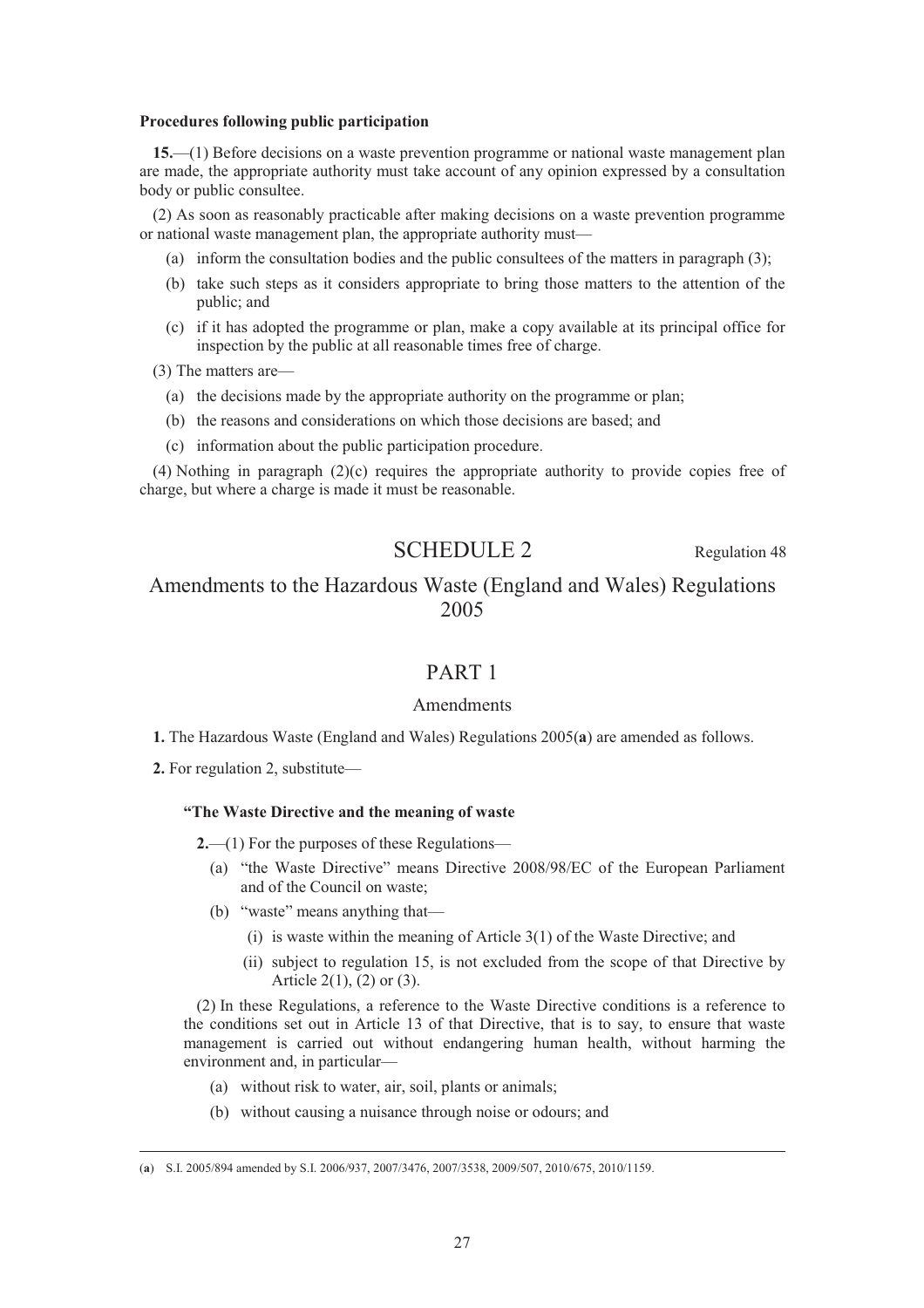**Procedures following public participation**

**15.**—(1) Before decisions on a waste prevention programme or national waste management plan are made, the appropriate authority must take account of any opinion expressed by a consultation body or public consultee.

(2) As soon as reasonably practicable after making decisions on a waste prevention programme or national waste management plan, the appropriate authority must—

- (a) inform the consultation bodies and the public consultees of the matters in paragraph (3);
- (b) take such steps as it considers appropriate to bring those matters to the attention of the public; and
- (c) if it has adopted the programme or plan, make a copy available at its principal office for inspection by the public at all reasonable times free of charge.

(3) The matters are—

- (a) the decisions made by the appropriate authority on the programme or plan;
- (b) the reasons and considerations on which those decisions are based; and
- (c) information about the public participation procedure.

(4) Nothing in paragraph (2)(c) requires the appropriate authority to provide copies free of charge, but where a charge is made it must be reasonable.

# SCHEDULE 2

Regulation 48

# Amendments to the Hazardous Waste (England and Wales) Regulations 2005

## PART 1

### Amendments

**1.** The Hazardous Waste (England and Wales) Regulations 2005(**a**) are amended as follows.

**2.** For regulation 2, substitute—

**"The Waste Directive and the meaning of waste**

**2.**—(1) For the purposes of these Regulations—

- (a) "the Waste Directive" means Directive 2008/98/EC of the European Parliament and of the Council on waste;
- (b) "waste" means anything that—
  - (i) is waste within the meaning of Article 3(1) of the Waste Directive; and
  - (ii) subject to regulation 15, is not excluded from the scope of that Directive by Article 2(1), (2) or (3).

(2) In these Regulations, a reference to the Waste Directive conditions is a reference to the conditions set out in Article 13 of that Directive, that is to say, to ensure that waste management is carried out without endangering human health, without harming the environment and, in particular—

- (a) without risk to water, air, soil, plants or animals;
- (b) without causing a nuisance through noise or odours; and

---

(**a**) S.I. 2005/894 amended by S.I. 2006/937, 2007/3476, 2007/3538, 2009/507, 2010/675, 2010/1159.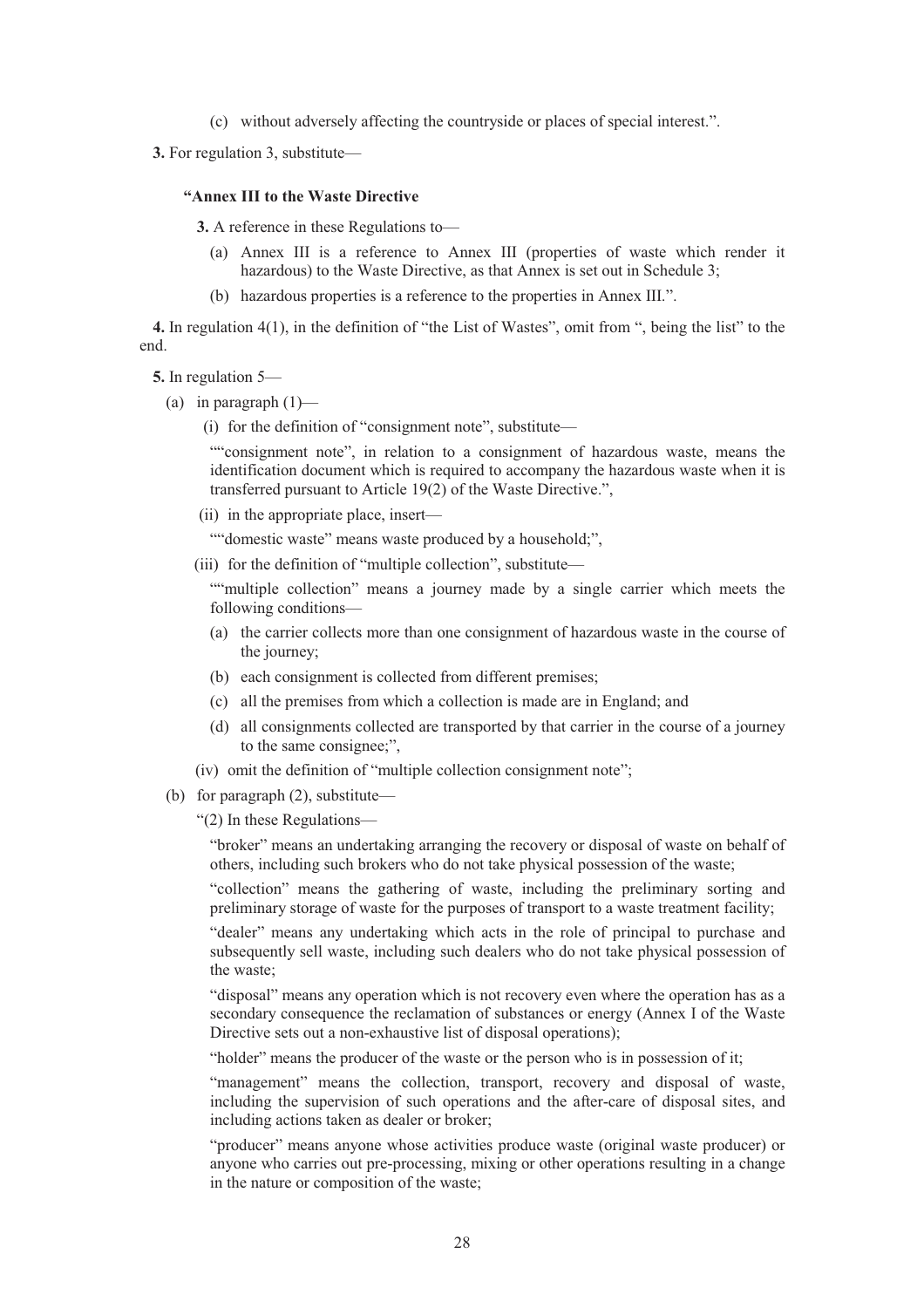(c) without adversely affecting the countryside or places of special interest.".

**3.** For regulation 3, substitute—

**"Annex III to the Waste Directive**

**3.** A reference in these Regulations to—

(a) Annex III is a reference to Annex III (properties of waste which render it hazardous) to the Waste Directive, as that Annex is set out in Schedule 3;

(b) hazardous properties is a reference to the properties in Annex III.".

**4.** In regulation 4(1), in the definition of "the List of Wastes", omit from ", being the list" to the end.

**5.** In regulation 5—

(a) in paragraph (1)—

(i) for the definition of "consignment note", substitute—

""consignment note", in relation to a consignment of hazardous waste, means the identification document which is required to accompany the hazardous waste when it is transferred pursuant to Article 19(2) of the Waste Directive.",

(ii) in the appropriate place, insert—

""domestic waste" means waste produced by a household;",

(iii) for the definition of "multiple collection", substitute—

""multiple collection" means a journey made by a single carrier which meets the following conditions—

(a) the carrier collects more than one consignment of hazardous waste in the course of the journey;

(b) each consignment is collected from different premises;

(c) all the premises from which a collection is made are in England; and

(d) all consignments collected are transported by that carrier in the course of a journey to the same consignee;",

(iv) omit the definition of "multiple collection consignment note";

(b) for paragraph (2), substitute—

"(2) In these Regulations—

"broker" means an undertaking arranging the recovery or disposal of waste on behalf of others, including such brokers who do not take physical possession of the waste;

"collection" means the gathering of waste, including the preliminary sorting and preliminary storage of waste for the purposes of transport to a waste treatment facility;

"dealer" means any undertaking which acts in the role of principal to purchase and subsequently sell waste, including such dealers who do not take physical possession of the waste;

"disposal" means any operation which is not recovery even where the operation has as a secondary consequence the reclamation of substances or energy (Annex I of the Waste Directive sets out a non-exhaustive list of disposal operations);

"holder" means the producer of the waste or the person who is in possession of it;

"management" means the collection, transport, recovery and disposal of waste, including the supervision of such operations and the after-care of disposal sites, and including actions taken as dealer or broker;

"producer" means anyone whose activities produce waste (original waste producer) or anyone who carries out pre-processing, mixing or other operations resulting in a change in the nature or composition of the waste;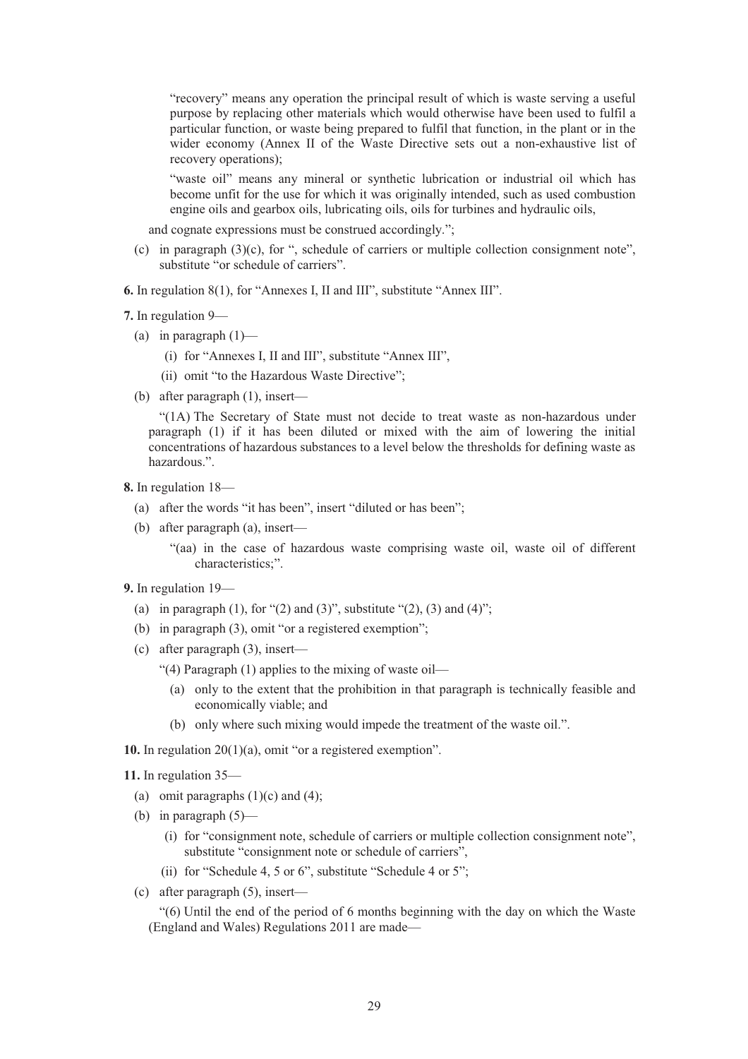"recovery" means any operation the principal result of which is waste serving a useful purpose by replacing other materials which would otherwise have been used to fulfil a particular function, or waste being prepared to fulfil that function, in the plant or in the wider economy (Annex II of the Waste Directive sets out a non-exhaustive list of recovery operations);

"waste oil" means any mineral or synthetic lubrication or industrial oil which has become unfit for the use for which it was originally intended, such as used combustion engine oils and gearbox oils, lubricating oils, oils for turbines and hydraulic oils,

and cognate expressions must be construed accordingly.";

(c) in paragraph (3)(c), for ", schedule of carriers or multiple collection consignment note", substitute "or schedule of carriers".

**6.** In regulation 8(1), for "Annexes I, II and III", substitute "Annex III".

**7.** In regulation 9—

(a) in paragraph (1)—

(i) for "Annexes I, II and III", substitute "Annex III",

(ii) omit "to the Hazardous Waste Directive";

(b) after paragraph (1), insert—

"(1A) The Secretary of State must not decide to treat waste as non-hazardous under paragraph (1) if it has been diluted or mixed with the aim of lowering the initial concentrations of hazardous substances to a level below the thresholds for defining waste as hazardous.".

**8.** In regulation 18—

(a) after the words "it has been", insert "diluted or has been";

(b) after paragraph (a), insert—

"(aa) in the case of hazardous waste comprising waste oil, waste oil of different characteristics;".

**9.** In regulation 19—

(a) in paragraph (1), for "(2) and (3)", substitute "(2), (3) and (4)";

(b) in paragraph (3), omit "or a registered exemption";

(c) after paragraph (3), insert—

"(4) Paragraph (1) applies to the mixing of waste oil—

(a) only to the extent that the prohibition in that paragraph is technically feasible and economically viable; and

(b) only where such mixing would impede the treatment of the waste oil.".

**10.** In regulation 20(1)(a), omit "or a registered exemption".

**11.** In regulation 35—

(a) omit paragraphs (1)(c) and (4);

(b) in paragraph (5)—

(i) for "consignment note, schedule of carriers or multiple collection consignment note", substitute "consignment note or schedule of carriers",

(ii) for "Schedule 4, 5 or 6", substitute "Schedule 4 or 5";

(c) after paragraph (5), insert—

"(6) Until the end of the period of 6 months beginning with the day on which the Waste (England and Wales) Regulations 2011 are made—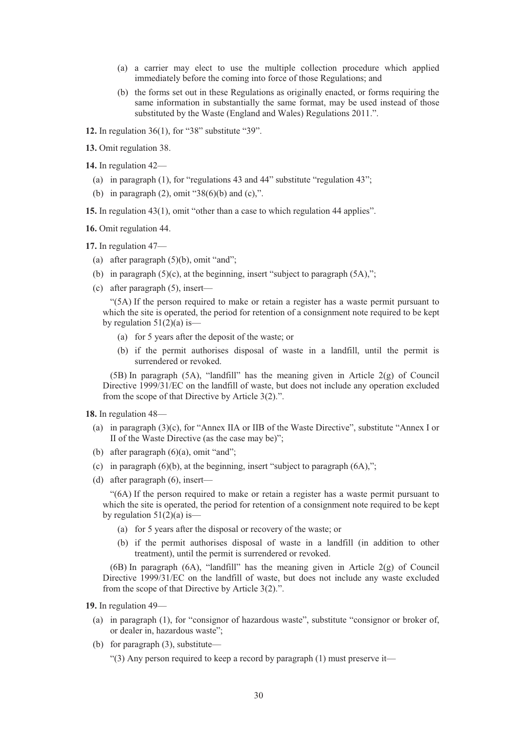(a) a carrier may elect to use the multiple collection procedure which applied immediately before the coming into force of those Regulations; and

(b) the forms set out in these Regulations as originally enacted, or forms requiring the same information in substantially the same format, may be used instead of those substituted by the Waste (England and Wales) Regulations 2011.".

**12.** In regulation 36(1), for "38" substitute "39".

**13.** Omit regulation 38.

**14.** In regulation 42—

(a) in paragraph (1), for "regulations 43 and 44" substitute "regulation 43";

(b) in paragraph (2), omit "38(6)(b) and (c),".

**15.** In regulation 43(1), omit "other than a case to which regulation 44 applies".

**16.** Omit regulation 44.

**17.** In regulation 47—

(a) after paragraph (5)(b), omit "and";

(b) in paragraph (5)(c), at the beginning, insert "subject to paragraph (5A),";

(c) after paragraph (5), insert—

"(5A) If the person required to make or retain a register has a waste permit pursuant to which the site is operated, the period for retention of a consignment note required to be kept by regulation 51(2)(a) is—

(a) for 5 years after the deposit of the waste; or

(b) if the permit authorises disposal of waste in a landfill, until the permit is surrendered or revoked.

(5B) In paragraph (5A), "landfill" has the meaning given in Article 2(g) of Council Directive 1999/31/EC on the landfill of waste, but does not include any operation excluded from the scope of that Directive by Article 3(2).".

**18.** In regulation 48—

(a) in paragraph (3)(c), for "Annex IIA or IIB of the Waste Directive", substitute "Annex I or II of the Waste Directive (as the case may be)";

(b) after paragraph (6)(a), omit "and";

(c) in paragraph (6)(b), at the beginning, insert "subject to paragraph (6A),";

(d) after paragraph (6), insert—

"(6A) If the person required to make or retain a register has a waste permit pursuant to which the site is operated, the period for retention of a consignment note required to be kept by regulation 51(2)(a) is—

(a) for 5 years after the disposal or recovery of the waste; or

(b) if the permit authorises disposal of waste in a landfill (in addition to other treatment), until the permit is surrendered or revoked.

(6B) In paragraph (6A), "landfill" has the meaning given in Article 2(g) of Council Directive 1999/31/EC on the landfill of waste, but does not include any waste excluded from the scope of that Directive by Article 3(2).".

**19.** In regulation 49—

(a) in paragraph (1), for "consignor of hazardous waste", substitute "consignor or broker of, or dealer in, hazardous waste";

(b) for paragraph (3), substitute—

"(3) Any person required to keep a record by paragraph (1) must preserve it—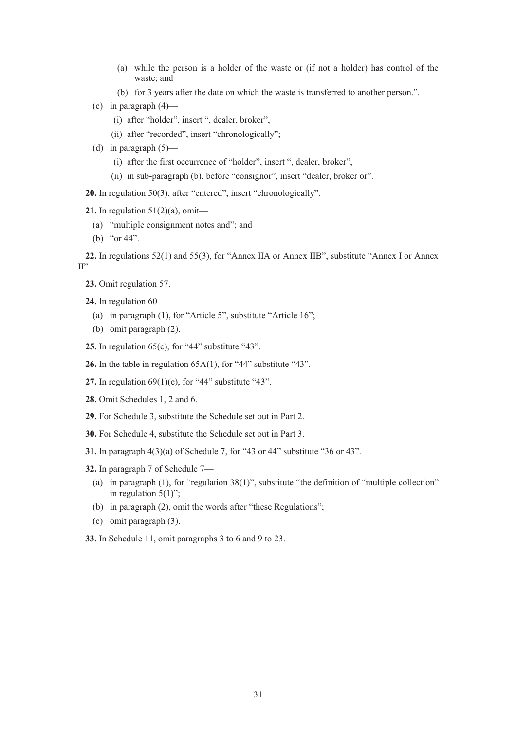(a) while the person is a holder of the waste or (if not a holder) has control of the waste; and

(b) for 3 years after the date on which the waste is transferred to another person.".

(c) in paragraph (4)—

(i) after "holder", insert ", dealer, broker",

(ii) after "recorded", insert "chronologically";

(d) in paragraph (5)—

(i) after the first occurrence of "holder", insert ", dealer, broker",

(ii) in sub-paragraph (b), before "consignor", insert "dealer, broker or".

**20.** In regulation 50(3), after "entered", insert "chronologically".

**21.** In regulation 51(2)(a), omit—

(a) "multiple consignment notes and"; and

(b) "or 44".

**22.** In regulations 52(1) and 55(3), for "Annex IIA or Annex IIB", substitute "Annex I or Annex II".

**23.** Omit regulation 57.

**24.** In regulation 60—

(a) in paragraph (1), for "Article 5", substitute "Article 16";

(b) omit paragraph (2).

**25.** In regulation 65(c), for "44" substitute "43".

**26.** In the table in regulation 65A(1), for "44" substitute "43".

**27.** In regulation 69(1)(e), for "44" substitute "43".

**28.** Omit Schedules 1, 2 and 6.

**29.** For Schedule 3, substitute the Schedule set out in Part 2.

**30.** For Schedule 4, substitute the Schedule set out in Part 3.

**31.** In paragraph 4(3)(a) of Schedule 7, for "43 or 44" substitute "36 or 43".

**32.** In paragraph 7 of Schedule 7—

(a) in paragraph (1), for "regulation 38(1)", substitute "the definition of "multiple collection" in regulation 5(1)";

(b) in paragraph (2), omit the words after "these Regulations";

(c) omit paragraph (3).

**33.** In Schedule 11, omit paragraphs 3 to 6 and 9 to 23.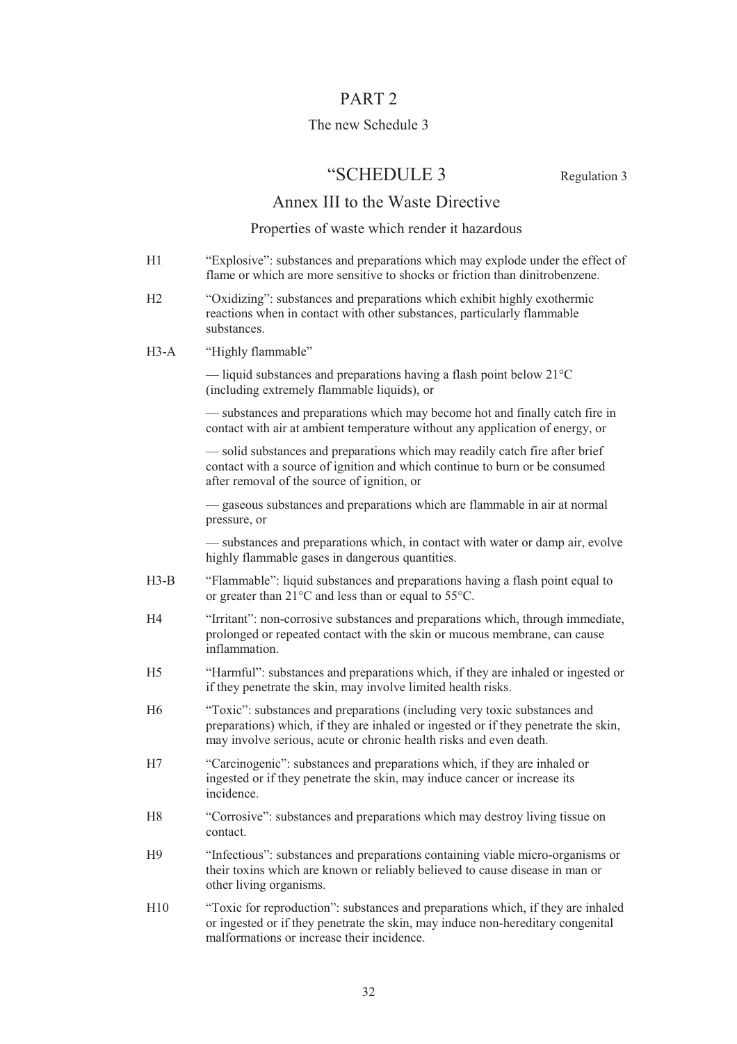# PART 2

## The new Schedule 3

## "SCHEDULE 3

Regulation 3

### Annex III to the Waste Directive

#### Properties of waste which render it hazardous

H1 "Explosive": substances and preparations which may explode under the effect of flame or which are more sensitive to shocks or friction than dinitrobenzene.

H2 "Oxidizing": substances and preparations which exhibit highly exothermic reactions when in contact with other substances, particularly flammable substances.

H3-A "Highly flammable"

— liquid substances and preparations having a flash point below 21°C (including extremely flammable liquids), or

— substances and preparations which may become hot and finally catch fire in contact with air at ambient temperature without any application of energy, or

— solid substances and preparations which may readily catch fire after brief contact with a source of ignition and which continue to burn or be consumed after removal of the source of ignition, or

— gaseous substances and preparations which are flammable in air at normal pressure, or

— substances and preparations which, in contact with water or damp air, evolve highly flammable gases in dangerous quantities.

H3-B "Flammable": liquid substances and preparations having a flash point equal to or greater than 21°C and less than or equal to 55°C.

H4 "Irritant": non-corrosive substances and preparations which, through immediate, prolonged or repeated contact with the skin or mucous membrane, can cause inflammation.

H5 "Harmful": substances and preparations which, if they are inhaled or ingested or if they penetrate the skin, may involve limited health risks.

H6 "Toxic": substances and preparations (including very toxic substances and preparations) which, if they are inhaled or ingested or if they penetrate the skin, may involve serious, acute or chronic health risks and even death.

H7 "Carcinogenic": substances and preparations which, if they are inhaled or ingested or if they penetrate the skin, may induce cancer or increase its incidence.

H8 "Corrosive": substances and preparations which may destroy living tissue on contact.

H9 "Infectious": substances and preparations containing viable micro-organisms or their toxins which are known or reliably believed to cause disease in man or other living organisms.

H10 "Toxic for reproduction": substances and preparations which, if they are inhaled or ingested or if they penetrate the skin, may induce non-hereditary congenital malformations or increase their incidence.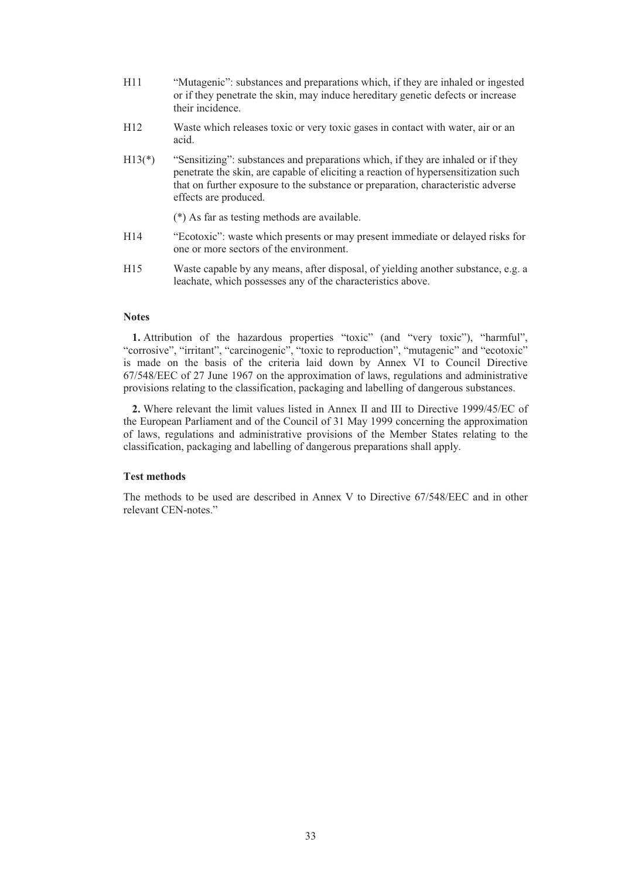H11 "Mutagenic": substances and preparations which, if they are inhaled or ingested or if they penetrate the skin, may induce hereditary genetic defects or increase their incidence.

H12 Waste which releases toxic or very toxic gases in contact with water, air or an acid.

H13(*) "Sensitizing": substances and preparations which, if they are inhaled or if they penetrate the skin, are capable of eliciting a reaction of hypersensitization such that on further exposure to the substance or preparation, characteristic adverse effects are produced.

(*) As far as testing methods are available.

H14 "Ecotoxic": waste which presents or may present immediate or delayed risks for one or more sectors of the environment.

H15 Waste capable by any means, after disposal, of yielding another substance, e.g. a leachate, which possesses any of the characteristics above.

**Notes**

**1.** Attribution of the hazardous properties "toxic" (and "very toxic"), "harmful", "corrosive", "irritant", "carcinogenic", "toxic to reproduction", "mutagenic" and "ecotoxic" is made on the basis of the criteria laid down by Annex VI to Council Directive 67/548/EEC of 27 June 1967 on the approximation of laws, regulations and administrative provisions relating to the classification, packaging and labelling of dangerous substances.

**2.** Where relevant the limit values listed in Annex II and III to Directive 1999/45/EC of the European Parliament and of the Council of 31 May 1999 concerning the approximation of laws, regulations and administrative provisions of the Member States relating to the classification, packaging and labelling of dangerous preparations shall apply.

**Test methods**

The methods to be used are described in Annex V to Directive 67/548/EEC and in other relevant CEN-notes."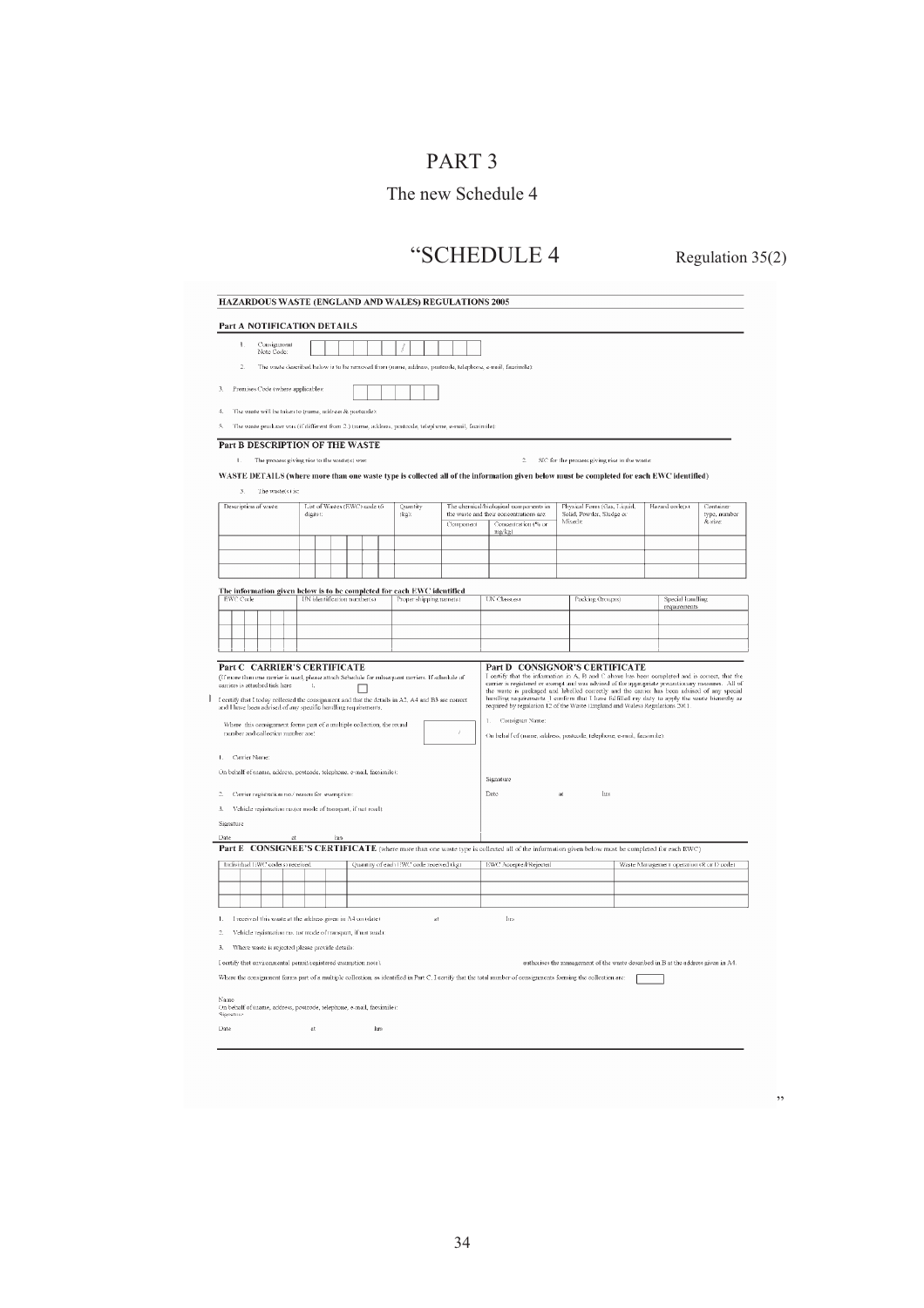# PART 3

## The new Schedule 4

## "SCHEDULE 4

Regulation 35(2)

**HAZARDOUS WASTE (ENGLAND AND WALES) REGULATIONS 2005**

**Part A NOTIFICATION DETAILS**

1. Consignment Note Code: /

2. The waste described below is to be removed from (name, address, postcode, telephone, e-mail, facsimile):

3. Premises Code (where applicable):

4. The waste will be taken to (name, address & postcode):

5. The waste producer was (if different from 2.) (name, address, postcode, telephone, e-mail, facsimile):

**Part B DESCRIPTION OF THE WASTE**

1. The process giving rise to the waste(s) was:

2. SIC for the process giving rise to the waste:

**WASTE DETAILS (where more than one waste type is collected all of the information given below must be completed for each EWC identified)**

3. The waste(s) is:

| Description of waste | List of Wastes (EWC) code (6 digits): | Quantity (kg): | The chemical/biological components in the waste and their concentrations are: | | Physical Form (Gas, Liquid, Solid, Powder, Sludge or Mixed): | Hazard code(s) | Container type, number & size: |
|---|---|---|---|---|---|---|---|
| | | | Component | Concentration (% or mg/kg) | | | |
| | | | | | | | |
| | | | | | | | |
| | | | | | | | |

**The information given below is to be completed for each EWC identified**

| EWC Code | UN identification number(s) | Proper shipping name(s) | UN Class(es) | Packing Group(s) | Special handling requirements |
|---|---|---|---|---|---|
| | | | | | |
| | | | | | |
| | | | | | |

**Part C CARRIER'S CERTIFICATE**

(If more than one carrier is used, please attach Schedule for subsequent carriers. If schedule of carriers is attached tick here ☐)

I certify that I today collected the consignment and that the details in A2, A4 and B3 are correct and I have been advised of any specific handling requirements.

Where this consignment forms part of a multiple collection, the round number and collection number are: /

1. Carrier Name:

On behalf of (name, address, postcode, telephone, e-mail, facsimile):

2. Carrier registration no./ reason for exemption:

3. Vehicle registration no.(or mode of transport, if not road):

Signature

Date at hrs

**Part D CONSIGNOR'S CERTIFICATE**

I certify that the information in A, B and C above has been completed and is correct, that the carrier is registered or exempt and was advised of the appropriate precautionary measures. All of the waste is packaged and labelled correctly and the carrier has been advised of any special handling requirements. I confirm that I have fulfilled my duty to apply the waste hierarchy as required by regulation 12 of the Waste (England and Wales) Regulations 2011.

1. Consignor Name:

On behalf of (name, address, postcode, telephone, e-mail, facsimile):

Signature

Date at hrs

**Part E CONSIGNEE'S CERTIFICATE** (where more than one waste type is collected all of the information given below must be completed for each EWC)

| Individual EWC code(s) received | Quantity of each EWC code received (kg) | EWC Accepted/Rejected | Waste Management operation (R or D code) |
|---|---|---|---|
| | | | |
| | | | |
| | | | |

1. I received this waste at the address given in A4 on (date) at hrs

2. Vehicle registration no. (or mode of transport, if not road):

3. Where waste is rejected please provide details:

I certify that environmental permit/registered exemption no(s). authorises the management of the waste described in B at the address given in A4.

Where the consignment forms part of a multiple collection, as identified in Part C, I certify that the total number of consignments forming the collection are:

Name

On behalf of (name, address, postcode, telephone, e-mail, facsimile):

Signature

Date at hrs

"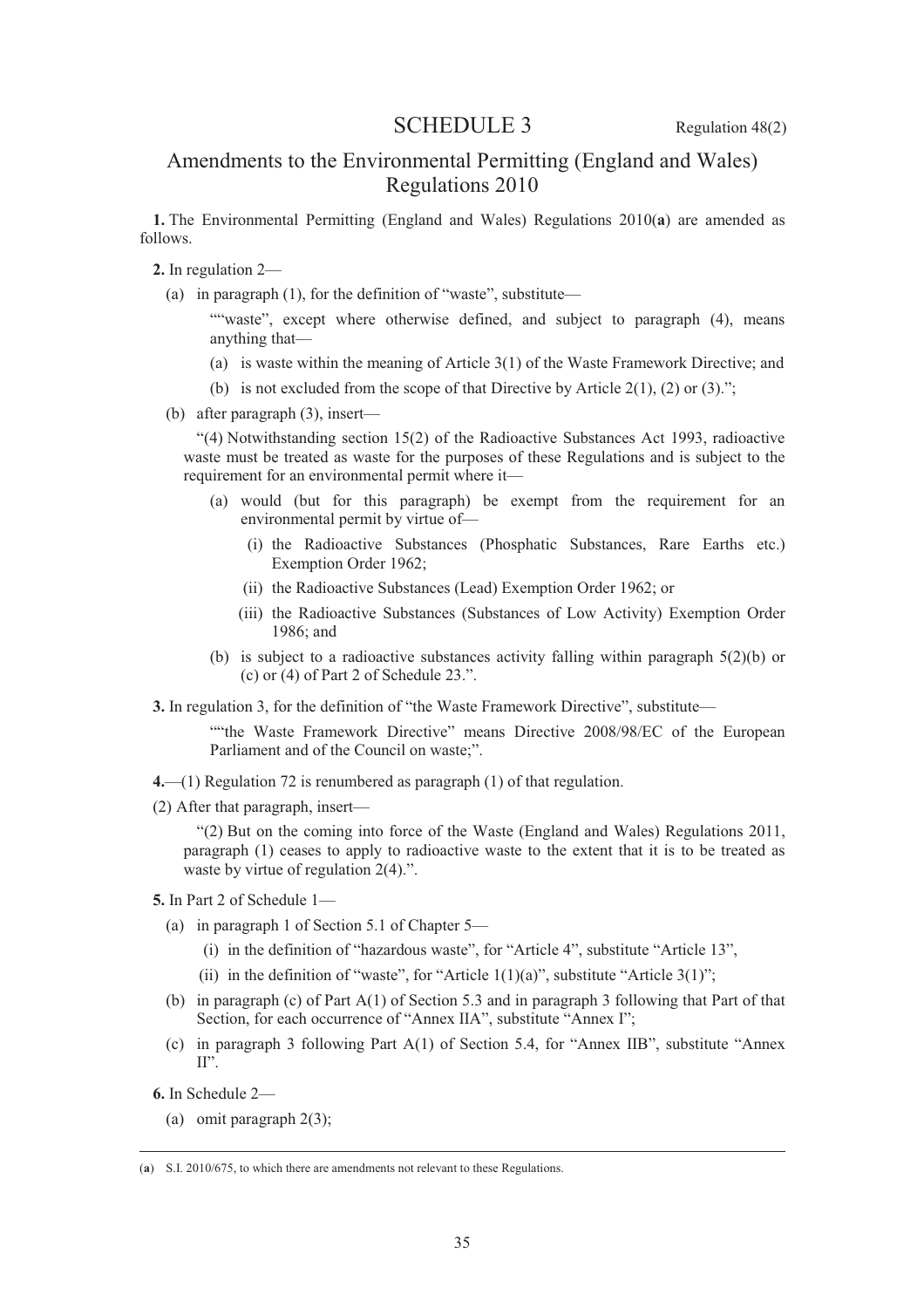# SCHEDULE 3

Regulation 48(2)

## Amendments to the Environmental Permitting (England and Wales) Regulations 2010

**1.** The Environmental Permitting (England and Wales) Regulations 2010(**a**) are amended as follows.

**2.** In regulation 2—

(a) in paragraph (1), for the definition of "waste", substitute—

""waste", except where otherwise defined, and subject to paragraph (4), means anything that—

(a) is waste within the meaning of Article 3(1) of the Waste Framework Directive; and

(b) is not excluded from the scope of that Directive by Article 2(1), (2) or (3).";

(b) after paragraph (3), insert—

"(4) Notwithstanding section 15(2) of the Radioactive Substances Act 1993, radioactive waste must be treated as waste for the purposes of these Regulations and is subject to the requirement for an environmental permit where it—

(a) would (but for this paragraph) be exempt from the requirement for an environmental permit by virtue of—

(i) the Radioactive Substances (Phosphatic Substances, Rare Earths etc.) Exemption Order 1962;

(ii) the Radioactive Substances (Lead) Exemption Order 1962; or

(iii) the Radioactive Substances (Substances of Low Activity) Exemption Order 1986; and

(b) is subject to a radioactive substances activity falling within paragraph 5(2)(b) or (c) or (4) of Part 2 of Schedule 23.".

**3.** In regulation 3, for the definition of "the Waste Framework Directive", substitute—

""the Waste Framework Directive" means Directive 2008/98/EC of the European Parliament and of the Council on waste;".

**4.**—(1) Regulation 72 is renumbered as paragraph (1) of that regulation.

(2) After that paragraph, insert—

"(2) But on the coming into force of the Waste (England and Wales) Regulations 2011, paragraph (1) ceases to apply to radioactive waste to the extent that it is to be treated as waste by virtue of regulation 2(4).".

**5.** In Part 2 of Schedule 1—

(a) in paragraph 1 of Section 5.1 of Chapter 5—

(i) in the definition of "hazardous waste", for "Article 4", substitute "Article 13",

(ii) in the definition of "waste", for "Article 1(1)(a)", substitute "Article 3(1)";

(b) in paragraph (c) of Part A(1) of Section 5.3 and in paragraph 3 following that Part of that Section, for each occurrence of "Annex IIA", substitute "Annex I";

(c) in paragraph 3 following Part A(1) of Section 5.4, for "Annex IIB", substitute "Annex II".

**6.** In Schedule 2—

(a) omit paragraph 2(3);

---

(**a**) S.I. 2010/675, to which there are amendments not relevant to these Regulations.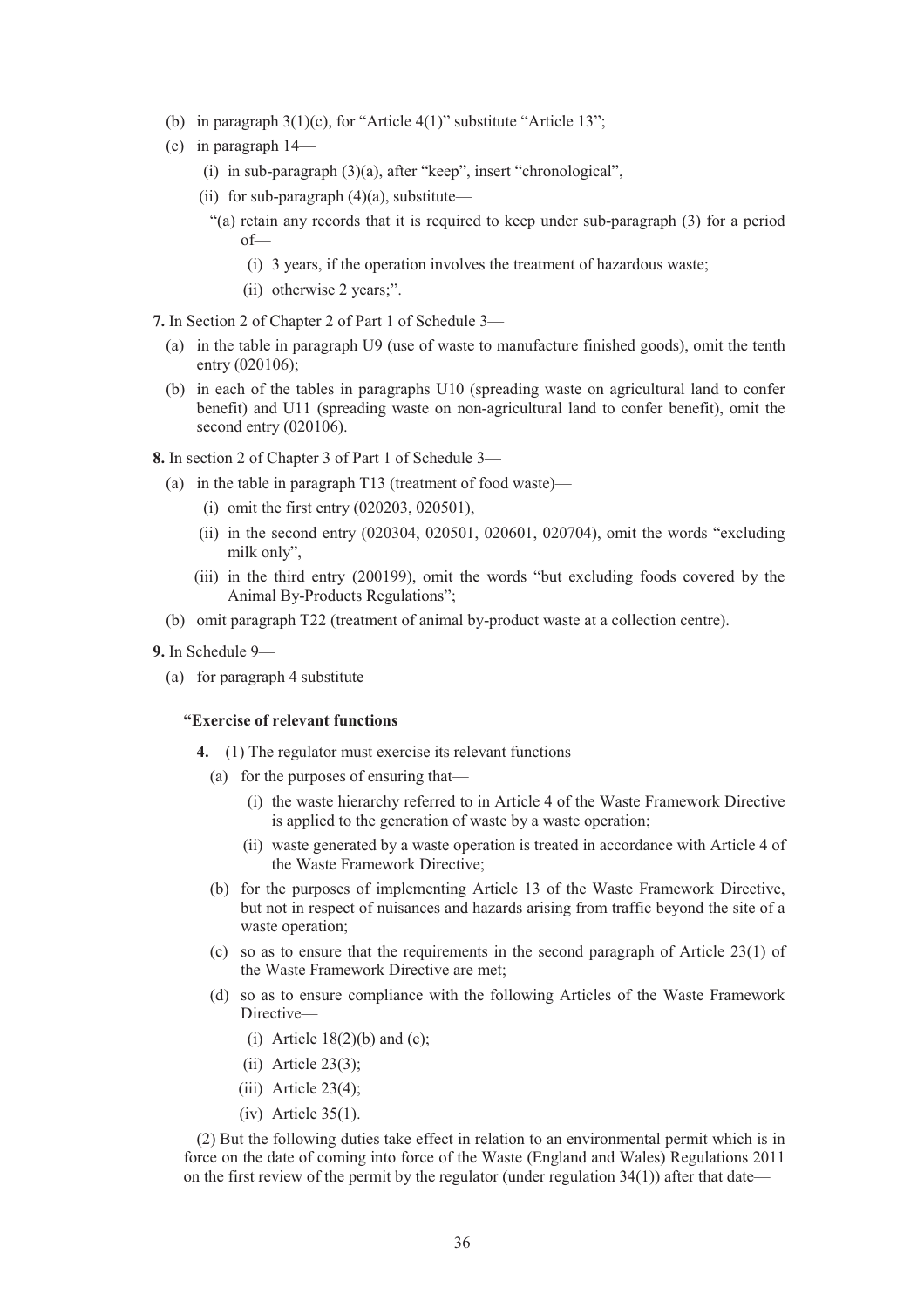(b) in paragraph 3(1)(c), for "Article 4(1)" substitute "Article 13";

(c) in paragraph 14—

  (i) in sub-paragraph (3)(a), after "keep", insert "chronological",

  (ii) for sub-paragraph (4)(a), substitute—

  "(a) retain any records that it is required to keep under sub-paragraph (3) for a period of—

    (i) 3 years, if the operation involves the treatment of hazardous waste;

    (ii) otherwise 2 years;".

**7.** In Section 2 of Chapter 2 of Part 1 of Schedule 3—

(a) in the table in paragraph U9 (use of waste to manufacture finished goods), omit the tenth entry (020106);

(b) in each of the tables in paragraphs U10 (spreading waste on agricultural land to confer benefit) and U11 (spreading waste on non-agricultural land to confer benefit), omit the second entry (020106).

**8.** In section 2 of Chapter 3 of Part 1 of Schedule 3—

(a) in the table in paragraph T13 (treatment of food waste)—

  (i) omit the first entry (020203, 020501),

  (ii) in the second entry (020304, 020501, 020601, 020704), omit the words "excluding milk only",

  (iii) in the third entry (200199), omit the words "but excluding foods covered by the Animal By-Products Regulations";

(b) omit paragraph T22 (treatment of animal by-product waste at a collection centre).

**9.** In Schedule 9—

(a) for paragraph 4 substitute—

**"Exercise of relevant functions**

**4.**—(1) The regulator must exercise its relevant functions—

(a) for the purposes of ensuring that—

  (i) the waste hierarchy referred to in Article 4 of the Waste Framework Directive is applied to the generation of waste by a waste operation;

  (ii) waste generated by a waste operation is treated in accordance with Article 4 of the Waste Framework Directive;

(b) for the purposes of implementing Article 13 of the Waste Framework Directive, but not in respect of nuisances and hazards arising from traffic beyond the site of a waste operation;

(c) so as to ensure that the requirements in the second paragraph of Article 23(1) of the Waste Framework Directive are met;

(d) so as to ensure compliance with the following Articles of the Waste Framework Directive—

  (i) Article 18(2)(b) and (c);

  (ii) Article 23(3);

  (iii) Article 23(4);

  (iv) Article 35(1).

(2) But the following duties take effect in relation to an environmental permit which is in force on the date of coming into force of the Waste (England and Wales) Regulations 2011 on the first review of the permit by the regulator (under regulation 34(1)) after that date—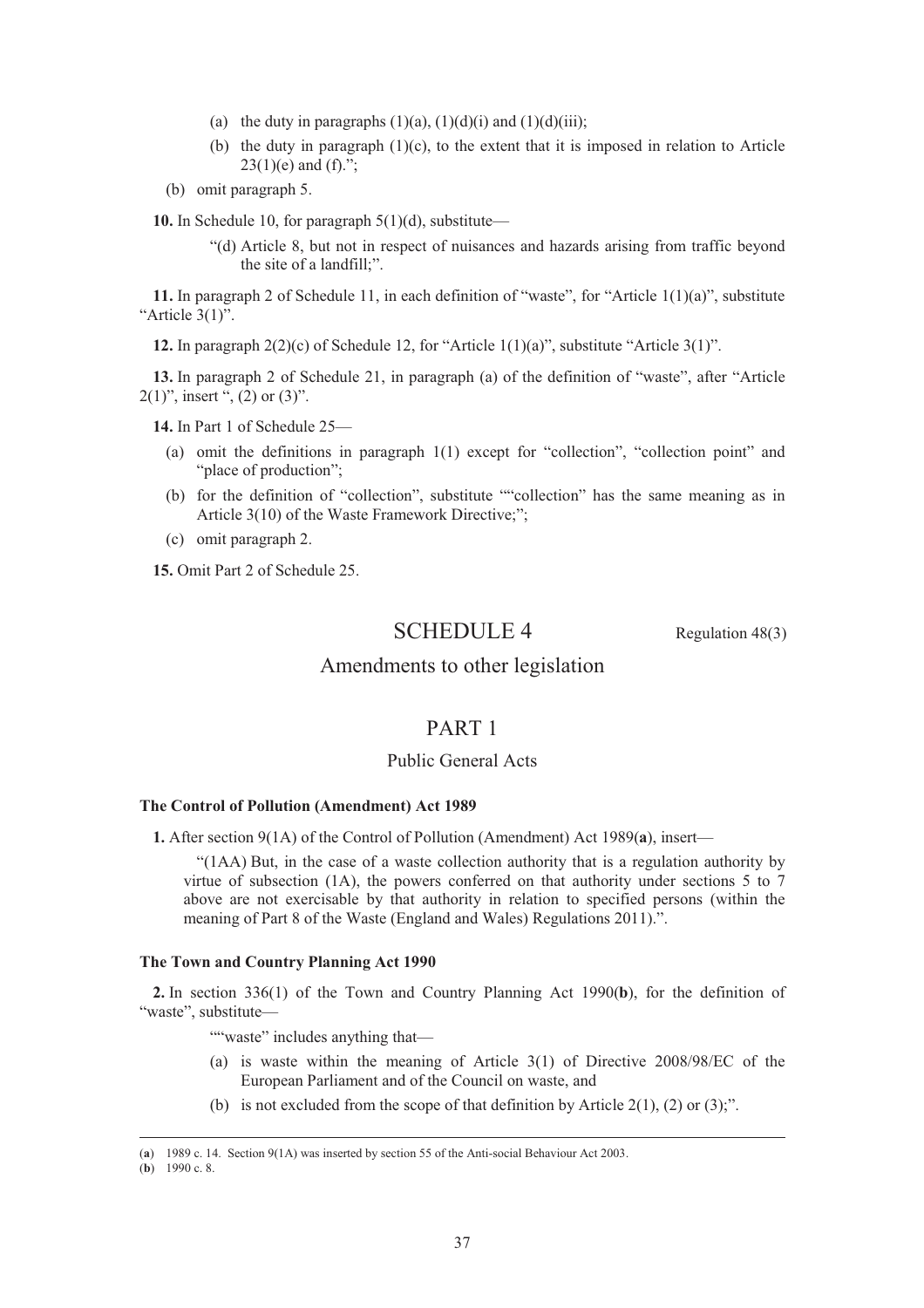- (a) the duty in paragraphs (1)(a), (1)(d)(i) and (1)(d)(iii);
- (b) the duty in paragraph (1)(c), to the extent that it is imposed in relation to Article 23(1)(e) and (f).";

(b) omit paragraph 5.

**10.** In Schedule 10, for paragraph 5(1)(d), substitute—

> "(d) Article 8, but not in respect of nuisances and hazards arising from traffic beyond the site of a landfill;".

**11.** In paragraph 2 of Schedule 11, in each definition of "waste", for "Article 1(1)(a)", substitute "Article 3(1)".

**12.** In paragraph 2(2)(c) of Schedule 12, for "Article 1(1)(a)", substitute "Article 3(1)".

**13.** In paragraph 2 of Schedule 21, in paragraph (a) of the definition of "waste", after "Article 2(1)", insert ", (2) or (3)".

**14.** In Part 1 of Schedule 25—

- (a) omit the definitions in paragraph 1(1) except for "collection", "collection point" and "place of production";
- (b) for the definition of "collection", substitute ""collection" has the same meaning as in Article 3(10) of the Waste Framework Directive;";
- (c) omit paragraph 2.

**15.** Omit Part 2 of Schedule 25.

# SCHEDULE 4

Regulation 48(3)

## Amendments to other legislation

## PART 1

### Public General Acts

**The Control of Pollution (Amendment) Act 1989**

**1.** After section 9(1A) of the Control of Pollution (Amendment) Act 1989(**a**), insert—

> "(1AA) But, in the case of a waste collection authority that is a regulation authority by virtue of subsection (1A), the powers conferred on that authority under sections 5 to 7 above are not exercisable by that authority in relation to specified persons (within the meaning of Part 8 of the Waste (England and Wales) Regulations 2011).".

**The Town and Country Planning Act 1990**

**2.** In section 336(1) of the Town and Country Planning Act 1990(**b**), for the definition of "waste", substitute—

> ""waste" includes anything that—
>
> (a) is waste within the meaning of Article 3(1) of Directive 2008/98/EC of the European Parliament and of the Council on waste, and
>
> (b) is not excluded from the scope of that definition by Article 2(1), (2) or (3);".

---

(**a**) 1989 c. 14. Section 9(1A) was inserted by section 55 of the Anti-social Behaviour Act 2003.

(**b**) 1990 c. 8.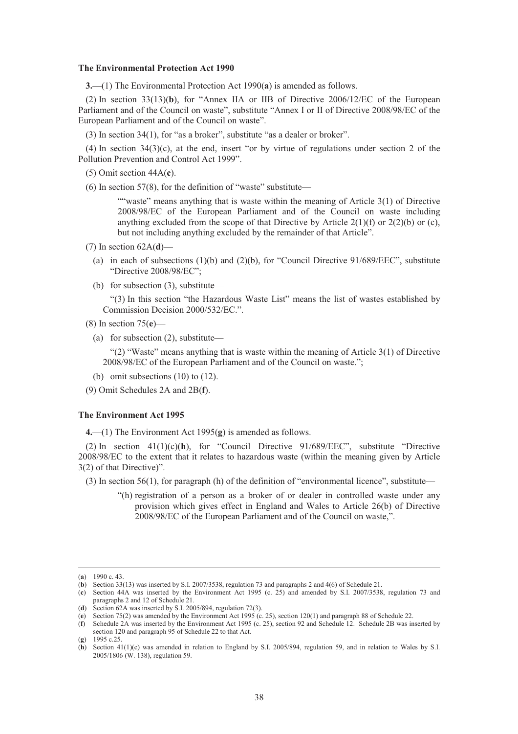**The Environmental Protection Act 1990**

**3.**—(1) The Environmental Protection Act 1990(**a**) is amended as follows.

(2) In section 33(13)(**b**), for "Annex IIA or IIB of Directive 2006/12/EC of the European Parliament and of the Council on waste", substitute "Annex I or II of Directive 2008/98/EC of the European Parliament and of the Council on waste".

(3) In section 34(1), for "as a broker", substitute "as a dealer or broker".

(4) In section 34(3)(c), at the end, insert "or by virtue of regulations under section 2 of the Pollution Prevention and Control Act 1999".

(5) Omit section 44A(**c**).

(6) In section 57(8), for the definition of "waste" substitute—

> ""waste" means anything that is waste within the meaning of Article 3(1) of Directive 2008/98/EC of the European Parliament and of the Council on waste including anything excluded from the scope of that Directive by Article 2(1)(f) or 2(2)(b) or (c), but not including anything excluded by the remainder of that Article".

(7) In section 62A(**d**)—

(a) in each of subsections (1)(b) and (2)(b), for "Council Directive 91/689/EEC", substitute "Directive 2008/98/EC";

(b) for subsection (3), substitute—

> "(3) In this section "the Hazardous Waste List" means the list of wastes established by Commission Decision 2000/532/EC.".

(8) In section 75(**e**)—

(a) for subsection (2), substitute—

> "(2) "Waste" means anything that is waste within the meaning of Article 3(1) of Directive 2008/98/EC of the European Parliament and of the Council on waste.";

(b) omit subsections (10) to (12).

(9) Omit Schedules 2A and 2B(**f**).

**The Environment Act 1995**

**4.**—(1) The Environment Act 1995(**g**) is amended as follows.

(2) In section 41(1)(c)(**h**), for "Council Directive 91/689/EEC", substitute "Directive 2008/98/EC to the extent that it relates to hazardous waste (within the meaning given by Article 3(2) of that Directive)".

(3) In section 56(1), for paragraph (h) of the definition of "environmental licence", substitute—

> "(h) registration of a person as a broker of or dealer in controlled waste under any provision which gives effect in England and Wales to Article 26(b) of Directive 2008/98/EC of the European Parliament and of the Council on waste,".

---

(**a**) 1990 c. 43.

(**b**) Section 33(13) was inserted by S.I. 2007/3538, regulation 73 and paragraphs 2 and 4(6) of Schedule 21.

(**c**) Section 44A was inserted by the Environment Act 1995 (c. 25) and amended by S.I. 2007/3538, regulation 73 and paragraphs 2 and 12 of Schedule 21.

(**d**) Section 62A was inserted by S.I. 2005/894, regulation 72(3).

(**e**) Section 75(2) was amended by the Environment Act 1995 (c. 25), section 120(1) and paragraph 88 of Schedule 22.

(**f**) Schedule 2A was inserted by the Environment Act 1995 (c. 25), section 92 and Schedule 12. Schedule 2B was inserted by section 120 and paragraph 95 of Schedule 22 to that Act.

(**g**) 1995 c.25.

(**h**) Section 41(1)(c) was amended in relation to England by S.I. 2005/894, regulation 59, and in relation to Wales by S.I. 2005/1806 (W. 138), regulation 59.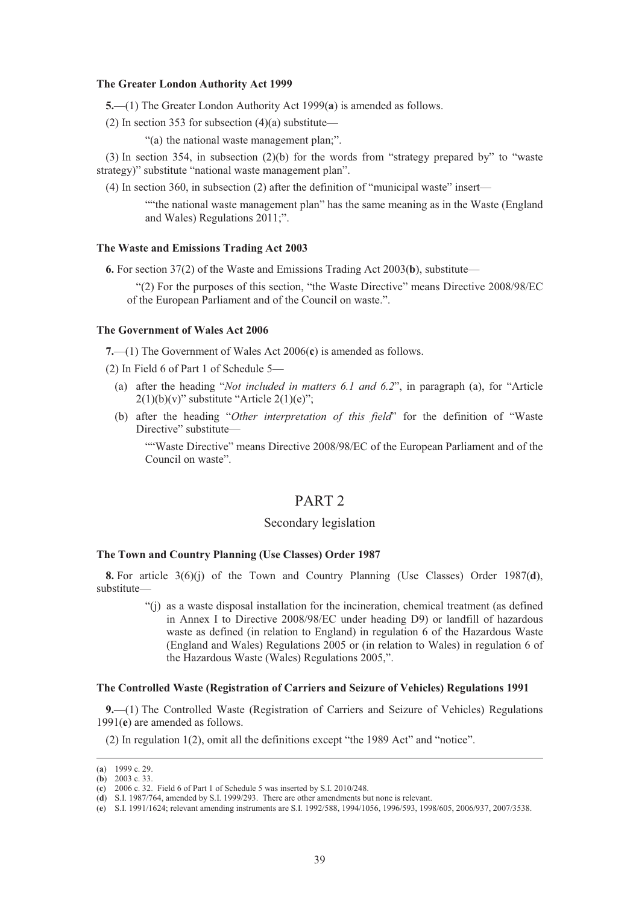**The Greater London Authority Act 1999**

**5.**—(1) The Greater London Authority Act 1999(**a**) is amended as follows.

(2) In section 353 for subsection (4)(a) substitute—

"(a) the national waste management plan;".

(3) In section 354, in subsection (2)(b) for the words from "strategy prepared by" to "waste strategy)" substitute "national waste management plan".

(4) In section 360, in subsection (2) after the definition of "municipal waste" insert—

""the national waste management plan" has the same meaning as in the Waste (England and Wales) Regulations 2011;".

**The Waste and Emissions Trading Act 2003**

**6.** For section 37(2) of the Waste and Emissions Trading Act 2003(**b**), substitute—

"(2) For the purposes of this section, "the Waste Directive" means Directive 2008/98/EC of the European Parliament and of the Council on waste.".

**The Government of Wales Act 2006**

**7.**—(1) The Government of Wales Act 2006(**c**) is amended as follows.

(2) In Field 6 of Part 1 of Schedule 5—

(a) after the heading "*Not included in matters 6.1 and 6.2*", in paragraph (a), for "Article 2(1)(b)(v)" substitute "Article 2(1)(e)";

(b) after the heading "*Other interpretation of this field*" for the definition of "Waste Directive" substitute—

""Waste Directive" means Directive 2008/98/EC of the European Parliament and of the Council on waste".

# PART 2

## Secondary legislation

**The Town and Country Planning (Use Classes) Order 1987**

**8.** For article 3(6)(j) of the Town and Country Planning (Use Classes) Order 1987(**d**), substitute—

"(j) as a waste disposal installation for the incineration, chemical treatment (as defined in Annex I to Directive 2008/98/EC under heading D9) or landfill of hazardous waste as defined (in relation to England) in regulation 6 of the Hazardous Waste (England and Wales) Regulations 2005 or (in relation to Wales) in regulation 6 of the Hazardous Waste (Wales) Regulations 2005,".

**The Controlled Waste (Registration of Carriers and Seizure of Vehicles) Regulations 1991**

**9.**—(1) The Controlled Waste (Registration of Carriers and Seizure of Vehicles) Regulations 1991(**e**) are amended as follows.

(2) In regulation 1(2), omit all the definitions except "the 1989 Act" and "notice".

---

(**a**) 1999 c. 29.
(**b**) 2003 c. 33.
(**c**) 2006 c. 32. Field 6 of Part 1 of Schedule 5 was inserted by S.I. 2010/248.
(**d**) S.I. 1987/764, amended by S.I. 1999/293. There are other amendments but none is relevant.
(**e**) S.I. 1991/1624; relevant amending instruments are S.I. 1992/588, 1994/1056, 1996/593, 1998/605, 2006/937, 2007/3538.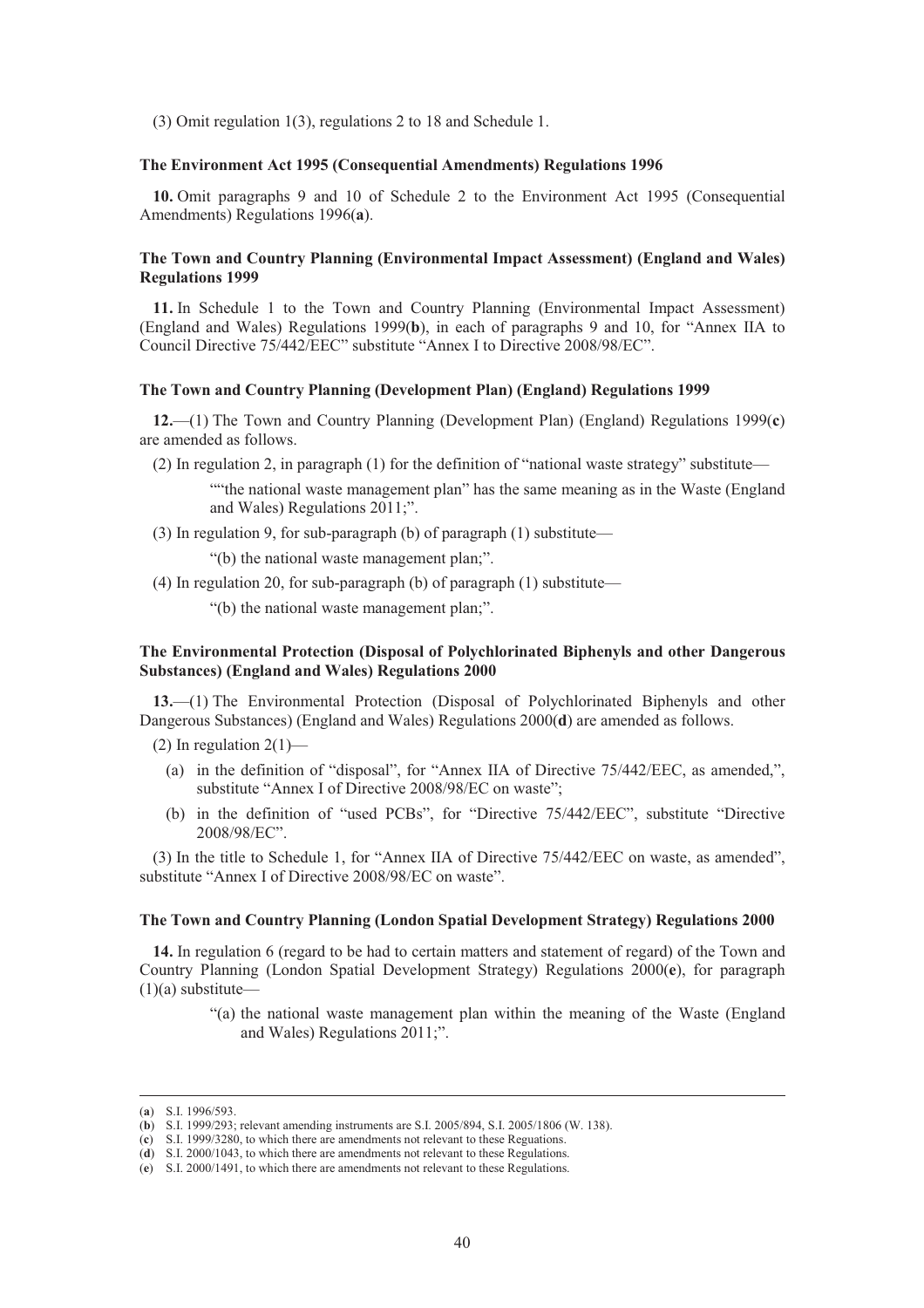(3) Omit regulation 1(3), regulations 2 to 18 and Schedule 1.

**The Environment Act 1995 (Consequential Amendments) Regulations 1996**

**10.** Omit paragraphs 9 and 10 of Schedule 2 to the Environment Act 1995 (Consequential Amendments) Regulations 1996(**a**).

**The Town and Country Planning (Environmental Impact Assessment) (England and Wales) Regulations 1999**

**11.** In Schedule 1 to the Town and Country Planning (Environmental Impact Assessment) (England and Wales) Regulations 1999(**b**), in each of paragraphs 9 and 10, for "Annex IIA to Council Directive 75/442/EEC" substitute "Annex I to Directive 2008/98/EC".

**The Town and Country Planning (Development Plan) (England) Regulations 1999**

**12.**—(1) The Town and Country Planning (Development Plan) (England) Regulations 1999(**c**) are amended as follows.

(2) In regulation 2, in paragraph (1) for the definition of "national waste strategy" substitute—

> ""the national waste management plan" has the same meaning as in the Waste (England and Wales) Regulations 2011;".

(3) In regulation 9, for sub-paragraph (b) of paragraph (1) substitute—

> "(b) the national waste management plan;".

(4) In regulation 20, for sub-paragraph (b) of paragraph (1) substitute—

> "(b) the national waste management plan;".

**The Environmental Protection (Disposal of Polychlorinated Biphenyls and other Dangerous Substances) (England and Wales) Regulations 2000**

**13.**—(1) The Environmental Protection (Disposal of Polychlorinated Biphenyls and other Dangerous Substances) (England and Wales) Regulations 2000(**d**) are amended as follows.

(2) In regulation 2(1)—

(a) in the definition of "disposal", for "Annex IIA of Directive 75/442/EEC, as amended,", substitute "Annex I of Directive 2008/98/EC on waste";

(b) in the definition of "used PCBs", for "Directive 75/442/EEC", substitute "Directive 2008/98/EC".

(3) In the title to Schedule 1, for "Annex IIA of Directive 75/442/EEC on waste, as amended", substitute "Annex I of Directive 2008/98/EC on waste".

**The Town and Country Planning (London Spatial Development Strategy) Regulations 2000**

**14.** In regulation 6 (regard to be had to certain matters and statement of regard) of the Town and Country Planning (London Spatial Development Strategy) Regulations 2000(**e**), for paragraph (1)(a) substitute—

> "(a) the national waste management plan within the meaning of the Waste (England and Wales) Regulations 2011;".

---

(**a**) S.I. 1996/593.
(**b**) S.I. 1999/293; relevant amending instruments are S.I. 2005/894, S.I. 2005/1806 (W. 138).
(**c**) S.I. 1999/3280, to which there are amendments not relevant to these Reguations.
(**d**) S.I. 2000/1043, to which there are amendments not relevant to these Regulations.
(**e**) S.I. 2000/1491, to which there are amendments not relevant to these Regulations.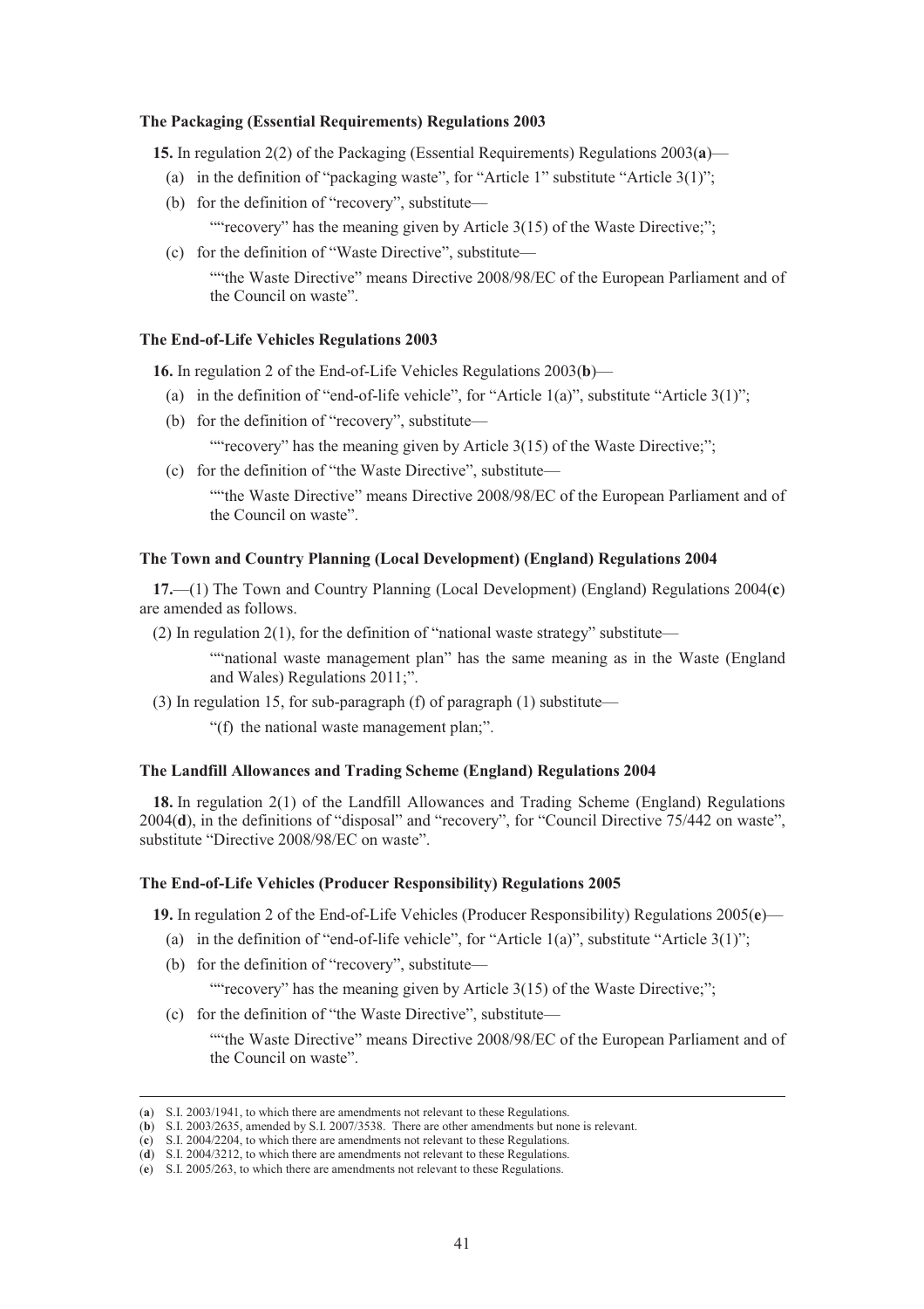**The Packaging (Essential Requirements) Regulations 2003**

**15.** In regulation 2(2) of the Packaging (Essential Requirements) Regulations 2003(**a**)—

(a) in the definition of "packaging waste", for "Article 1" substitute "Article 3(1)";

(b) for the definition of "recovery", substitute—

""recovery" has the meaning given by Article 3(15) of the Waste Directive;";

(c) for the definition of "Waste Directive", substitute—

""the Waste Directive" means Directive 2008/98/EC of the European Parliament and of the Council on waste".

**The End-of-Life Vehicles Regulations 2003**

**16.** In regulation 2 of the End-of-Life Vehicles Regulations 2003(**b**)—

(a) in the definition of "end-of-life vehicle", for "Article 1(a)", substitute "Article 3(1)";

(b) for the definition of "recovery", substitute—

""recovery" has the meaning given by Article 3(15) of the Waste Directive;";

(c) for the definition of "the Waste Directive", substitute—

""the Waste Directive" means Directive 2008/98/EC of the European Parliament and of the Council on waste".

**The Town and Country Planning (Local Development) (England) Regulations 2004**

**17.**—(1) The Town and Country Planning (Local Development) (England) Regulations 2004(**c**) are amended as follows.

(2) In regulation 2(1), for the definition of "national waste strategy" substitute—

""national waste management plan" has the same meaning as in the Waste (England and Wales) Regulations 2011;".

(3) In regulation 15, for sub-paragraph (f) of paragraph (1) substitute—

"(f) the national waste management plan;".

**The Landfill Allowances and Trading Scheme (England) Regulations 2004**

**18.** In regulation 2(1) of the Landfill Allowances and Trading Scheme (England) Regulations 2004(**d**), in the definitions of "disposal" and "recovery", for "Council Directive 75/442 on waste", substitute "Directive 2008/98/EC on waste".

**The End-of-Life Vehicles (Producer Responsibility) Regulations 2005**

**19.** In regulation 2 of the End-of-Life Vehicles (Producer Responsibility) Regulations 2005(**e**)—

(a) in the definition of "end-of-life vehicle", for "Article 1(a)", substitute "Article 3(1)";

(b) for the definition of "recovery", substitute—

""recovery" has the meaning given by Article 3(15) of the Waste Directive;";

(c) for the definition of "the Waste Directive", substitute—

""the Waste Directive" means Directive 2008/98/EC of the European Parliament and of the Council on waste".

---

(**a**) S.I. 2003/1941, to which there are amendments not relevant to these Regulations.
(**b**) S.I. 2003/2635, amended by S.I. 2007/3538. There are other amendments but none is relevant.
(**c**) S.I. 2004/2204, to which there are amendments not relevant to these Regulations.
(**d**) S.I. 2004/3212, to which there are amendments not relevant to these Regulations.
(**e**) S.I. 2005/263, to which there are amendments not relevant to these Regulations.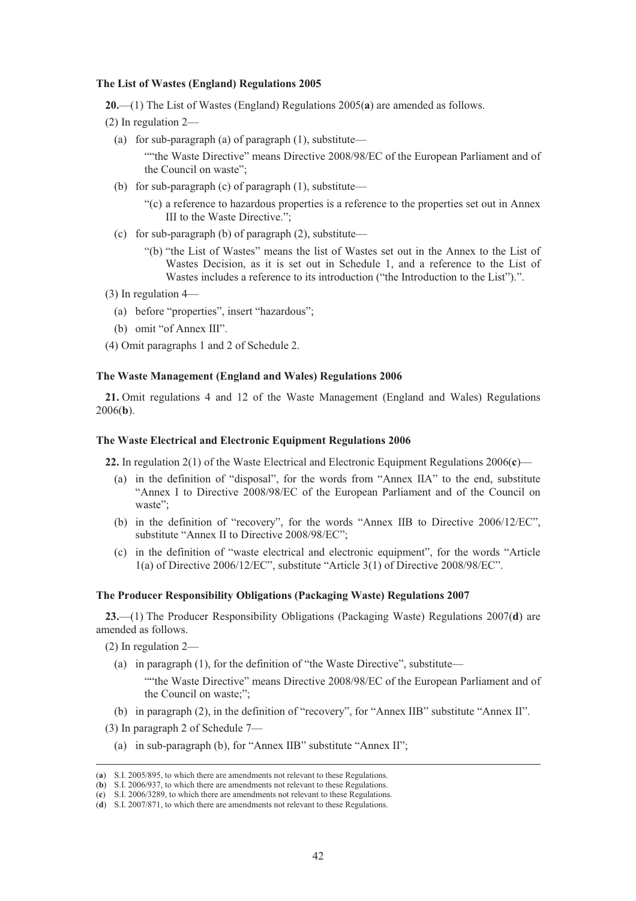**The List of Wastes (England) Regulations 2005**

**20.**—(1) The List of Wastes (England) Regulations 2005(**a**) are amended as follows.

(2) In regulation 2—

(a) for sub-paragraph (a) of paragraph (1), substitute—

""the Waste Directive" means Directive 2008/98/EC of the European Parliament and of the Council on waste";

(b) for sub-paragraph (c) of paragraph (1), substitute—

"(c) a reference to hazardous properties is a reference to the properties set out in Annex III to the Waste Directive.";

(c) for sub-paragraph (b) of paragraph (2), substitute—

"(b) "the List of Wastes" means the list of Wastes set out in the Annex to the List of Wastes Decision, as it is set out in Schedule 1, and a reference to the List of Wastes includes a reference to its introduction ("the Introduction to the List").".

(3) In regulation 4—

(a) before "properties", insert "hazardous";

(b) omit "of Annex III".

(4) Omit paragraphs 1 and 2 of Schedule 2.

**The Waste Management (England and Wales) Regulations 2006**

**21.** Omit regulations 4 and 12 of the Waste Management (England and Wales) Regulations 2006(**b**).

**The Waste Electrical and Electronic Equipment Regulations 2006**

**22.** In regulation 2(1) of the Waste Electrical and Electronic Equipment Regulations 2006(**c**)—

(a) in the definition of "disposal", for the words from "Annex IIA" to the end, substitute "Annex I to Directive 2008/98/EC of the European Parliament and of the Council on waste";

(b) in the definition of "recovery", for the words "Annex IIB to Directive 2006/12/EC", substitute "Annex II to Directive 2008/98/EC";

(c) in the definition of "waste electrical and electronic equipment", for the words "Article 1(a) of Directive 2006/12/EC", substitute "Article 3(1) of Directive 2008/98/EC".

**The Producer Responsibility Obligations (Packaging Waste) Regulations 2007**

**23.**—(1) The Producer Responsibility Obligations (Packaging Waste) Regulations 2007(**d**) are amended as follows.

(2) In regulation 2—

(a) in paragraph (1), for the definition of "the Waste Directive", substitute—

""the Waste Directive" means Directive 2008/98/EC of the European Parliament and of the Council on waste;";

(b) in paragraph (2), in the definition of "recovery", for "Annex IIB" substitute "Annex II".

(3) In paragraph 2 of Schedule 7—

(a) in sub-paragraph (b), for "Annex IIB" substitute "Annex II";

---

(**a**) S.I. 2005/895, to which there are amendments not relevant to these Regulations.
(**b**) S.I. 2006/937, to which there are amendments not relevant to these Regulations.
(**c**) S.I. 2006/3289, to which there are amendments not relevant to these Regulations.
(**d**) S.I. 2007/871, to which there are amendments not relevant to these Regulations.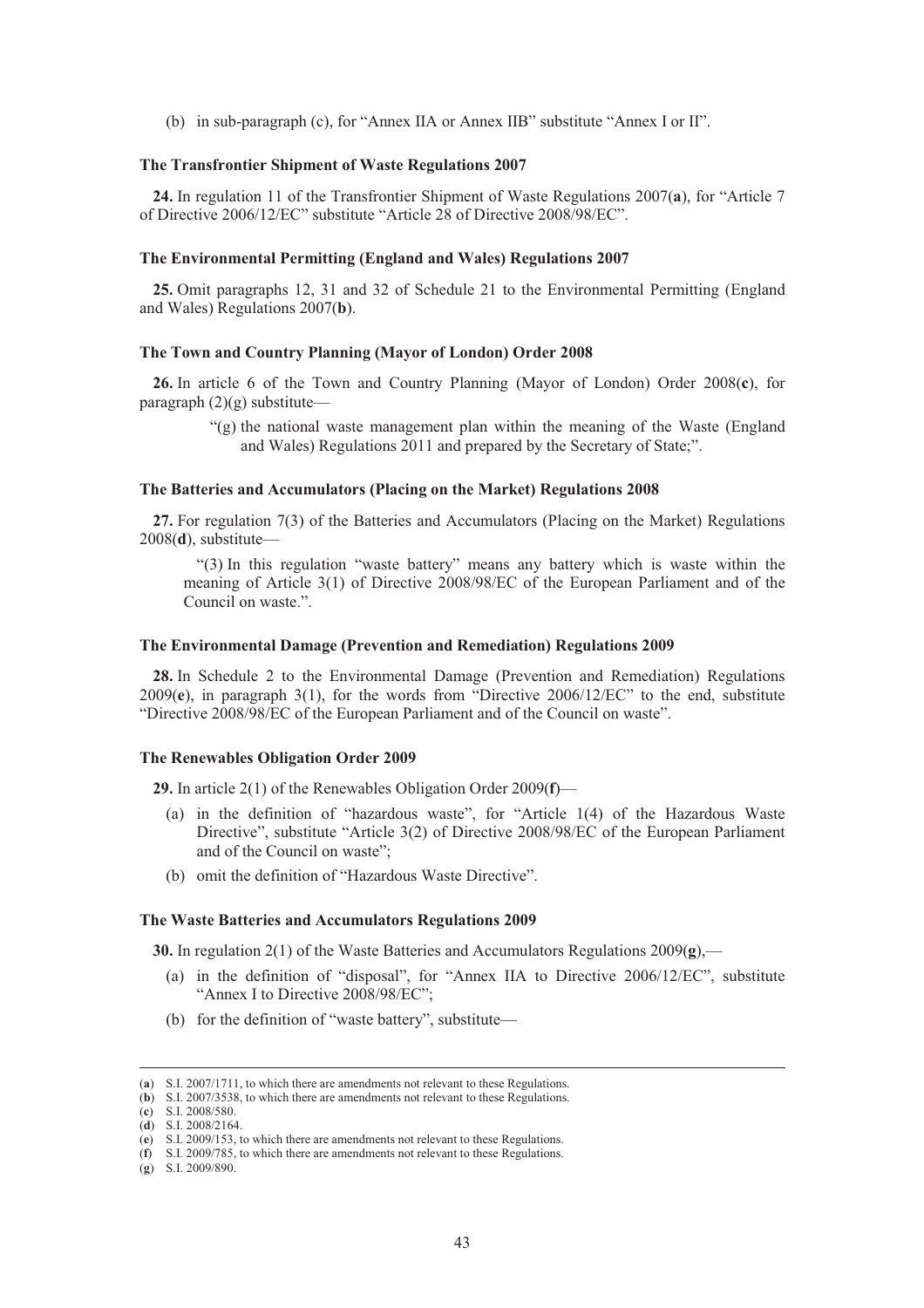(b) in sub-paragraph (c), for "Annex IIA or Annex IIB" substitute "Annex I or II".

**The Transfrontier Shipment of Waste Regulations 2007**

**24.** In regulation 11 of the Transfrontier Shipment of Waste Regulations 2007(**a**), for "Article 7 of Directive 2006/12/EC" substitute "Article 28 of Directive 2008/98/EC".

**The Environmental Permitting (England and Wales) Regulations 2007**

**25.** Omit paragraphs 12, 31 and 32 of Schedule 21 to the Environmental Permitting (England and Wales) Regulations 2007(**b**).

**The Town and Country Planning (Mayor of London) Order 2008**

**26.** In article 6 of the Town and Country Planning (Mayor of London) Order 2008(**c**), for paragraph (2)(g) substitute—

> "(g) the national waste management plan within the meaning of the Waste (England and Wales) Regulations 2011 and prepared by the Secretary of State;".

**The Batteries and Accumulators (Placing on the Market) Regulations 2008**

**27.** For regulation 7(3) of the Batteries and Accumulators (Placing on the Market) Regulations 2008(**d**), substitute—

> "(3) In this regulation "waste battery" means any battery which is waste within the meaning of Article 3(1) of Directive 2008/98/EC of the European Parliament and of the Council on waste.".

**The Environmental Damage (Prevention and Remediation) Regulations 2009**

**28.** In Schedule 2 to the Environmental Damage (Prevention and Remediation) Regulations 2009(**e**), in paragraph 3(1), for the words from "Directive 2006/12/EC" to the end, substitute "Directive 2008/98/EC of the European Parliament and of the Council on waste".

**The Renewables Obligation Order 2009**

**29.** In article 2(1) of the Renewables Obligation Order 2009(**f**)—

(a) in the definition of "hazardous waste", for "Article 1(4) of the Hazardous Waste Directive", substitute "Article 3(2) of Directive 2008/98/EC of the European Parliament and of the Council on waste";

(b) omit the definition of "Hazardous Waste Directive".

**The Waste Batteries and Accumulators Regulations 2009**

**30.** In regulation 2(1) of the Waste Batteries and Accumulators Regulations 2009(**g**),—

(a) in the definition of "disposal", for "Annex IIA to Directive 2006/12/EC", substitute "Annex I to Directive 2008/98/EC";

(b) for the definition of "waste battery", substitute—

---

(**a**) S.I. 2007/1711, to which there are amendments not relevant to these Regulations.
(**b**) S.I. 2007/3538, to which there are amendments not relevant to these Regulations.
(**c**) S.I. 2008/580.
(**d**) S.I. 2008/2164.
(**e**) S.I. 2009/153, to which there are amendments not relevant to these Regulations.
(**f**) S.I. 2009/785, to which there are amendments not relevant to these Regulations.
(**g**) S.I. 2009/890.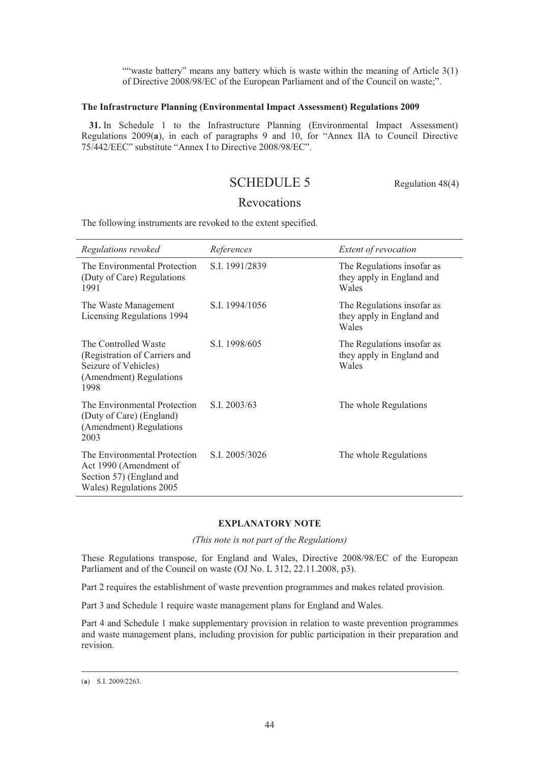""waste battery" means any battery which is waste within the meaning of Article 3(1) of Directive 2008/98/EC of the European Parliament and of the Council on waste;".

**The Infrastructure Planning (Environmental Impact Assessment) Regulations 2009**

**31.** In Schedule 1 to the Infrastructure Planning (Environmental Impact Assessment) Regulations 2009(**a**), in each of paragraphs 9 and 10, for "Annex IIA to Council Directive 75/442/EEC" substitute "Annex I to Directive 2008/98/EC".

## SCHEDULE 5

Regulation 48(4)

## Revocations

The following instruments are revoked to the extent specified.

| *Regulations revoked* | *References* | *Extent of revocation* |
|---|---|---|
| The Environmental Protection (Duty of Care) Regulations 1991 | S.I. 1991/2839 | The Regulations insofar as they apply in England and Wales |
| The Waste Management Licensing Regulations 1994 | S.I. 1994/1056 | The Regulations insofar as they apply in England and Wales |
| The Controlled Waste (Registration of Carriers and Seizure of Vehicles) (Amendment) Regulations 1998 | S.I. 1998/605 | The Regulations insofar as they apply in England and Wales |
| The Environmental Protection (Duty of Care) (England) (Amendment) Regulations 2003 | S.I. 2003/63 | The whole Regulations |
| The Environmental Protection Act 1990 (Amendment of Section 57) (England and Wales) Regulations 2005 | S.I. 2005/3026 | The whole Regulations |

**EXPLANATORY NOTE**

*(This note is not part of the Regulations)*

These Regulations transpose, for England and Wales, Directive 2008/98/EC of the European Parliament and of the Council on waste (OJ No. L 312, 22.11.2008, p3).

Part 2 requires the establishment of waste prevention programmes and makes related provision.

Part 3 and Schedule 1 require waste management plans for England and Wales.

Part 4 and Schedule 1 make supplementary provision in relation to waste prevention programmes and waste management plans, including provision for public participation in their preparation and revision.

---

(**a**) S.I. 2009/2263.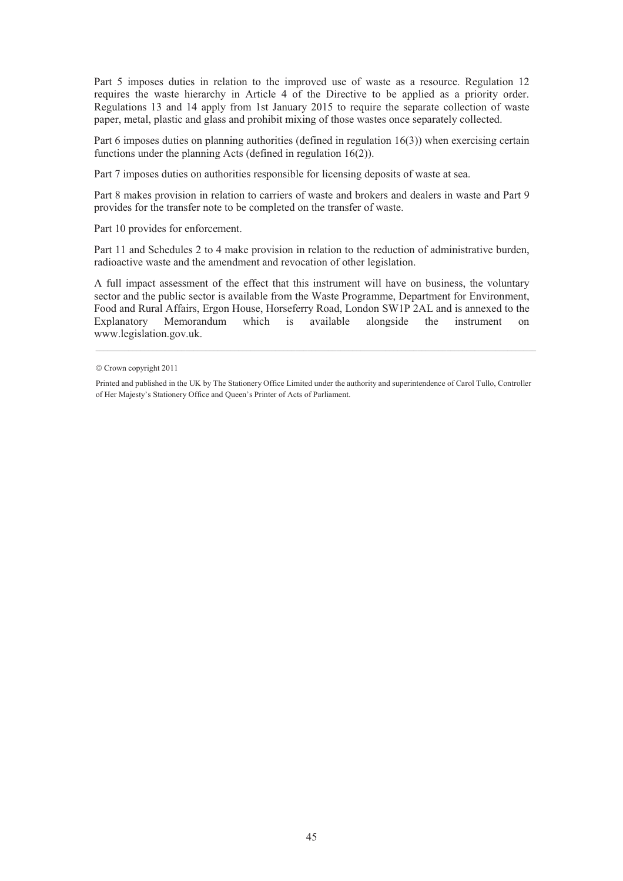Part 5 imposes duties in relation to the improved use of waste as a resource. Regulation 12 requires the waste hierarchy in Article 4 of the Directive to be applied as a priority order. Regulations 13 and 14 apply from 1st January 2015 to require the separate collection of waste paper, metal, plastic and glass and prohibit mixing of those wastes once separately collected.

Part 6 imposes duties on planning authorities (defined in regulation 16(3)) when exercising certain functions under the planning Acts (defined in regulation 16(2)).

Part 7 imposes duties on authorities responsible for licensing deposits of waste at sea.

Part 8 makes provision in relation to carriers of waste and brokers and dealers in waste and Part 9 provides for the transfer note to be completed on the transfer of waste.

Part 10 provides for enforcement.

Part 11 and Schedules 2 to 4 make provision in relation to the reduction of administrative burden, radioactive waste and the amendment and revocation of other legislation.

A full impact assessment of the effect that this instrument will have on business, the voluntary sector and the public sector is available from the Waste Programme, Department for Environment, Food and Rural Affairs, Ergon House, Horseferry Road, London SW1P 2AL and is annexed to the Explanatory Memorandum which is available alongside the instrument on www.legislation.gov.uk.

---

© Crown copyright 2011

Printed and published in the UK by The Stationery Office Limited under the authority and superintendence of Carol Tullo, Controller of Her Majesty's Stationery Office and Queen's Printer of Acts of Parliament.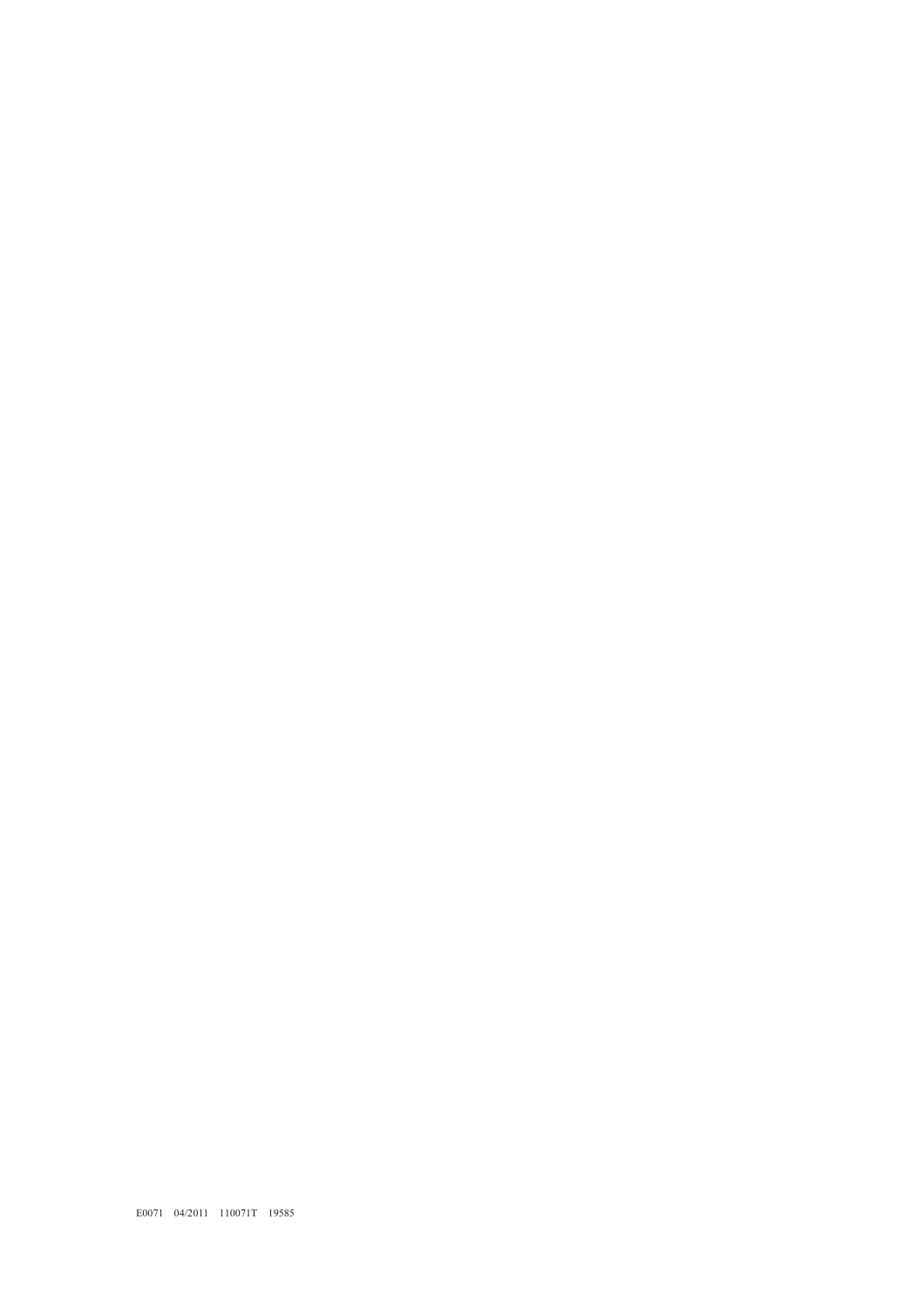E0071 04/2011 110071T 19585